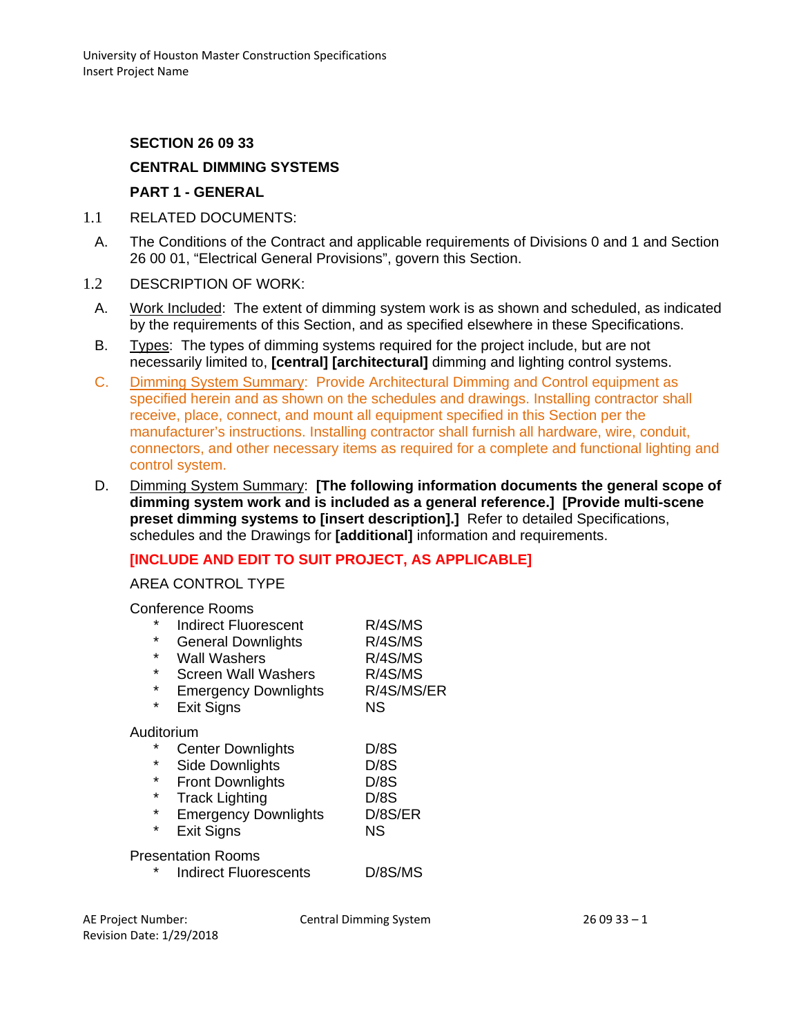## SECTION 26 09 33

## CENTRAL DIMMING SYSTEMS

### PART 1 - GENERAL

1.1 RELATED DOCUMENTS:

A. The Conditions of the Contract and applicable requirements of Divisions 0 and 1 and Section 26 00 01, “Electrical General Provisions”, govern this Section.

1.2 DESCRIPTION OF WORK:

A. Work Included: The extent of dimming system work is as shown and scheduled, as indicated by the requirements of this Section, and as specified elsewhere in these Specifications.

B. Types: The types of dimming systems required for the project include, but are not necessarily limited to, **[central] [architectural]** dimming and lighting control systems.

C. Dimming System Summary: Provide Architectural Dimming and Control equipment as specified herein and as shown on the schedules and drawings. Installing contractor shall receive, place, connect, and mount all equipment specified in this Section per the manufacturer’s instructions. Installing contractor shall furnish all hardware, wire, conduit, connectors, and other necessary items as required for a complete and functional lighting and control system.

D. Dimming System Summary: **[The following information documents the general scope of dimming system work and is included as a general reference.] [Provide multi-scene preset dimming systems to [insert description].]** Refer to detailed Specifications, schedules and the Drawings for **[additional]** information and requirements.

**[INCLUDE AND EDIT TO SUIT PROJECT, AS APPLICABLE]**

| AREA | CONTROL TYPE |
|---|---|
| **Conference Rooms** | |
| * Indirect Fluorescent | R/4S/MS |
| * General Downlights | R/4S/MS |
| * Wall Washers | R/4S/MS |
| * Screen Wall Washers | R/4S/MS |
| * Emergency Downlights | R/4S/MS/ER |
| * Exit Signs | NS |
| **Auditorium** | |
| * Center Downlights | D/8S |
| * Side Downlights | D/8S |
| * Front Downlights | D/8S |
| * Track Lighting | D/8S |
| * Emergency Downlights | D/8S/ER |
| * Exit Signs | NS |
| **Presentation Rooms** | |
| * Indirect Fluorescents | D/8S/MS |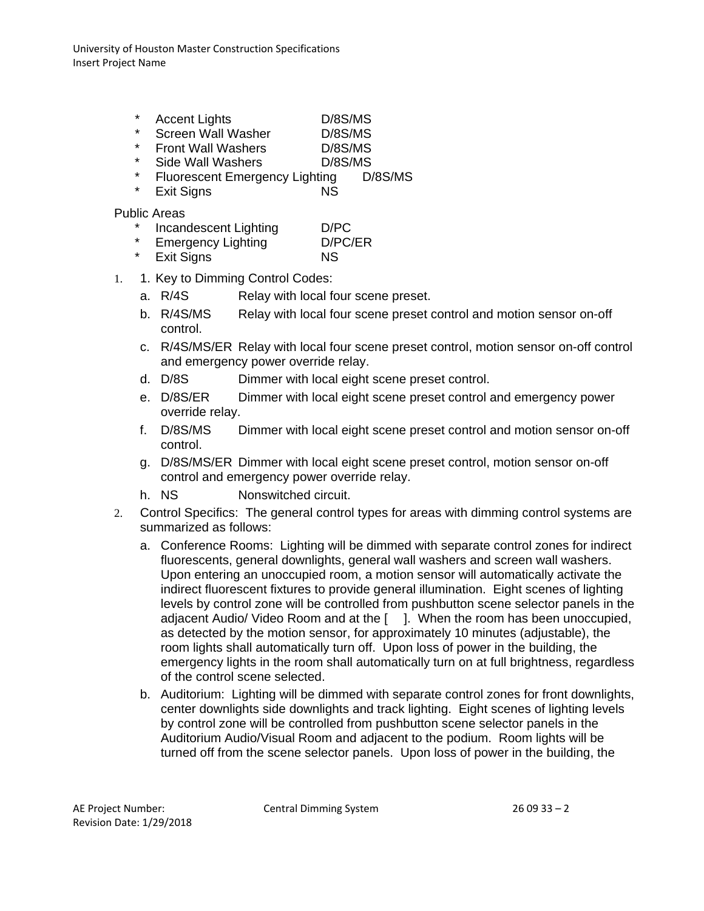* Accent Lights D/8S/MS
* Screen Wall Washer D/8S/MS
* Front Wall Washers D/8S/MS
* Side Wall Washers D/8S/MS
* Fluorescent Emergency Lighting D/8S/MS
* Exit Signs NS

Public Areas

* Incandescent Lighting D/PC
* Emergency Lighting D/PC/ER
* Exit Signs NS

1. 1. Key to Dimming Control Codes:
   a. R/4S Relay with local four scene preset.
   b. R/4S/MS Relay with local four scene preset control and motion sensor on-off control.
   c. R/4S/MS/ER Relay with local four scene preset control, motion sensor on-off control and emergency power override relay.
   d. D/8S Dimmer with local eight scene preset control.
   e. D/8S/ER Dimmer with local eight scene preset control and emergency power override relay.
   f. D/8S/MS Dimmer with local eight scene preset control and motion sensor on-off control.
   g. D/8S/MS/ER Dimmer with local eight scene preset control, motion sensor on-off control and emergency power override relay.
   h. NS Nonswitched circuit.
2. Control Specifics: The general control types for areas with dimming control systems are summarized as follows:
   a. Conference Rooms: Lighting will be dimmed with separate control zones for indirect fluorescents, general downlights, general wall washers and screen wall washers. Upon entering an unoccupied room, a motion sensor will automatically activate the indirect fluorescent fixtures to provide general illumination. Eight scenes of lighting levels by control zone will be controlled from pushbutton scene selector panels in the adjacent Audio/ Video Room and at the [ ]. When the room has been unoccupied, as detected by the motion sensor, for approximately 10 minutes (adjustable), the room lights shall automatically turn off. Upon loss of power in the building, the emergency lights in the room shall automatically turn on at full brightness, regardless of the control scene selected.
   b. Auditorium: Lighting will be dimmed with separate control zones for front downlights, center downlights side downlights and track lighting. Eight scenes of lighting levels by control zone will be controlled from pushbutton scene selector panels in the Auditorium Audio/Visual Room and adjacent to the podium. Room lights will be turned off from the scene selector panels. Upon loss of power in the building, the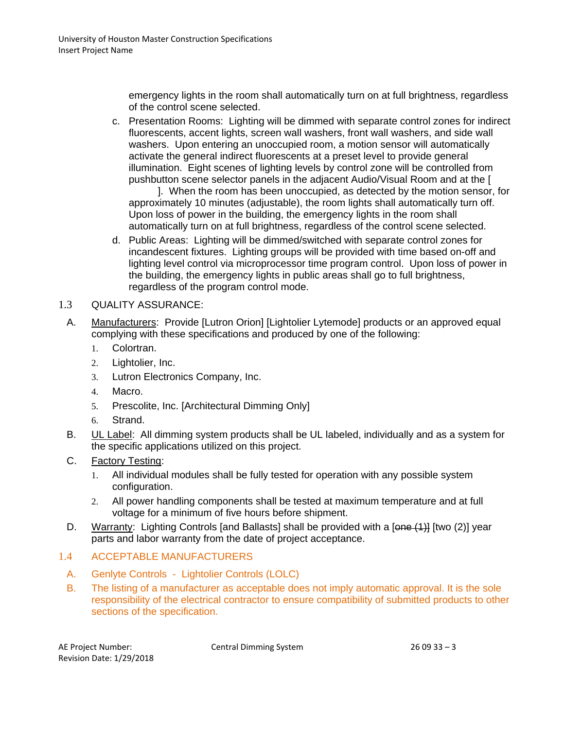emergency lights in the room shall automatically turn on at full brightness, regardless of the control scene selected.

c. Presentation Rooms: Lighting will be dimmed with separate control zones for indirect fluorescents, accent lights, screen wall washers, front wall washers, and side wall washers. Upon entering an unoccupied room, a motion sensor will automatically activate the general indirect fluorescents at a preset level to provide general illumination. Eight scenes of lighting levels by control zone will be controlled from pushbutton scene selector panels in the adjacent Audio/Visual Room and at the [ ]. When the room has been unoccupied, as detected by the motion sensor, for approximately 10 minutes (adjustable), the room lights shall automatically turn off. Upon loss of power in the building, the emergency lights in the room shall automatically turn on at full brightness, regardless of the control scene selected.

d. Public Areas: Lighting will be dimmed/switched with separate control zones for incandescent fixtures. Lighting groups will be provided with time based on-off and lighting level control via microprocessor time program control. Upon loss of power in the building, the emergency lights in public areas shall go to full brightness, regardless of the program control mode.

## 1.3 QUALITY ASSURANCE:

A. Manufacturers: Provide [Lutron Orion] [Lightolier Lytemode] products or an approved equal complying with these specifications and produced by one of the following:

1. Colortran.
2. Lightolier, Inc.
3. Lutron Electronics Company, Inc.
4. Macro.
5. Prescolite, Inc. [Architectural Dimming Only]
6. Strand.

B. UL Label: All dimming system products shall be UL labeled, individually and as a system for the specific applications utilized on this project.

C. Factory Testing:

1. All individual modules shall be fully tested for operation with any possible system configuration.
2. All power handling components shall be tested at maximum temperature and at full voltage for a minimum of five hours before shipment.

D. Warranty: Lighting Controls [and Ballasts] shall be provided with a [~~one (1)~~] [two (2)] year parts and labor warranty from the date of project acceptance.

## 1.4 ACCEPTABLE MANUFACTURERS

A. Genlyte Controls - Lightolier Controls (LOLC)

B. The listing of a manufacturer as acceptable does not imply automatic approval. It is the sole responsibility of the electrical contractor to ensure compatibility of submitted products to other sections of the specification.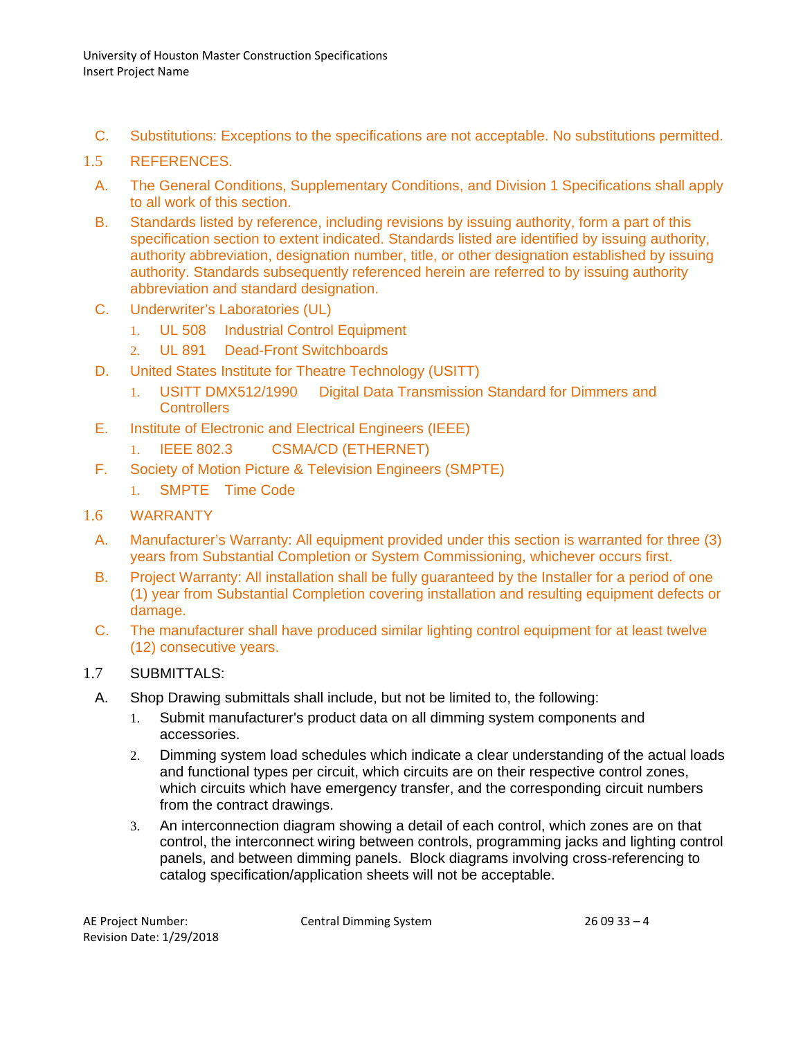C. Substitutions: Exceptions to the specifications are not acceptable. No substitutions permitted.

1.5 REFERENCES.

A. The General Conditions, Supplementary Conditions, and Division 1 Specifications shall apply to all work of this section.

B. Standards listed by reference, including revisions by issuing authority, form a part of this specification section to extent indicated. Standards listed are identified by issuing authority, authority abbreviation, designation number, title, or other designation established by issuing authority. Standards subsequently referenced herein are referred to by issuing authority abbreviation and standard designation.

C. Underwriter's Laboratories (UL)

1. UL 508 Industrial Control Equipment
2. UL 891 Dead-Front Switchboards

D. United States Institute for Theatre Technology (USITT)

1. USITT DMX512/1990 Digital Data Transmission Standard for Dimmers and Controllers

E. Institute of Electronic and Electrical Engineers (IEEE)

1. IEEE 802.3 CSMA/CD (ETHERNET)

F. Society of Motion Picture & Television Engineers (SMPTE)

1. SMPTE Time Code

1.6 WARRANTY

A. Manufacturer's Warranty: All equipment provided under this section is warranted for three (3) years from Substantial Completion or System Commissioning, whichever occurs first.

B. Project Warranty: All installation shall be fully guaranteed by the Installer for a period of one (1) year from Substantial Completion covering installation and resulting equipment defects or damage.

C. The manufacturer shall have produced similar lighting control equipment for at least twelve (12) consecutive years.

1.7 SUBMITTALS:

A. Shop Drawing submittals shall include, but not be limited to, the following:

1. Submit manufacturer's product data on all dimming system components and accessories.
2. Dimming system load schedules which indicate a clear understanding of the actual loads and functional types per circuit, which circuits are on their respective control zones, which circuits which have emergency transfer, and the corresponding circuit numbers from the contract drawings.
3. An interconnection diagram showing a detail of each control, which zones are on that control, the interconnect wiring between controls, programming jacks and lighting control panels, and between dimming panels. Block diagrams involving cross-referencing to catalog specification/application sheets will not be acceptable.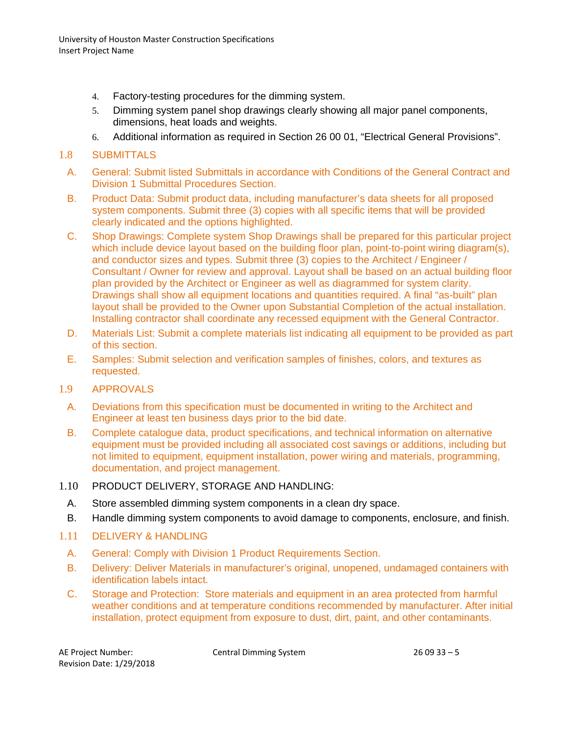4. Factory-testing procedures for the dimming system.
5. Dimming system panel shop drawings clearly showing all major panel components, dimensions, heat loads and weights.
6. Additional information as required in Section 26 00 01, “Electrical General Provisions”.

## 1.8 SUBMITTALS

A. General: Submit listed Submittals in accordance with Conditions of the General Contract and Division 1 Submittal Procedures Section.

B. Product Data: Submit product data, including manufacturer’s data sheets for all proposed system components. Submit three (3) copies with all specific items that will be provided clearly indicated and the options highlighted.

C. Shop Drawings: Complete system Shop Drawings shall be prepared for this particular project which include device layout based on the building floor plan, point-to-point wiring diagram(s), and conductor sizes and types. Submit three (3) copies to the Architect / Engineer / Consultant / Owner for review and approval. Layout shall be based on an actual building floor plan provided by the Architect or Engineer as well as diagrammed for system clarity. Drawings shall show all equipment locations and quantities required. A final “as-built” plan layout shall be provided to the Owner upon Substantial Completion of the actual installation. Installing contractor shall coordinate any recessed equipment with the General Contractor.

D. Materials List: Submit a complete materials list indicating all equipment to be provided as part of this section.

E. Samples: Submit selection and verification samples of finishes, colors, and textures as requested.

## 1.9 APPROVALS

A. Deviations from this specification must be documented in writing to the Architect and Engineer at least ten business days prior to the bid date.

B. Complete catalogue data, product specifications, and technical information on alternative equipment must be provided including all associated cost savings or additions, including but not limited to equipment, equipment installation, power wiring and materials, programming, documentation, and project management.

## 1.10 PRODUCT DELIVERY, STORAGE AND HANDLING:

A. Store assembled dimming system components in a clean dry space.

B. Handle dimming system components to avoid damage to components, enclosure, and finish.

## 1.11 DELIVERY & HANDLING

A. General: Comply with Division 1 Product Requirements Section.

B. Delivery: Deliver Materials in manufacturer’s original, unopened, undamaged containers with identification labels intact.

C. Storage and Protection: Store materials and equipment in an area protected from harmful weather conditions and at temperature conditions recommended by manufacturer. After initial installation, protect equipment from exposure to dust, dirt, paint, and other contaminants.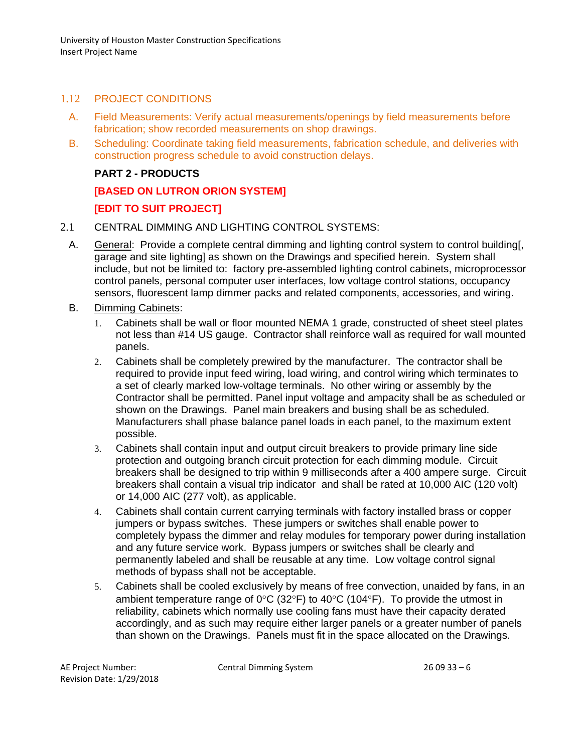## 1.12 PROJECT CONDITIONS

A. Field Measurements: Verify actual measurements/openings by field measurements before fabrication; show recorded measurements on shop drawings.

B. Scheduling: Coordinate taking field measurements, fabrication schedule, and deliveries with construction progress schedule to avoid construction delays.

# PART 2 - PRODUCTS

**[BASED ON LUTRON ORION SYSTEM]**

**[EDIT TO SUIT PROJECT]**

## 2.1 CENTRAL DIMMING AND LIGHTING CONTROL SYSTEMS:

A. General: Provide a complete central dimming and lighting control system to control building[, garage and site lighting] as shown on the Drawings and specified herein. System shall include, but not be limited to: factory pre-assembled lighting control cabinets, microprocessor control panels, personal computer user interfaces, low voltage control stations, occupancy sensors, fluorescent lamp dimmer packs and related components, accessories, and wiring.

B. Dimming Cabinets:

1. Cabinets shall be wall or floor mounted NEMA 1 grade, constructed of sheet steel plates not less than #14 US gauge. Contractor shall reinforce wall as required for wall mounted panels.
2. Cabinets shall be completely prewired by the manufacturer. The contractor shall be required to provide input feed wiring, load wiring, and control wiring which terminates to a set of clearly marked low-voltage terminals. No other wiring or assembly by the Contractor shall be permitted. Panel input voltage and ampacity shall be as scheduled or shown on the Drawings. Panel main breakers and busing shall be as scheduled. Manufacturers shall phase balance panel loads in each panel, to the maximum extent possible.
3. Cabinets shall contain input and output circuit breakers to provide primary line side protection and outgoing branch circuit protection for each dimming module. Circuit breakers shall be designed to trip within 9 milliseconds after a 400 ampere surge. Circuit breakers shall contain a visual trip indicator and shall be rated at 10,000 AIC (120 volt) or 14,000 AIC (277 volt), as applicable.
4. Cabinets shall contain current carrying terminals with factory installed brass or copper jumpers or bypass switches. These jumpers or switches shall enable power to completely bypass the dimmer and relay modules for temporary power during installation and any future service work. Bypass jumpers or switches shall be clearly and permanently labeled and shall be reusable at any time. Low voltage control signal methods of bypass shall not be acceptable.
5. Cabinets shall be cooled exclusively by means of free convection, unaided by fans, in an ambient temperature range of 0°C (32°F) to 40°C (104°F). To provide the utmost in reliability, cabinets which normally use cooling fans must have their capacity derated accordingly, and as such may require either larger panels or a greater number of panels than shown on the Drawings. Panels must fit in the space allocated on the Drawings.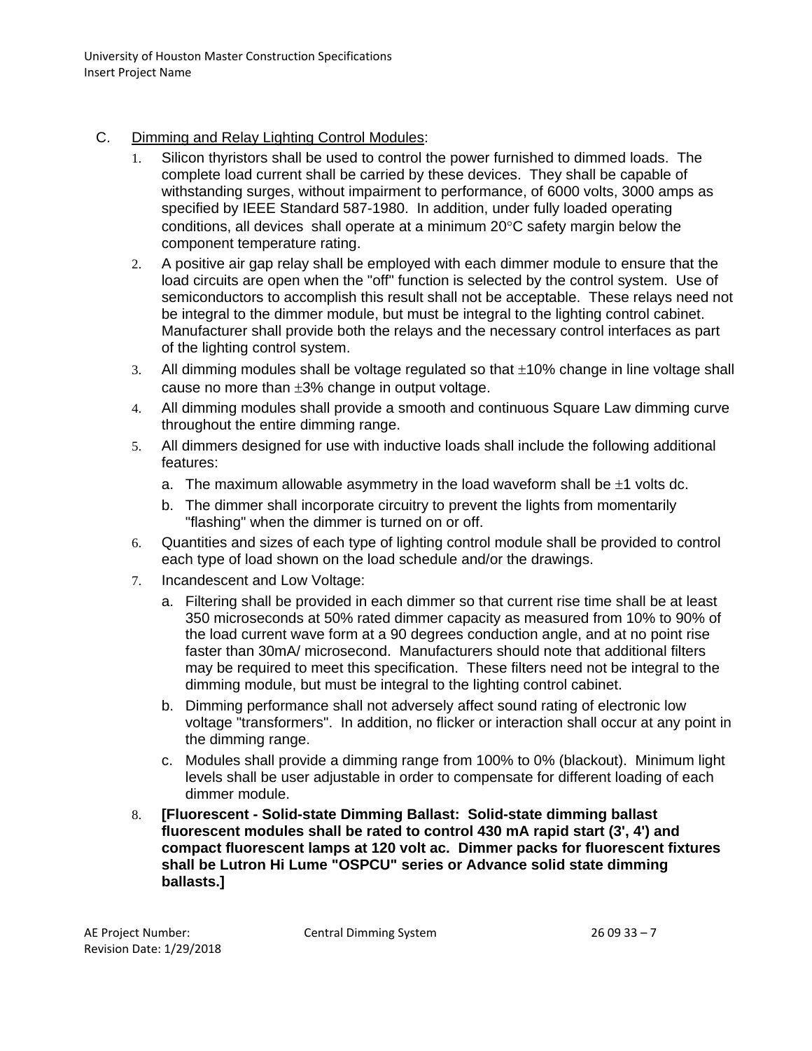C. <u>Dimming and Relay Lighting Control Modules</u>:

1. Silicon thyristors shall be used to control the power furnished to dimmed loads. The complete load current shall be carried by these devices. They shall be capable of withstanding surges, without impairment to performance, of 6000 volts, 3000 amps as specified by IEEE Standard 587-1980. In addition, under fully loaded operating conditions, all devices shall operate at a minimum 20°C safety margin below the component temperature rating.
2. A positive air gap relay shall be employed with each dimmer module to ensure that the load circuits are open when the "off" function is selected by the control system. Use of semiconductors to accomplish this result shall not be acceptable. These relays need not be integral to the dimmer module, but must be integral to the lighting control cabinet. Manufacturer shall provide both the relays and the necessary control interfaces as part of the lighting control system.
3. All dimming modules shall be voltage regulated so that ±10% change in line voltage shall cause no more than ±3% change in output voltage.
4. All dimming modules shall provide a smooth and continuous Square Law dimming curve throughout the entire dimming range.
5. All dimmers designed for use with inductive loads shall include the following additional features:
   a. The maximum allowable asymmetry in the load waveform shall be ±1 volts dc.
   b. The dimmer shall incorporate circuitry to prevent the lights from momentarily "flashing" when the dimmer is turned on or off.
6. Quantities and sizes of each type of lighting control module shall be provided to control each type of load shown on the load schedule and/or the drawings.
7. Incandescent and Low Voltage:
   a. Filtering shall be provided in each dimmer so that current rise time shall be at least 350 microseconds at 50% rated dimmer capacity as measured from 10% to 90% of the load current wave form at a 90 degrees conduction angle, and at no point rise faster than 30mA/ microsecond. Manufacturers should note that additional filters may be required to meet this specification. These filters need not be integral to the dimming module, but must be integral to the lighting control cabinet.
   b. Dimming performance shall not adversely affect sound rating of electronic low voltage "transformers". In addition, no flicker or interaction shall occur at any point in the dimming range.
   c. Modules shall provide a dimming range from 100% to 0% (blackout). Minimum light levels shall be user adjustable in order to compensate for different loading of each dimmer module.
8. **[Fluorescent - Solid-state Dimming Ballast: Solid-state dimming ballast fluorescent modules shall be rated to control 430 mA rapid start (3', 4') and compact fluorescent lamps at 120 volt ac. Dimmer packs for fluorescent fixtures shall be Lutron Hi Lume "OSPCU" series or Advance solid state dimming ballasts.]**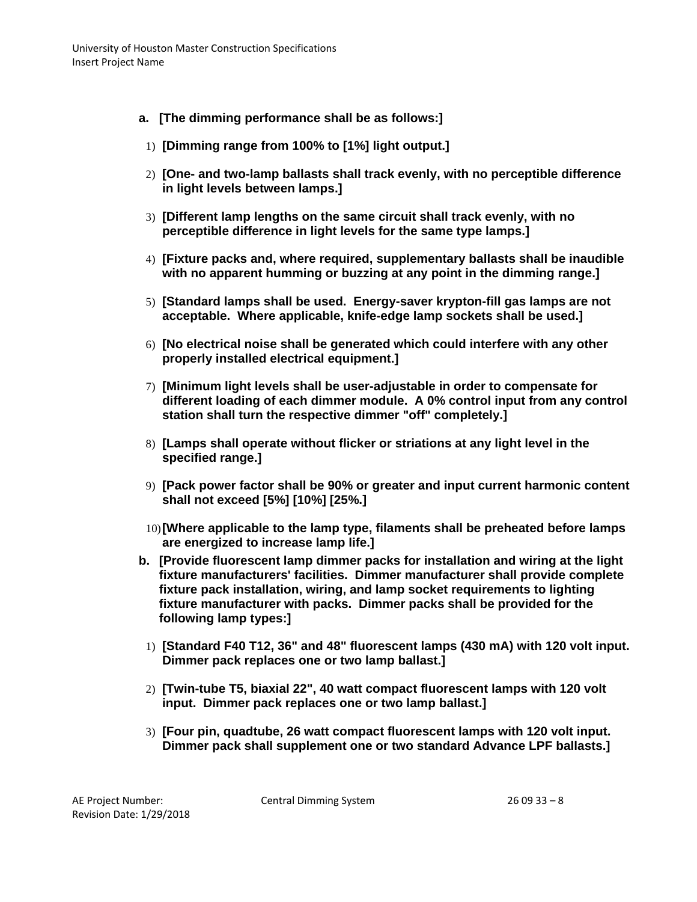a. [The dimming performance shall be as follows:]

1) [Dimming range from 100% to [1%] light output.]

2) [One- and two-lamp ballasts shall track evenly, with no perceptible difference in light levels between lamps.]

3) [Different lamp lengths on the same circuit shall track evenly, with no perceptible difference in light levels for the same type lamps.]

4) [Fixture packs and, where required, supplementary ballasts shall be inaudible with no apparent humming or buzzing at any point in the dimming range.]

5) [Standard lamps shall be used. Energy-saver krypton-fill gas lamps are not acceptable. Where applicable, knife-edge lamp sockets shall be used.]

6) [No electrical noise shall be generated which could interfere with any other properly installed electrical equipment.]

7) [Minimum light levels shall be user-adjustable in order to compensate for different loading of each dimmer module. A 0% control input from any control station shall turn the respective dimmer "off" completely.]

8) [Lamps shall operate without flicker or striations at any light level in the specified range.]

9) [Pack power factor shall be 90% or greater and input current harmonic content shall not exceed [5%] [10%] [25%.]

10) [Where applicable to the lamp type, filaments shall be preheated before lamps are energized to increase lamp life.]

b. [Provide fluorescent lamp dimmer packs for installation and wiring at the light fixture manufacturers' facilities. Dimmer manufacturer shall provide complete fixture pack installation, wiring, and lamp socket requirements to lighting fixture manufacturer with packs. Dimmer packs shall be provided for the following lamp types:]

1) [Standard F40 T12, 36" and 48" fluorescent lamps (430 mA) with 120 volt input. Dimmer pack replaces one or two lamp ballast.]

2) [Twin-tube T5, biaxial 22", 40 watt compact fluorescent lamps with 120 volt input. Dimmer pack replaces one or two lamp ballast.]

3) [Four pin, quadtube, 26 watt compact fluorescent lamps with 120 volt input. Dimmer pack shall supplement one or two standard Advance LPF ballasts.]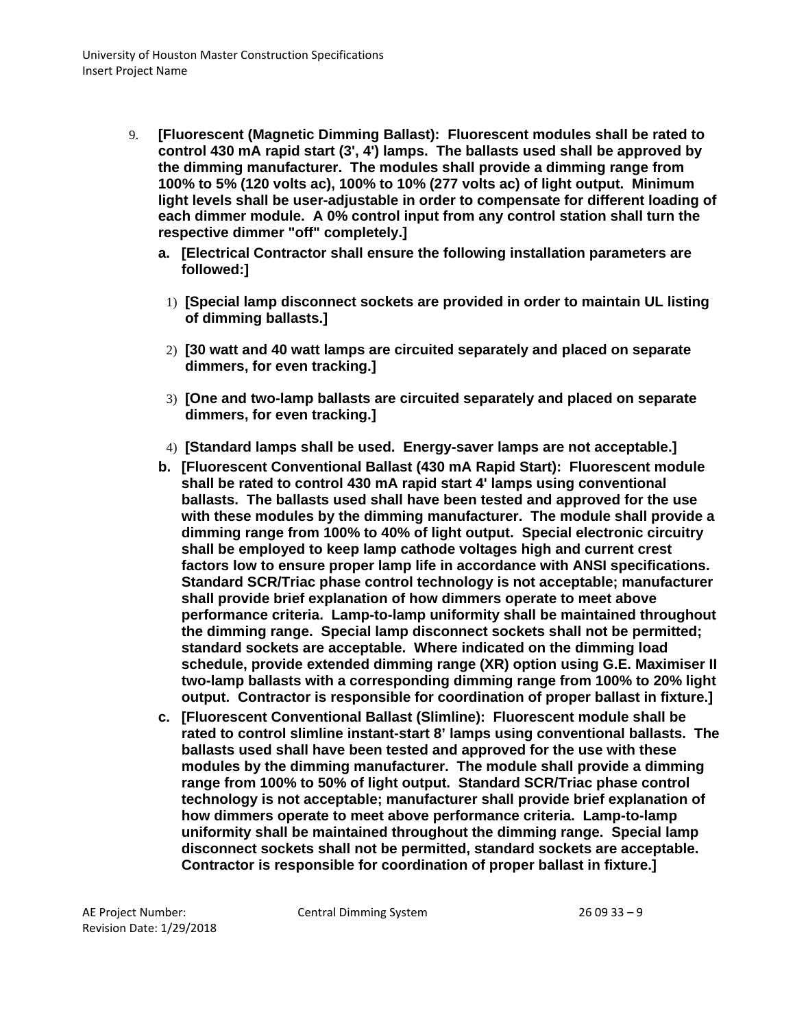9. **[Fluorescent (Magnetic Dimming Ballast): Fluorescent modules shall be rated to control 430 mA rapid start (3', 4') lamps. The ballasts used shall be approved by the dimming manufacturer. The modules shall provide a dimming range from 100% to 5% (120 volts ac), 100% to 10% (277 volts ac) of light output. Minimum light levels shall be user-adjustable in order to compensate for different loading of each dimmer module. A 0% control input from any control station shall turn the respective dimmer "off" completely.]**

   a. **[Electrical Contractor shall ensure the following installation parameters are followed:]**

      1) **[Special lamp disconnect sockets are provided in order to maintain UL listing of dimming ballasts.]**

      2) **[30 watt and 40 watt lamps are circuited separately and placed on separate dimmers, for even tracking.]**

      3) **[One and two-lamp ballasts are circuited separately and placed on separate dimmers, for even tracking.]**

      4) **[Standard lamps shall be used. Energy-saver lamps are not acceptable.]**

   b. **[Fluorescent Conventional Ballast (430 mA Rapid Start): Fluorescent module shall be rated to control 430 mA rapid start 4' lamps using conventional ballasts. The ballasts used shall have been tested and approved for the use with these modules by the dimming manufacturer. The module shall provide a dimming range from 100% to 40% of light output. Special electronic circuitry shall be employed to keep lamp cathode voltages high and current crest factors low to ensure proper lamp life in accordance with ANSI specifications. Standard SCR/Triac phase control technology is not acceptable; manufacturer shall provide brief explanation of how dimmers operate to meet above performance criteria. Lamp-to-lamp uniformity shall be maintained throughout the dimming range. Special lamp disconnect sockets shall not be permitted; standard sockets are acceptable. Where indicated on the dimming load schedule, provide extended dimming range (XR) option using G.E. Maximiser II two-lamp ballasts with a corresponding dimming range from 100% to 20% light output. Contractor is responsible for coordination of proper ballast in fixture.]**

   c. **[Fluorescent Conventional Ballast (Slimline): Fluorescent module shall be rated to control slimline instant-start 8' lamps using conventional ballasts. The ballasts used shall have been tested and approved for the use with these modules by the dimming manufacturer. The module shall provide a dimming range from 100% to 50% of light output. Standard SCR/Triac phase control technology is not acceptable; manufacturer shall provide brief explanation of how dimmers operate to meet above performance criteria. Lamp-to-lamp uniformity shall be maintained throughout the dimming range. Special lamp disconnect sockets shall not be permitted, standard sockets are acceptable. Contractor is responsible for coordination of proper ballast in fixture.]**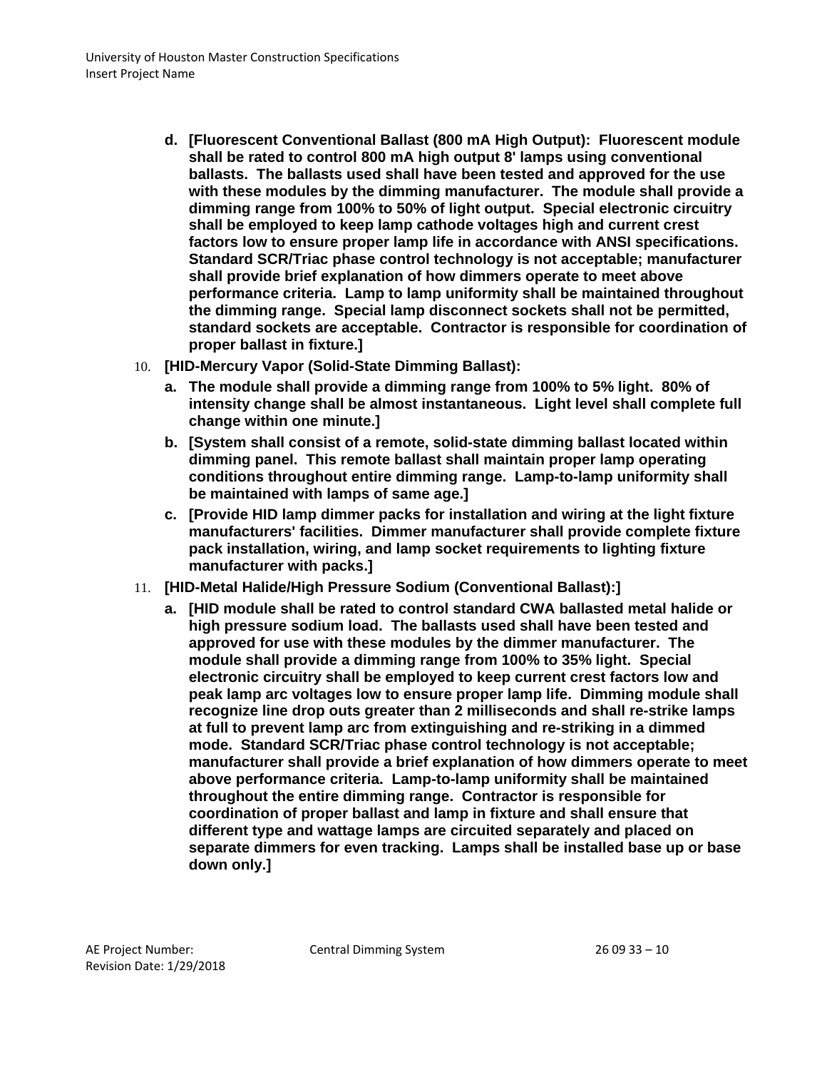d. **[Fluorescent Conventional Ballast (800 mA High Output): Fluorescent module shall be rated to control 800 mA high output 8' lamps using conventional ballasts. The ballasts used shall have been tested and approved for the use with these modules by the dimming manufacturer. The module shall provide a dimming range from 100% to 50% of light output. Special electronic circuitry shall be employed to keep lamp cathode voltages high and current crest factors low to ensure proper lamp life in accordance with ANSI specifications. Standard SCR/Triac phase control technology is not acceptable; manufacturer shall provide brief explanation of how dimmers operate to meet above performance criteria. Lamp to lamp uniformity shall be maintained throughout the dimming range. Special lamp disconnect sockets shall not be permitted, standard sockets are acceptable. Contractor is responsible for coordination of proper ballast in fixture.]**

10. **[HID-Mercury Vapor (Solid-State Dimming Ballast):**
    a. **The module shall provide a dimming range from 100% to 5% light. 80% of intensity change shall be almost instantaneous. Light level shall complete full change within one minute.]**
    b. **[System shall consist of a remote, solid-state dimming ballast located within dimming panel. This remote ballast shall maintain proper lamp operating conditions throughout entire dimming range. Lamp-to-lamp uniformity shall be maintained with lamps of same age.]**
    c. **[Provide HID lamp dimmer packs for installation and wiring at the light fixture manufacturers' facilities. Dimmer manufacturer shall provide complete fixture pack installation, wiring, and lamp socket requirements to lighting fixture manufacturer with packs.]**

11. **[HID-Metal Halide/High Pressure Sodium (Conventional Ballast):]**
    a. **[HID module shall be rated to control standard CWA ballasted metal halide or high pressure sodium load. The ballasts used shall have been tested and approved for use with these modules by the dimmer manufacturer. The module shall provide a dimming range from 100% to 35% light. Special electronic circuitry shall be employed to keep current crest factors low and peak lamp arc voltages low to ensure proper lamp life. Dimming module shall recognize line drop outs greater than 2 milliseconds and shall re-strike lamps at full to prevent lamp arc from extinguishing and re-striking in a dimmed mode. Standard SCR/Triac phase control technology is not acceptable; manufacturer shall provide a brief explanation of how dimmers operate to meet above performance criteria. Lamp-to-lamp uniformity shall be maintained throughout the entire dimming range. Contractor is responsible for coordination of proper ballast and lamp in fixture and shall ensure that different type and wattage lamps are circuited separately and placed on separate dimmers for even tracking. Lamps shall be installed base up or base down only.]**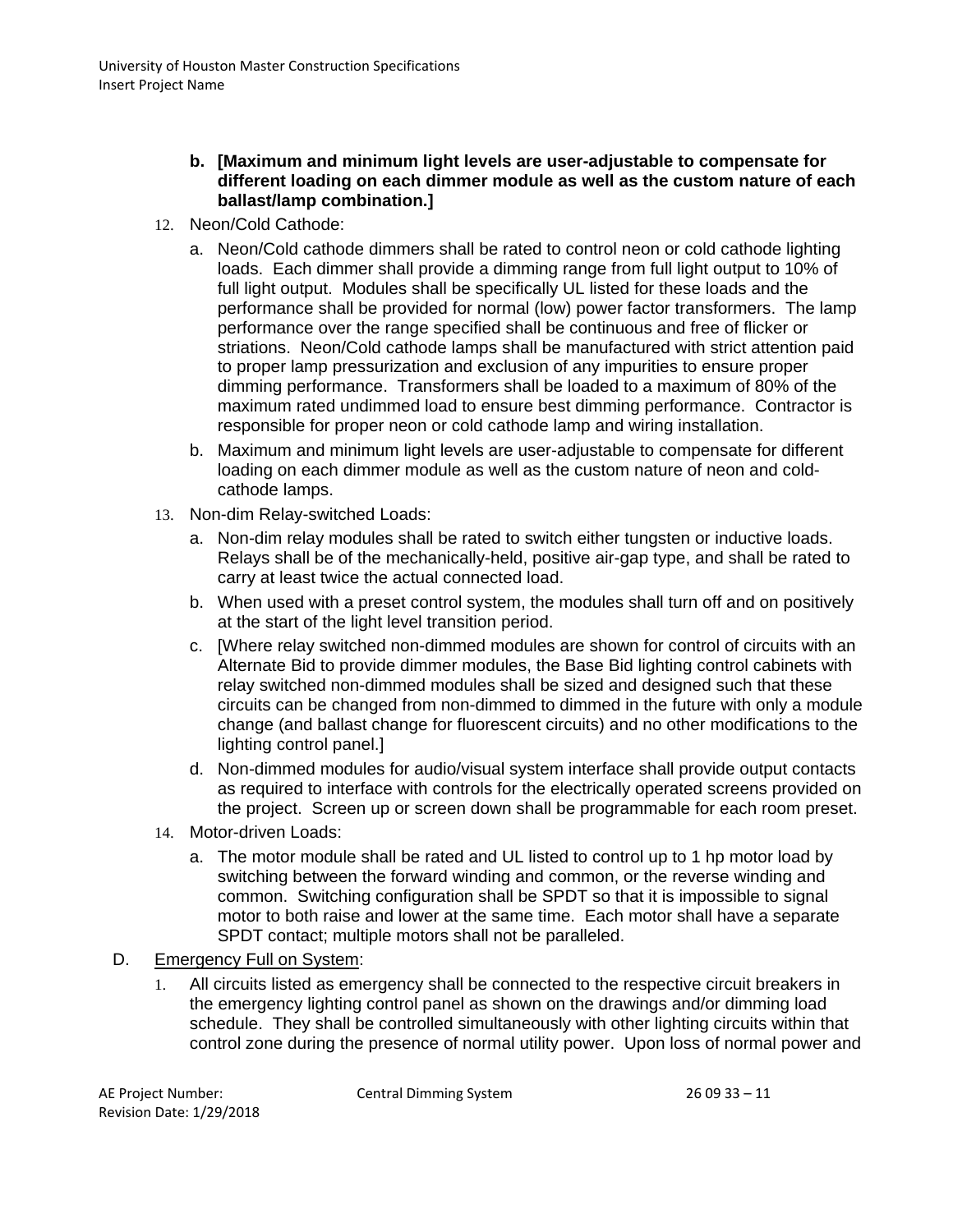b. **[Maximum and minimum light levels are user-adjustable to compensate for different loading on each dimmer module as well as the custom nature of each ballast/lamp combination.]**

12. Neon/Cold Cathode:
   a. Neon/Cold cathode dimmers shall be rated to control neon or cold cathode lighting loads. Each dimmer shall provide a dimming range from full light output to 10% of full light output. Modules shall be specifically UL listed for these loads and the performance shall be provided for normal (low) power factor transformers. The lamp performance over the range specified shall be continuous and free of flicker or striations. Neon/Cold cathode lamps shall be manufactured with strict attention paid to proper lamp pressurization and exclusion of any impurities to ensure proper dimming performance. Transformers shall be loaded to a maximum of 80% of the maximum rated undimmed load to ensure best dimming performance. Contractor is responsible for proper neon or cold cathode lamp and wiring installation.
   b. Maximum and minimum light levels are user-adjustable to compensate for different loading on each dimmer module as well as the custom nature of neon and cold-cathode lamps.

13. Non-dim Relay-switched Loads:
   a. Non-dim relay modules shall be rated to switch either tungsten or inductive loads. Relays shall be of the mechanically-held, positive air-gap type, and shall be rated to carry at least twice the actual connected load.
   b. When used with a preset control system, the modules shall turn off and on positively at the start of the light level transition period.
   c. [Where relay switched non-dimmed modules are shown for control of circuits with an Alternate Bid to provide dimmer modules, the Base Bid lighting control cabinets with relay switched non-dimmed modules shall be sized and designed such that these circuits can be changed from non-dimmed to dimmed in the future with only a module change (and ballast change for fluorescent circuits) and no other modifications to the lighting control panel.]
   d. Non-dimmed modules for audio/visual system interface shall provide output contacts as required to interface with controls for the electrically operated screens provided on the project. Screen up or screen down shall be programmable for each room preset.

14. Motor-driven Loads:
   a. The motor module shall be rated and UL listed to control up to 1 hp motor load by switching between the forward winding and common, or the reverse winding and common. Switching configuration shall be SPDT so that it is impossible to signal motor to both raise and lower at the same time. Each motor shall have a separate SPDT contact; multiple motors shall not be paralleled.

D. Emergency Full on System:

1. All circuits listed as emergency shall be connected to the respective circuit breakers in the emergency lighting control panel as shown on the drawings and/or dimming load schedule. They shall be controlled simultaneously with other lighting circuits within that control zone during the presence of normal utility power. Upon loss of normal power and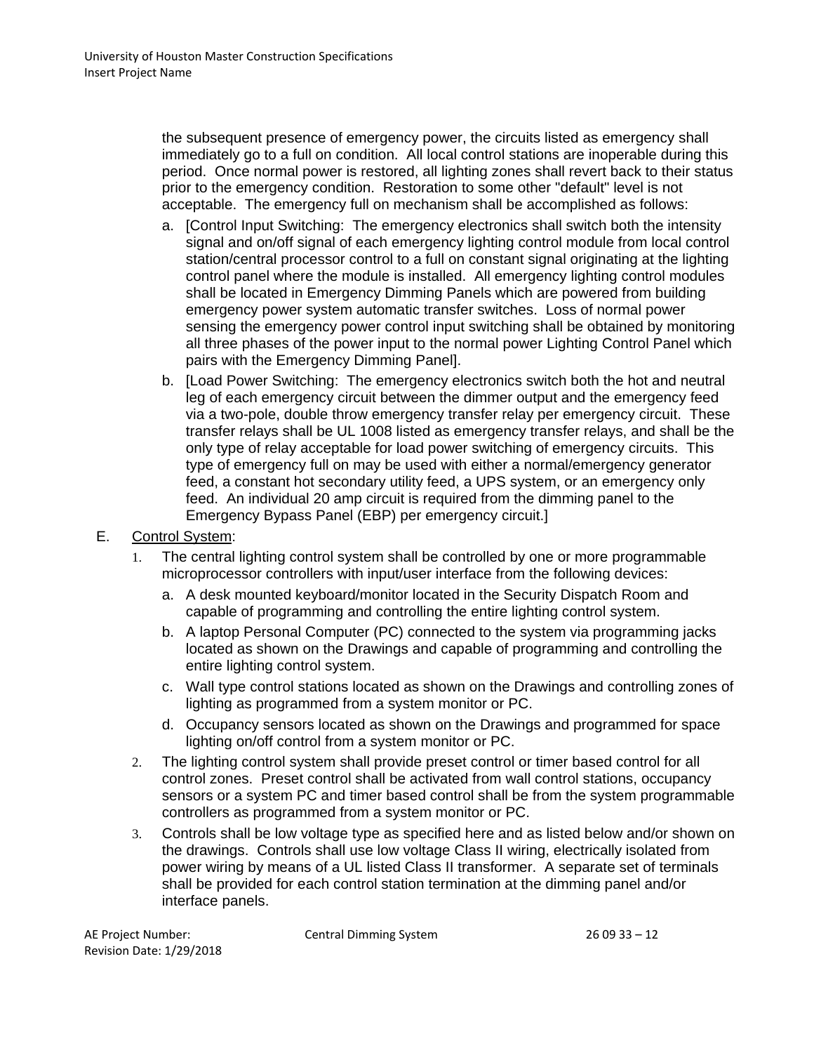the subsequent presence of emergency power, the circuits listed as emergency shall immediately go to a full on condition. All local control stations are inoperable during this period. Once normal power is restored, all lighting zones shall revert back to their status prior to the emergency condition. Restoration to some other "default" level is not acceptable. The emergency full on mechanism shall be accomplished as follows:

a. [Control Input Switching: The emergency electronics shall switch both the intensity signal and on/off signal of each emergency lighting control module from local control station/central processor control to a full on constant signal originating at the lighting control panel where the module is installed. All emergency lighting control modules shall be located in Emergency Dimming Panels which are powered from building emergency power system automatic transfer switches. Loss of normal power sensing the emergency power control input switching shall be obtained by monitoring all three phases of the power input to the normal power Lighting Control Panel which pairs with the Emergency Dimming Panel].

b. [Load Power Switching: The emergency electronics switch both the hot and neutral leg of each emergency circuit between the dimmer output and the emergency feed via a two-pole, double throw emergency transfer relay per emergency circuit. These transfer relays shall be UL 1008 listed as emergency transfer relays, and shall be the only type of relay acceptable for load power switching of emergency circuits. This type of emergency full on may be used with either a normal/emergency generator feed, a constant hot secondary utility feed, a UPS system, or an emergency only feed. An individual 20 amp circuit is required from the dimming panel to the Emergency Bypass Panel (EBP) per emergency circuit.]

E. Control System:

1. The central lighting control system shall be controlled by one or more programmable microprocessor controllers with input/user interface from the following devices:

   a. A desk mounted keyboard/monitor located in the Security Dispatch Room and capable of programming and controlling the entire lighting control system.

   b. A laptop Personal Computer (PC) connected to the system via programming jacks located as shown on the Drawings and capable of programming and controlling the entire lighting control system.

   c. Wall type control stations located as shown on the Drawings and controlling zones of lighting as programmed from a system monitor or PC.

   d. Occupancy sensors located as shown on the Drawings and programmed for space lighting on/off control from a system monitor or PC.

2. The lighting control system shall provide preset control or timer based control for all control zones. Preset control shall be activated from wall control stations, occupancy sensors or a system PC and timer based control shall be from the system programmable controllers as programmed from a system monitor or PC.

3. Controls shall be low voltage type as specified here and as listed below and/or shown on the drawings. Controls shall use low voltage Class II wiring, electrically isolated from power wiring by means of a UL listed Class II transformer. A separate set of terminals shall be provided for each control station termination at the dimming panel and/or interface panels.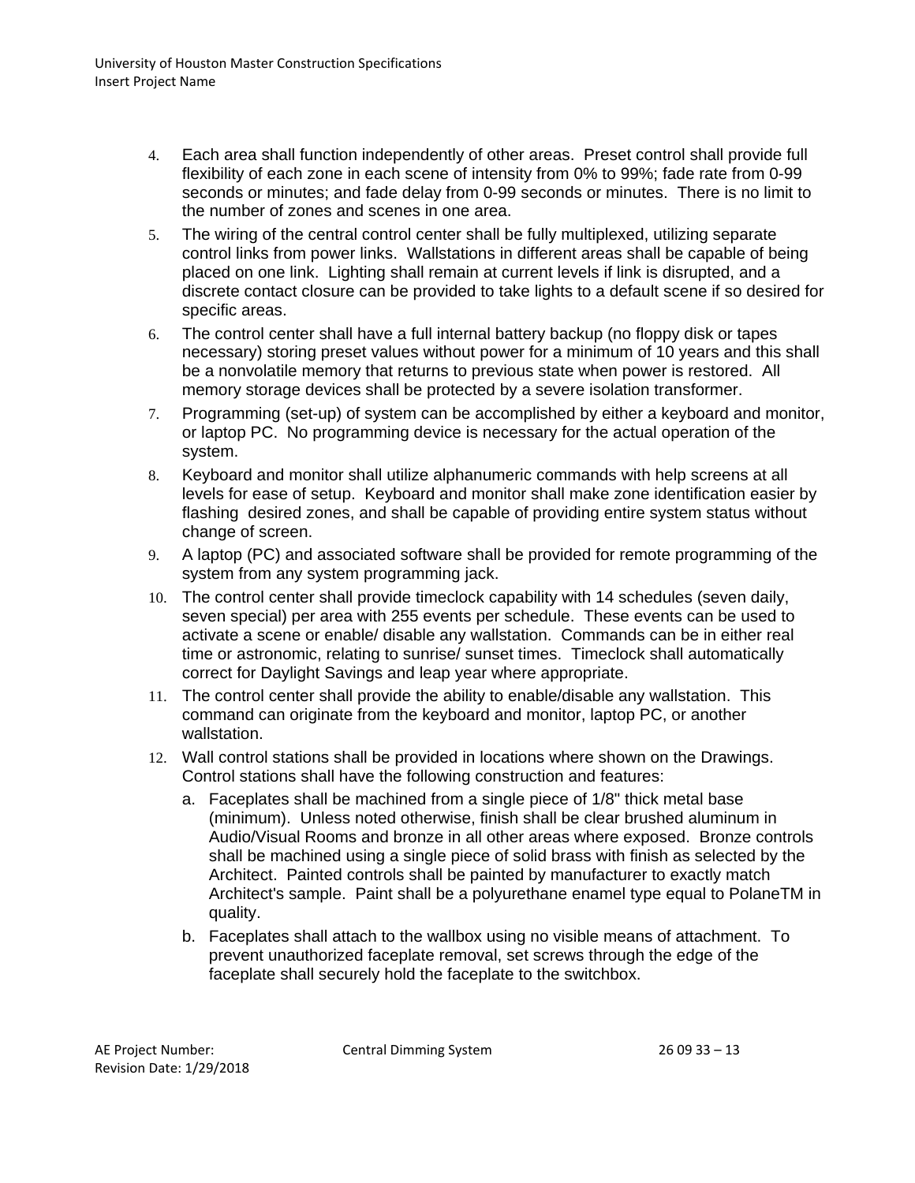4. Each area shall function independently of other areas. Preset control shall provide full flexibility of each zone in each scene of intensity from 0% to 99%; fade rate from 0-99 seconds or minutes; and fade delay from 0-99 seconds or minutes. There is no limit to the number of zones and scenes in one area.
5. The wiring of the central control center shall be fully multiplexed, utilizing separate control links from power links. Wallstations in different areas shall be capable of being placed on one link. Lighting shall remain at current levels if link is disrupted, and a discrete contact closure can be provided to take lights to a default scene if so desired for specific areas.
6. The control center shall have a full internal battery backup (no floppy disk or tapes necessary) storing preset values without power for a minimum of 10 years and this shall be a nonvolatile memory that returns to previous state when power is restored. All memory storage devices shall be protected by a severe isolation transformer.
7. Programming (set-up) of system can be accomplished by either a keyboard and monitor, or laptop PC. No programming device is necessary for the actual operation of the system.
8. Keyboard and monitor shall utilize alphanumeric commands with help screens at all levels for ease of setup. Keyboard and monitor shall make zone identification easier by flashing desired zones, and shall be capable of providing entire system status without change of screen.
9. A laptop (PC) and associated software shall be provided for remote programming of the system from any system programming jack.
10. The control center shall provide timeclock capability with 14 schedules (seven daily, seven special) per area with 255 events per schedule. These events can be used to activate a scene or enable/ disable any wallstation. Commands can be in either real time or astronomic, relating to sunrise/ sunset times. Timeclock shall automatically correct for Daylight Savings and leap year where appropriate.
11. The control center shall provide the ability to enable/disable any wallstation. This command can originate from the keyboard and monitor, laptop PC, or another wallstation.
12. Wall control stations shall be provided in locations where shown on the Drawings. Control stations shall have the following construction and features:
    a. Faceplates shall be machined from a single piece of 1/8" thick metal base (minimum). Unless noted otherwise, finish shall be clear brushed aluminum in Audio/Visual Rooms and bronze in all other areas where exposed. Bronze controls shall be machined using a single piece of solid brass with finish as selected by the Architect. Painted controls shall be painted by manufacturer to exactly match Architect's sample. Paint shall be a polyurethane enamel type equal to PolaneTM in quality.
    b. Faceplates shall attach to the wallbox using no visible means of attachment. To prevent unauthorized faceplate removal, set screws through the edge of the faceplate shall securely hold the faceplate to the switchbox.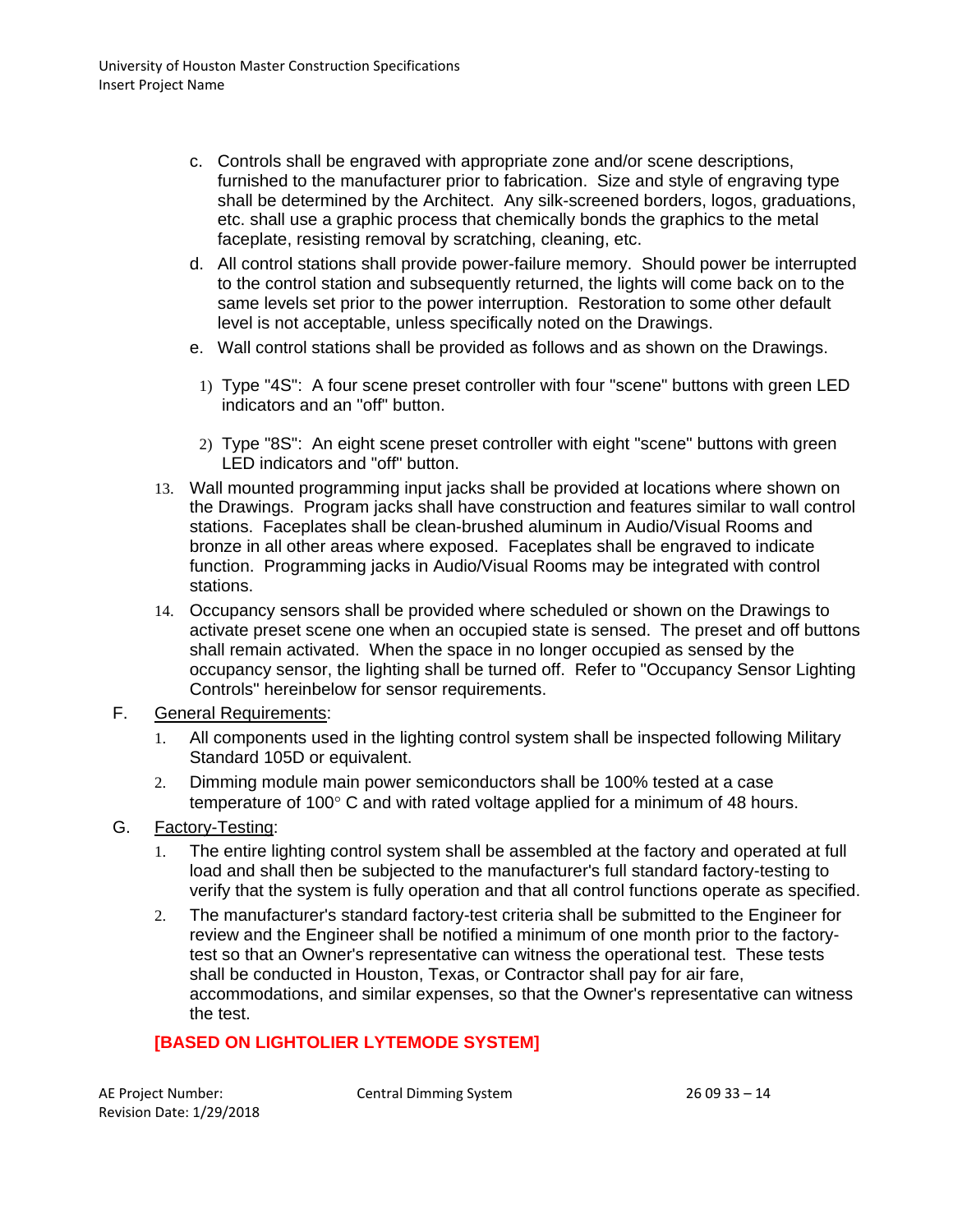c. Controls shall be engraved with appropriate zone and/or scene descriptions, furnished to the manufacturer prior to fabrication. Size and style of engraving type shall be determined by the Architect. Any silk-screened borders, logos, graduations, etc. shall use a graphic process that chemically bonds the graphics to the metal faceplate, resisting removal by scratching, cleaning, etc.

d. All control stations shall provide power-failure memory. Should power be interrupted to the control station and subsequently returned, the lights will come back on to the same levels set prior to the power interruption. Restoration to some other default level is not acceptable, unless specifically noted on the Drawings.

e. Wall control stations shall be provided as follows and as shown on the Drawings.

1) Type "4S": A four scene preset controller with four "scene" buttons with green LED indicators and an "off" button.

2) Type "8S": An eight scene preset controller with eight "scene" buttons with green LED indicators and "off" button.

13. Wall mounted programming input jacks shall be provided at locations where shown on the Drawings. Program jacks shall have construction and features similar to wall control stations. Faceplates shall be clean-brushed aluminum in Audio/Visual Rooms and bronze in all other areas where exposed. Faceplates shall be engraved to indicate function. Programming jacks in Audio/Visual Rooms may be integrated with control stations.

14. Occupancy sensors shall be provided where scheduled or shown on the Drawings to activate preset scene one when an occupied state is sensed. The preset and off buttons shall remain activated. When the space in no longer occupied as sensed by the occupancy sensor, the lighting shall be turned off. Refer to "Occupancy Sensor Lighting Controls" hereinbelow for sensor requirements.

F. General Requirements:

1. All components used in the lighting control system shall be inspected following Military Standard 105D or equivalent.

2. Dimming module main power semiconductors shall be 100% tested at a case temperature of 100° C and with rated voltage applied for a minimum of 48 hours.

G. Factory-Testing:

1. The entire lighting control system shall be assembled at the factory and operated at full load and shall then be subjected to the manufacturer's full standard factory-testing to verify that the system is fully operation and that all control functions operate as specified.

2. The manufacturer's standard factory-test criteria shall be submitted to the Engineer for review and the Engineer shall be notified a minimum of one month prior to the factory-test so that an Owner's representative can witness the operational test. These tests shall be conducted in Houston, Texas, or Contractor shall pay for air fare, accommodations, and similar expenses, so that the Owner's representative can witness the test.

**[BASED ON LIGHTOLIER LYTEMODE SYSTEM]**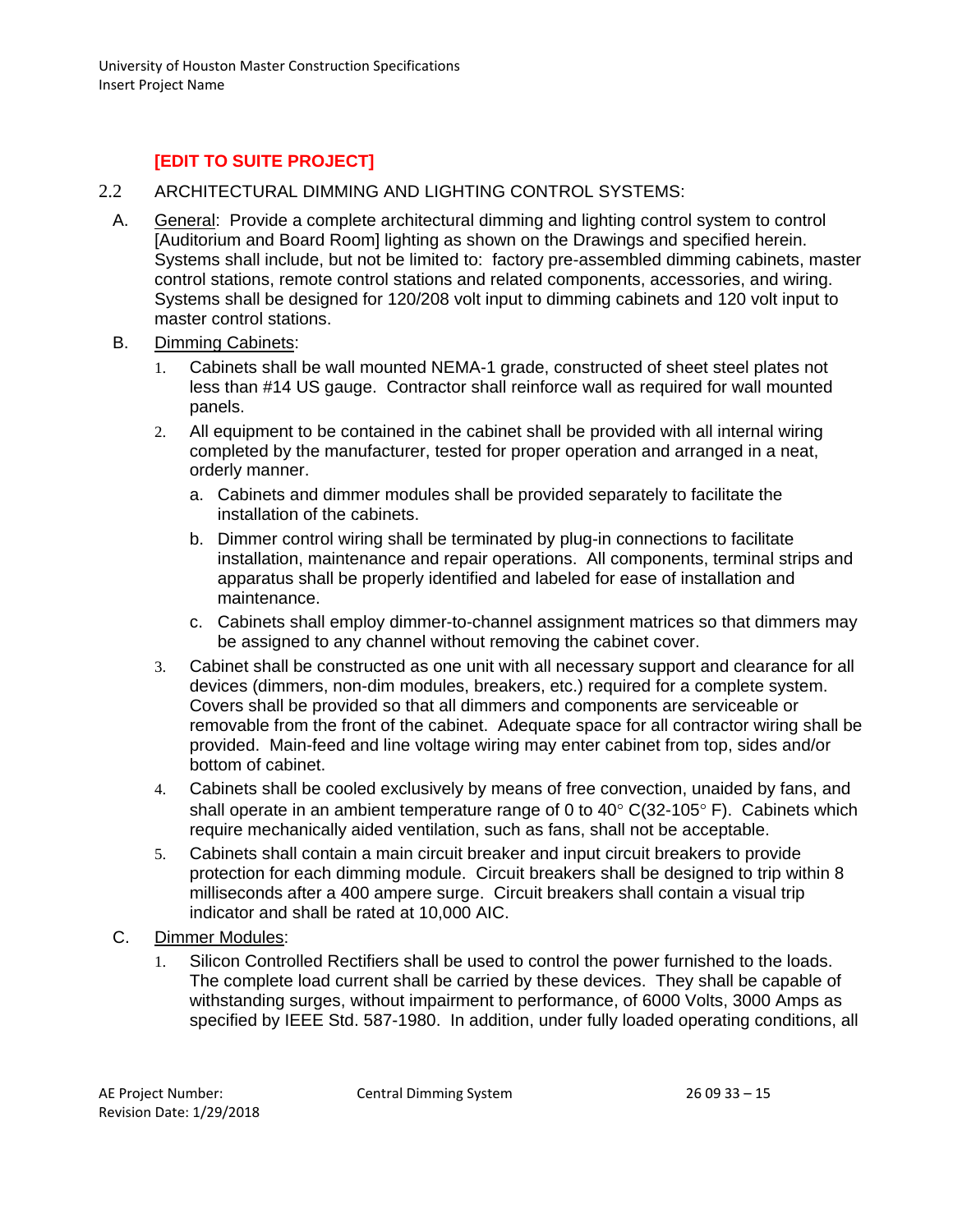**[EDIT TO SUITE PROJECT]**

2.2 ARCHITECTURAL DIMMING AND LIGHTING CONTROL SYSTEMS:

A. General: Provide a complete architectural dimming and lighting control system to control [Auditorium and Board Room] lighting as shown on the Drawings and specified herein. Systems shall include, but not be limited to: factory pre-assembled dimming cabinets, master control stations, remote control stations and related components, accessories, and wiring. Systems shall be designed for 120/208 volt input to dimming cabinets and 120 volt input to master control stations.

B. Dimming Cabinets:

1. Cabinets shall be wall mounted NEMA-1 grade, constructed of sheet steel plates not less than #14 US gauge. Contractor shall reinforce wall as required for wall mounted panels.
2. All equipment to be contained in the cabinet shall be provided with all internal wiring completed by the manufacturer, tested for proper operation and arranged in a neat, orderly manner.
   a. Cabinets and dimmer modules shall be provided separately to facilitate the installation of the cabinets.
   b. Dimmer control wiring shall be terminated by plug-in connections to facilitate installation, maintenance and repair operations. All components, terminal strips and apparatus shall be properly identified and labeled for ease of installation and maintenance.
   c. Cabinets shall employ dimmer-to-channel assignment matrices so that dimmers may be assigned to any channel without removing the cabinet cover.
3. Cabinet shall be constructed as one unit with all necessary support and clearance for all devices (dimmers, non-dim modules, breakers, etc.) required for a complete system. Covers shall be provided so that all dimmers and components are serviceable or removable from the front of the cabinet. Adequate space for all contractor wiring shall be provided. Main-feed and line voltage wiring may enter cabinet from top, sides and/or bottom of cabinet.
4. Cabinets shall be cooled exclusively by means of free convection, unaided by fans, and shall operate in an ambient temperature range of 0 to 40° C(32-105° F). Cabinets which require mechanically aided ventilation, such as fans, shall not be acceptable.
5. Cabinets shall contain a main circuit breaker and input circuit breakers to provide protection for each dimming module. Circuit breakers shall be designed to trip within 8 milliseconds after a 400 ampere surge. Circuit breakers shall contain a visual trip indicator and shall be rated at 10,000 AIC.

C. Dimmer Modules:

1. Silicon Controlled Rectifiers shall be used to control the power furnished to the loads. The complete load current shall be carried by these devices. They shall be capable of withstanding surges, without impairment to performance, of 6000 Volts, 3000 Amps as specified by IEEE Std. 587-1980. In addition, under fully loaded operating conditions, all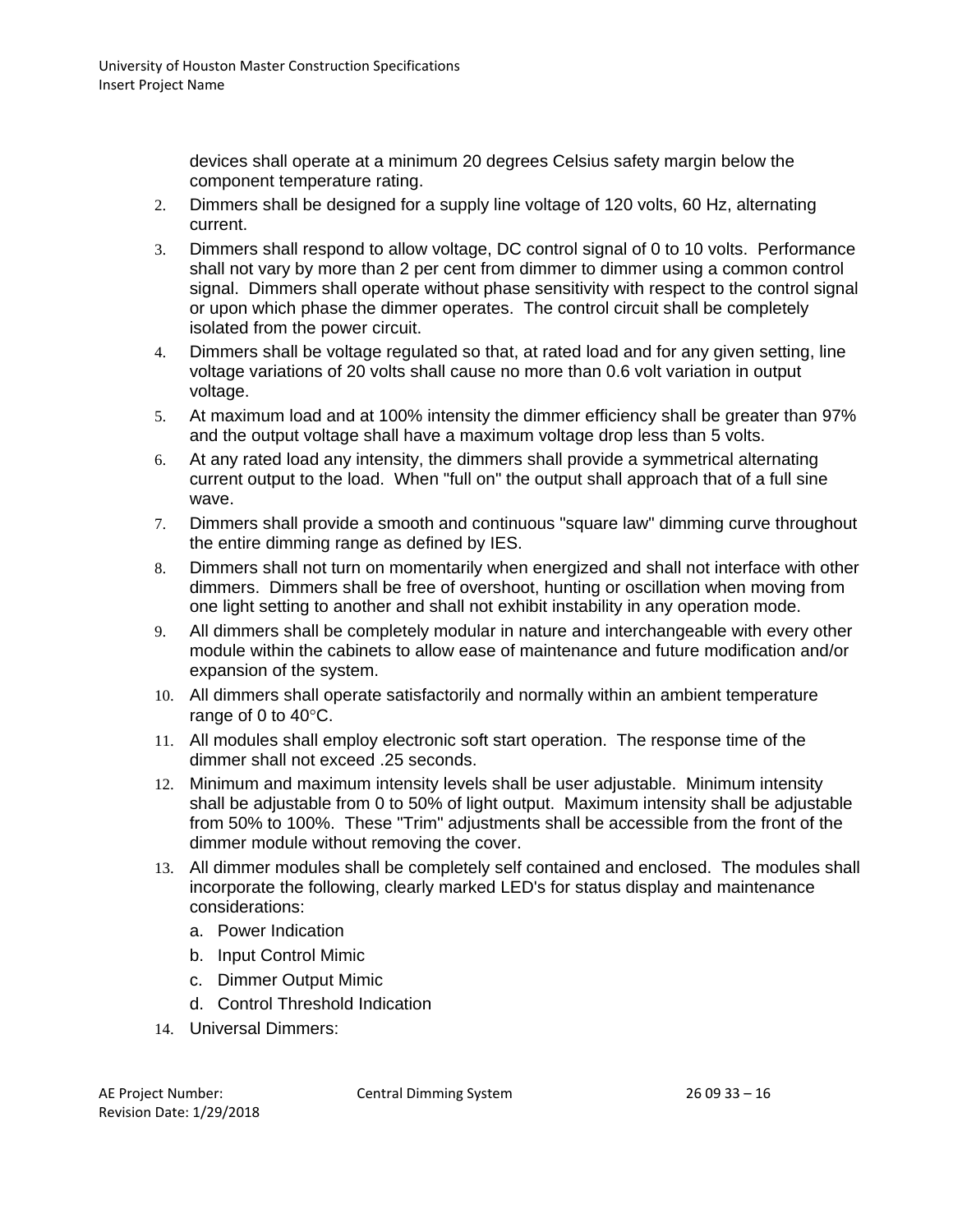devices shall operate at a minimum 20 degrees Celsius safety margin below the component temperature rating.

2. Dimmers shall be designed for a supply line voltage of 120 volts, 60 Hz, alternating current.
3. Dimmers shall respond to allow voltage, DC control signal of 0 to 10 volts. Performance shall not vary by more than 2 per cent from dimmer to dimmer using a common control signal. Dimmers shall operate without phase sensitivity with respect to the control signal or upon which phase the dimmer operates. The control circuit shall be completely isolated from the power circuit.
4. Dimmers shall be voltage regulated so that, at rated load and for any given setting, line voltage variations of 20 volts shall cause no more than 0.6 volt variation in output voltage.
5. At maximum load and at 100% intensity the dimmer efficiency shall be greater than 97% and the output voltage shall have a maximum voltage drop less than 5 volts.
6. At any rated load any intensity, the dimmers shall provide a symmetrical alternating current output to the load. When "full on" the output shall approach that of a full sine wave.
7. Dimmers shall provide a smooth and continuous "square law" dimming curve throughout the entire dimming range as defined by IES.
8. Dimmers shall not turn on momentarily when energized and shall not interface with other dimmers. Dimmers shall be free of overshoot, hunting or oscillation when moving from one light setting to another and shall not exhibit instability in any operation mode.
9. All dimmers shall be completely modular in nature and interchangeable with every other module within the cabinets to allow ease of maintenance and future modification and/or expansion of the system.
10. All dimmers shall operate satisfactorily and normally within an ambient temperature range of 0 to 40°C.
11. All modules shall employ electronic soft start operation. The response time of the dimmer shall not exceed .25 seconds.
12. Minimum and maximum intensity levels shall be user adjustable. Minimum intensity shall be adjustable from 0 to 50% of light output. Maximum intensity shall be adjustable from 50% to 100%. These "Trim" adjustments shall be accessible from the front of the dimmer module without removing the cover.
13. All dimmer modules shall be completely self contained and enclosed. The modules shall incorporate the following, clearly marked LED's for status display and maintenance considerations:
    a. Power Indication
    b. Input Control Mimic
    c. Dimmer Output Mimic
    d. Control Threshold Indication
14. Universal Dimmers: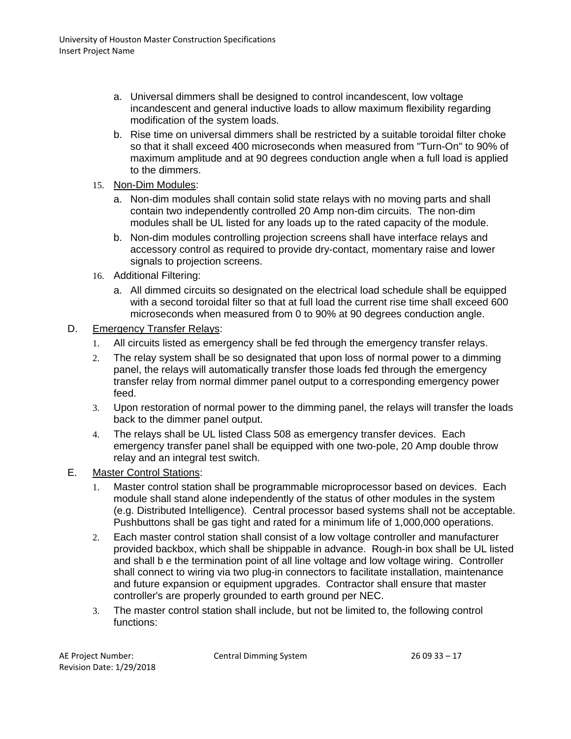a. Universal dimmers shall be designed to control incandescent, low voltage incandescent and general inductive loads to allow maximum flexibility regarding modification of the system loads.

b. Rise time on universal dimmers shall be restricted by a suitable toroidal filter choke so that it shall exceed 400 microseconds when measured from "Turn-On" to 90% of maximum amplitude and at 90 degrees conduction angle when a full load is applied to the dimmers.

15. <u>Non-Dim Modules</u>:

    a. Non-dim modules shall contain solid state relays with no moving parts and shall contain two independently controlled 20 Amp non-dim circuits. The non-dim modules shall be UL listed for any loads up to the rated capacity of the module.

    b. Non-dim modules controlling projection screens shall have interface relays and accessory control as required to provide dry-contact, momentary raise and lower signals to projection screens.

16. Additional Filtering:

    a. All dimmed circuits so designated on the electrical load schedule shall be equipped with a second toroidal filter so that at full load the current rise time shall exceed 600 microseconds when measured from 0 to 90% at 90 degrees conduction angle.

D. <u>Emergency Transfer Relays</u>:

1. All circuits listed as emergency shall be fed through the emergency transfer relays.
2. The relay system shall be so designated that upon loss of normal power to a dimming panel, the relays will automatically transfer those loads fed through the emergency transfer relay from normal dimmer panel output to a corresponding emergency power feed.
3. Upon restoration of normal power to the dimming panel, the relays will transfer the loads back to the dimmer panel output.
4. The relays shall be UL listed Class 508 as emergency transfer devices. Each emergency transfer panel shall be equipped with one two-pole, 20 Amp double throw relay and an integral test switch.

E. <u>Master Control Stations</u>:

1. Master control station shall be programmable microprocessor based on devices. Each module shall stand alone independently of the status of other modules in the system (e.g. Distributed Intelligence). Central processor based systems shall not be acceptable. Pushbuttons shall be gas tight and rated for a minimum life of 1,000,000 operations.
2. Each master control station shall consist of a low voltage controller and manufacturer provided backbox, which shall be shippable in advance. Rough-in box shall be UL listed and shall b e the termination point of all line voltage and low voltage wiring. Controller shall connect to wiring via two plug-in connectors to facilitate installation, maintenance and future expansion or equipment upgrades. Contractor shall ensure that master controller's are properly grounded to earth ground per NEC.
3. The master control station shall include, but not be limited to, the following control functions: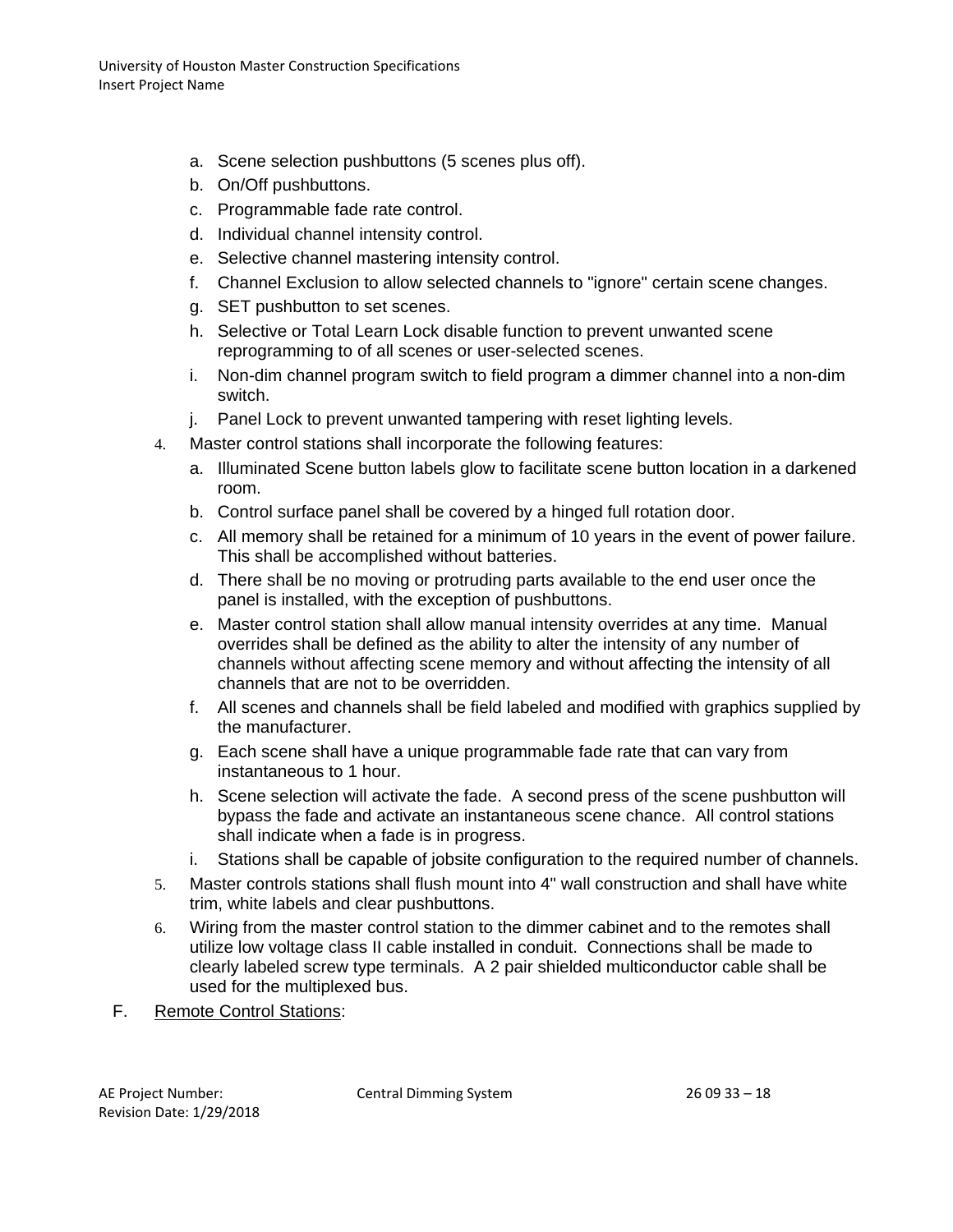a. Scene selection pushbuttons (5 scenes plus off).
b. On/Off pushbuttons.
c. Programmable fade rate control.
d. Individual channel intensity control.
e. Selective channel mastering intensity control.
f. Channel Exclusion to allow selected channels to "ignore" certain scene changes.
g. SET pushbutton to set scenes.
h. Selective or Total Learn Lock disable function to prevent unwanted scene reprogramming to of all scenes or user-selected scenes.
i. Non-dim channel program switch to field program a dimmer channel into a non-dim switch.
j. Panel Lock to prevent unwanted tampering with reset lighting levels.

4. Master control stations shall incorporate the following features:
   a. Illuminated Scene button labels glow to facilitate scene button location in a darkened room.
   b. Control surface panel shall be covered by a hinged full rotation door.
   c. All memory shall be retained for a minimum of 10 years in the event of power failure. This shall be accomplished without batteries.
   d. There shall be no moving or protruding parts available to the end user once the panel is installed, with the exception of pushbuttons.
   e. Master control station shall allow manual intensity overrides at any time. Manual overrides shall be defined as the ability to alter the intensity of any number of channels without affecting scene memory and without affecting the intensity of all channels that are not to be overridden.
   f. All scenes and channels shall be field labeled and modified with graphics supplied by the manufacturer.
   g. Each scene shall have a unique programmable fade rate that can vary from instantaneous to 1 hour.
   h. Scene selection will activate the fade. A second press of the scene pushbutton will bypass the fade and activate an instantaneous scene chance. All control stations shall indicate when a fade is in progress.
   i. Stations shall be capable of jobsite configuration to the required number of channels.
5. Master controls stations shall flush mount into 4" wall construction and shall have white trim, white labels and clear pushbuttons.
6. Wiring from the master control station to the dimmer cabinet and to the remotes shall utilize low voltage class II cable installed in conduit. Connections shall be made to clearly labeled screw type terminals. A 2 pair shielded multiconductor cable shall be used for the multiplexed bus.

F. Remote Control Stations: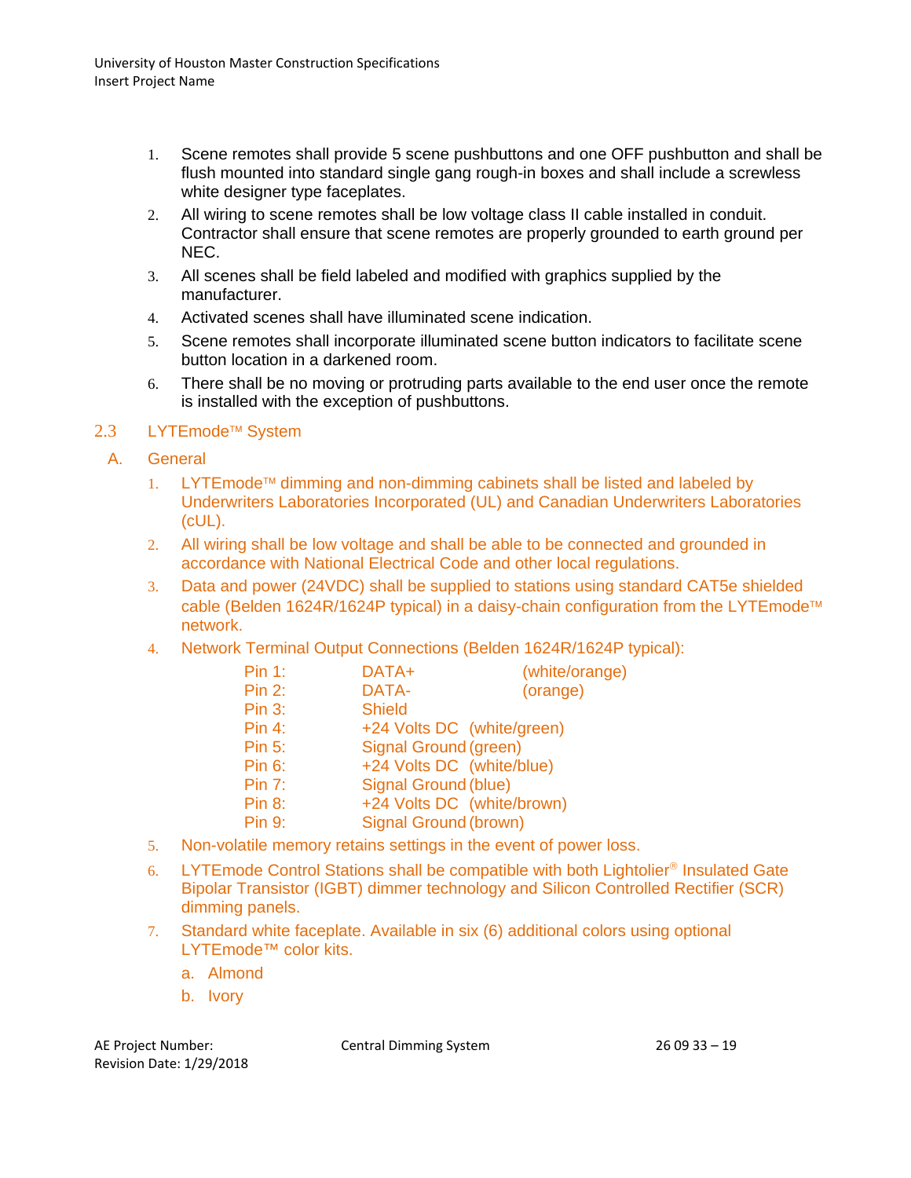1. Scene remotes shall provide 5 scene pushbuttons and one OFF pushbutton and shall be flush mounted into standard single gang rough-in boxes and shall include a screwless white designer type faceplates.
2. All wiring to scene remotes shall be low voltage class II cable installed in conduit. Contractor shall ensure that scene remotes are properly grounded to earth ground per NEC.
3. All scenes shall be field labeled and modified with graphics supplied by the manufacturer.
4. Activated scenes shall have illuminated scene indication.
5. Scene remotes shall incorporate illuminated scene button indicators to facilitate scene button location in a darkened room.
6. There shall be no moving or protruding parts available to the end user once the remote is installed with the exception of pushbuttons.

## 2.3 LYTEmode™ System

A. General

1. LYTEmode™ dimming and non-dimming cabinets shall be listed and labeled by Underwriters Laboratories Incorporated (UL) and Canadian Underwriters Laboratories (cUL).
2. All wiring shall be low voltage and shall be able to be connected and grounded in accordance with National Electrical Code and other local regulations.
3. Data and power (24VDC) shall be supplied to stations using standard CAT5e shielded cable (Belden 1624R/1624P typical) in a daisy-chain configuration from the LYTEmode™ network.
4. Network Terminal Output Connections (Belden 1624R/1624P typical):

| | | |
|---|---|---|
| Pin 1: | DATA+ | (white/orange) |
| Pin 2: | DATA- | (orange) |
| Pin 3: | Shield | |
| Pin 4: | +24 Volts DC | (white/green) |
| Pin 5: | Signal Ground | (green) |
| Pin 6: | +24 Volts DC | (white/blue) |
| Pin 7: | Signal Ground | (blue) |
| Pin 8: | +24 Volts DC | (white/brown) |
| Pin 9: | Signal Ground | (brown) |

5. Non-volatile memory retains settings in the event of power loss.
6. LYTEmode Control Stations shall be compatible with both Lightolier® Insulated Gate Bipolar Transistor (IGBT) dimmer technology and Silicon Controlled Rectifier (SCR) dimming panels.
7. Standard white faceplate. Available in six (6) additional colors using optional LYTEmode™ color kits.
   a. Almond
   b. Ivory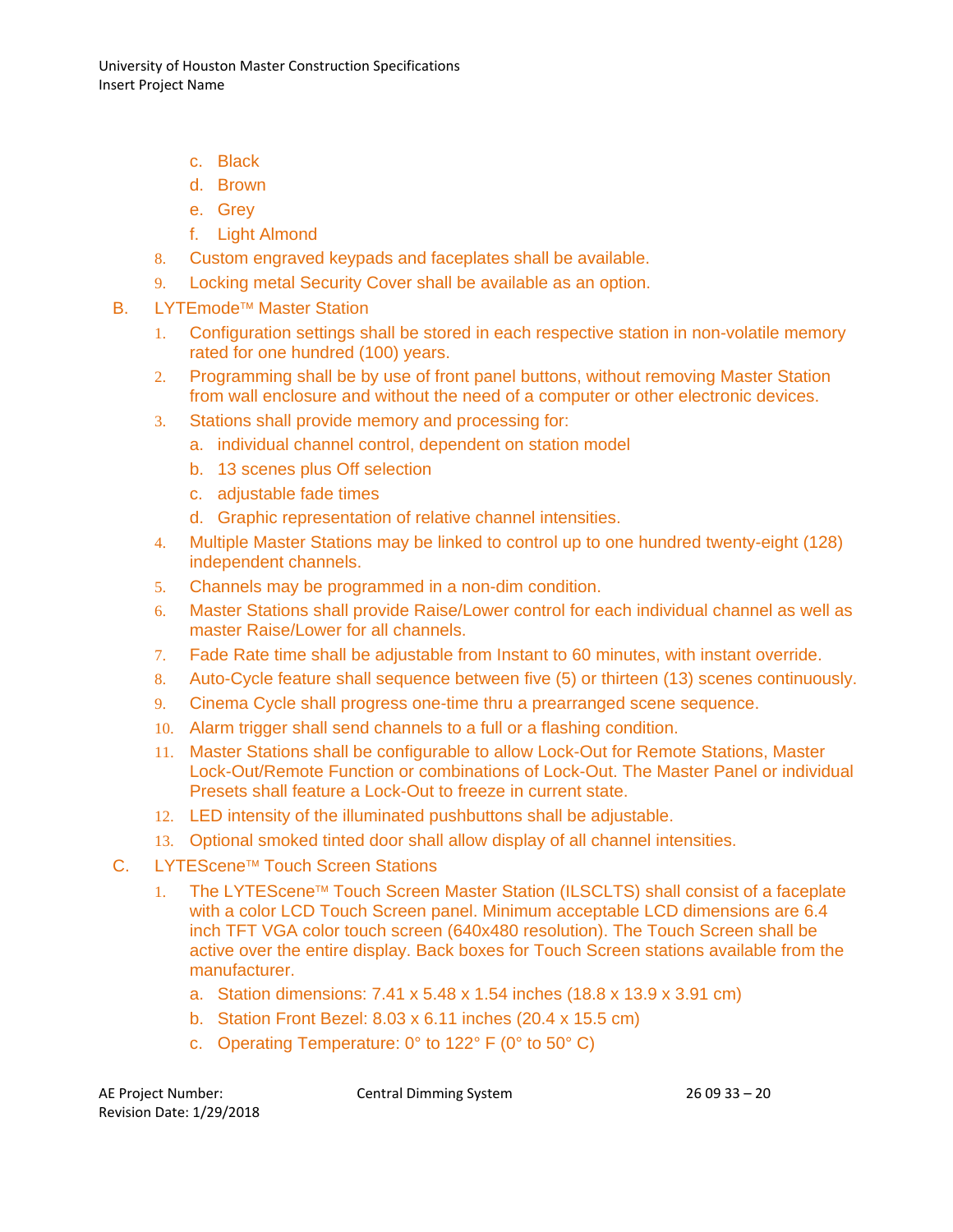c. Black
d. Brown
e. Grey
f. Light Almond

8. Custom engraved keypads and faceplates shall be available.
9. Locking metal Security Cover shall be available as an option.

B. LYTEmode™ Master Station

1. Configuration settings shall be stored in each respective station in non-volatile memory rated for one hundred (100) years.
2. Programming shall be by use of front panel buttons, without removing Master Station from wall enclosure and without the need of a computer or other electronic devices.
3. Stations shall provide memory and processing for:
   a. individual channel control, dependent on station model
   b. 13 scenes plus Off selection
   c. adjustable fade times
   d. Graphic representation of relative channel intensities.
4. Multiple Master Stations may be linked to control up to one hundred twenty-eight (128) independent channels.
5. Channels may be programmed in a non-dim condition.
6. Master Stations shall provide Raise/Lower control for each individual channel as well as master Raise/Lower for all channels.
7. Fade Rate time shall be adjustable from Instant to 60 minutes, with instant override.
8. Auto-Cycle feature shall sequence between five (5) or thirteen (13) scenes continuously.
9. Cinema Cycle shall progress one-time thru a prearranged scene sequence.
10. Alarm trigger shall send channels to a full or a flashing condition.
11. Master Stations shall be configurable to allow Lock-Out for Remote Stations, Master Lock-Out/Remote Function or combinations of Lock-Out. The Master Panel or individual Presets shall feature a Lock-Out to freeze in current state.
12. LED intensity of the illuminated pushbuttons shall be adjustable.
13. Optional smoked tinted door shall allow display of all channel intensities.

C. LYTEScene™ Touch Screen Stations

1. The LYTEScene™ Touch Screen Master Station (ILSCLTS) shall consist of a faceplate with a color LCD Touch Screen panel. Minimum acceptable LCD dimensions are 6.4 inch TFT VGA color touch screen (640x480 resolution). The Touch Screen shall be active over the entire display. Back boxes for Touch Screen stations available from the manufacturer.
   a. Station dimensions: 7.41 x 5.48 x 1.54 inches (18.8 x 13.9 x 3.91 cm)
   b. Station Front Bezel: 8.03 x 6.11 inches (20.4 x 15.5 cm)
   c. Operating Temperature: 0° to 122° F (0° to 50° C)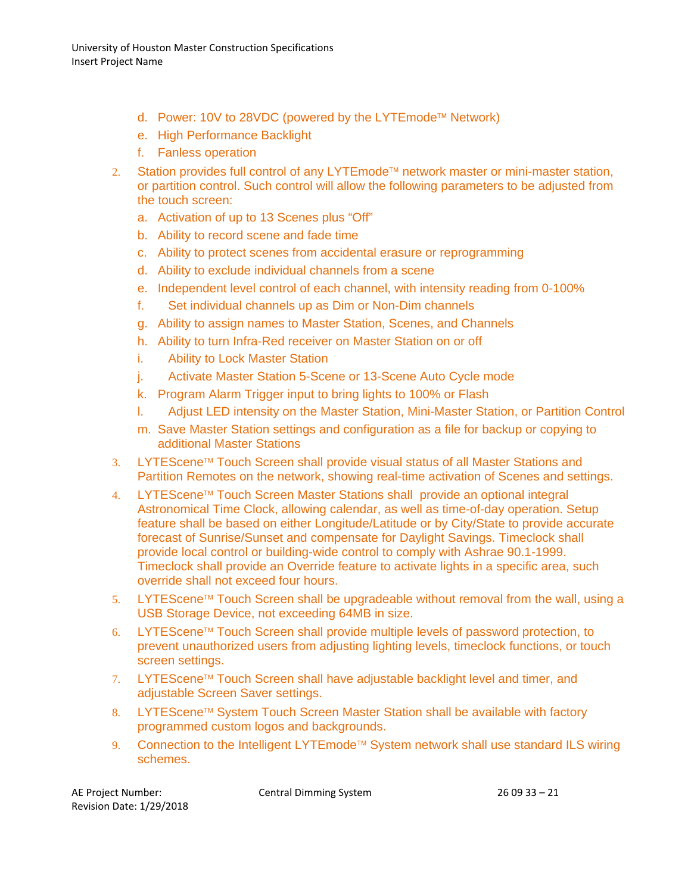d. Power: 10V to 28VDC (powered by the LYTEmode™ Network)
e. High Performance Backlight
f. Fanless operation

2. Station provides full control of any LYTEmode™ network master or mini-master station, or partition control. Such control will allow the following parameters to be adjusted from the touch screen:
   a. Activation of up to 13 Scenes plus "Off"
   b. Ability to record scene and fade time
   c. Ability to protect scenes from accidental erasure or reprogramming
   d. Ability to exclude individual channels from a scene
   e. Independent level control of each channel, with intensity reading from 0-100%
   f. Set individual channels up as Dim or Non-Dim channels
   g. Ability to assign names to Master Station, Scenes, and Channels
   h. Ability to turn Infra-Red receiver on Master Station on or off
   i. Ability to Lock Master Station
   j. Activate Master Station 5-Scene or 13-Scene Auto Cycle mode
   k. Program Alarm Trigger input to bring lights to 100% or Flash
   l. Adjust LED intensity on the Master Station, Mini-Master Station, or Partition Control
   m. Save Master Station settings and configuration as a file for backup or copying to additional Master Stations
3. LYTEScene™ Touch Screen shall provide visual status of all Master Stations and Partition Remotes on the network, showing real-time activation of Scenes and settings.
4. LYTEScene™ Touch Screen Master Stations shall provide an optional integral Astronomical Time Clock, allowing calendar, as well as time-of-day operation. Setup feature shall be based on either Longitude/Latitude or by City/State to provide accurate forecast of Sunrise/Sunset and compensate for Daylight Savings. Timeclock shall provide local control or building-wide control to comply with Ashrae 90.1-1999. Timeclock shall provide an Override feature to activate lights in a specific area, such override shall not exceed four hours.
5. LYTEScene™ Touch Screen shall be upgradeable without removal from the wall, using a USB Storage Device, not exceeding 64MB in size.
6. LYTEScene™ Touch Screen shall provide multiple levels of password protection, to prevent unauthorized users from adjusting lighting levels, timeclock functions, or touch screen settings.
7. LYTEScene™ Touch Screen shall have adjustable backlight level and timer, and adjustable Screen Saver settings.
8. LYTEScene™ System Touch Screen Master Station shall be available with factory programmed custom logos and backgrounds.
9. Connection to the Intelligent LYTEmode™ System network shall use standard ILS wiring schemes.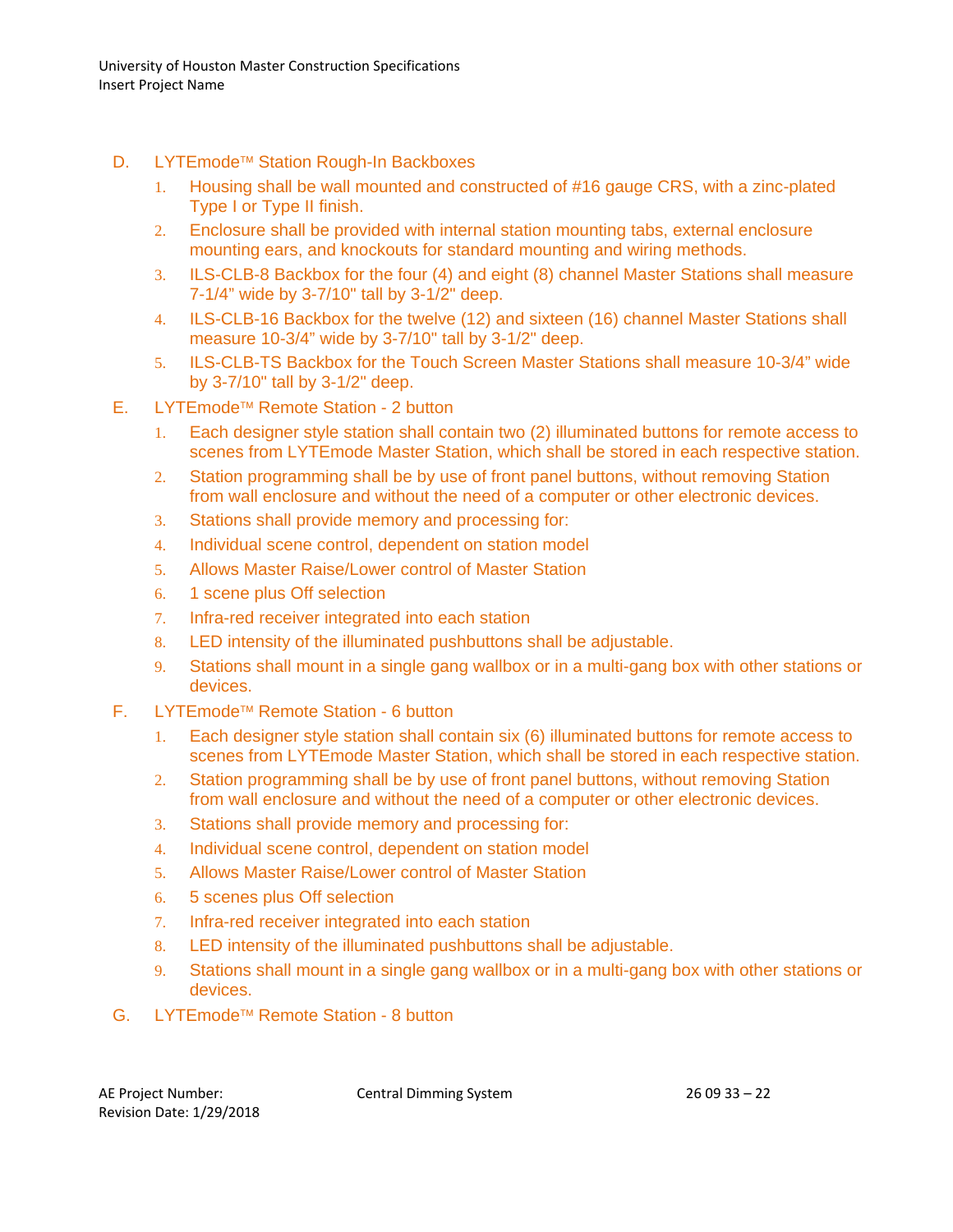D. LYTEmode™ Station Rough-In Backboxes

1. Housing shall be wall mounted and constructed of #16 gauge CRS, with a zinc-plated Type I or Type II finish.
2. Enclosure shall be provided with internal station mounting tabs, external enclosure mounting ears, and knockouts for standard mounting and wiring methods.
3. ILS-CLB-8 Backbox for the four (4) and eight (8) channel Master Stations shall measure 7-1/4" wide by 3-7/10" tall by 3-1/2" deep.
4. ILS-CLB-16 Backbox for the twelve (12) and sixteen (16) channel Master Stations shall measure 10-3/4" wide by 3-7/10" tall by 3-1/2" deep.
5. ILS-CLB-TS Backbox for the Touch Screen Master Stations shall measure 10-3/4" wide by 3-7/10" tall by 3-1/2" deep.

E. LYTEmode™ Remote Station - 2 button

1. Each designer style station shall contain two (2) illuminated buttons for remote access to scenes from LYTEmode Master Station, which shall be stored in each respective station.
2. Station programming shall be by use of front panel buttons, without removing Station from wall enclosure and without the need of a computer or other electronic devices.
3. Stations shall provide memory and processing for:
4. Individual scene control, dependent on station model
5. Allows Master Raise/Lower control of Master Station
6. 1 scene plus Off selection
7. Infra-red receiver integrated into each station
8. LED intensity of the illuminated pushbuttons shall be adjustable.
9. Stations shall mount in a single gang wallbox or in a multi-gang box with other stations or devices.

F. LYTEmode™ Remote Station - 6 button

1. Each designer style station shall contain six (6) illuminated buttons for remote access to scenes from LYTEmode Master Station, which shall be stored in each respective station.
2. Station programming shall be by use of front panel buttons, without removing Station from wall enclosure and without the need of a computer or other electronic devices.
3. Stations shall provide memory and processing for:
4. Individual scene control, dependent on station model
5. Allows Master Raise/Lower control of Master Station
6. 5 scenes plus Off selection
7. Infra-red receiver integrated into each station
8. LED intensity of the illuminated pushbuttons shall be adjustable.
9. Stations shall mount in a single gang wallbox or in a multi-gang box with other stations or devices.

G. LYTEmode™ Remote Station - 8 button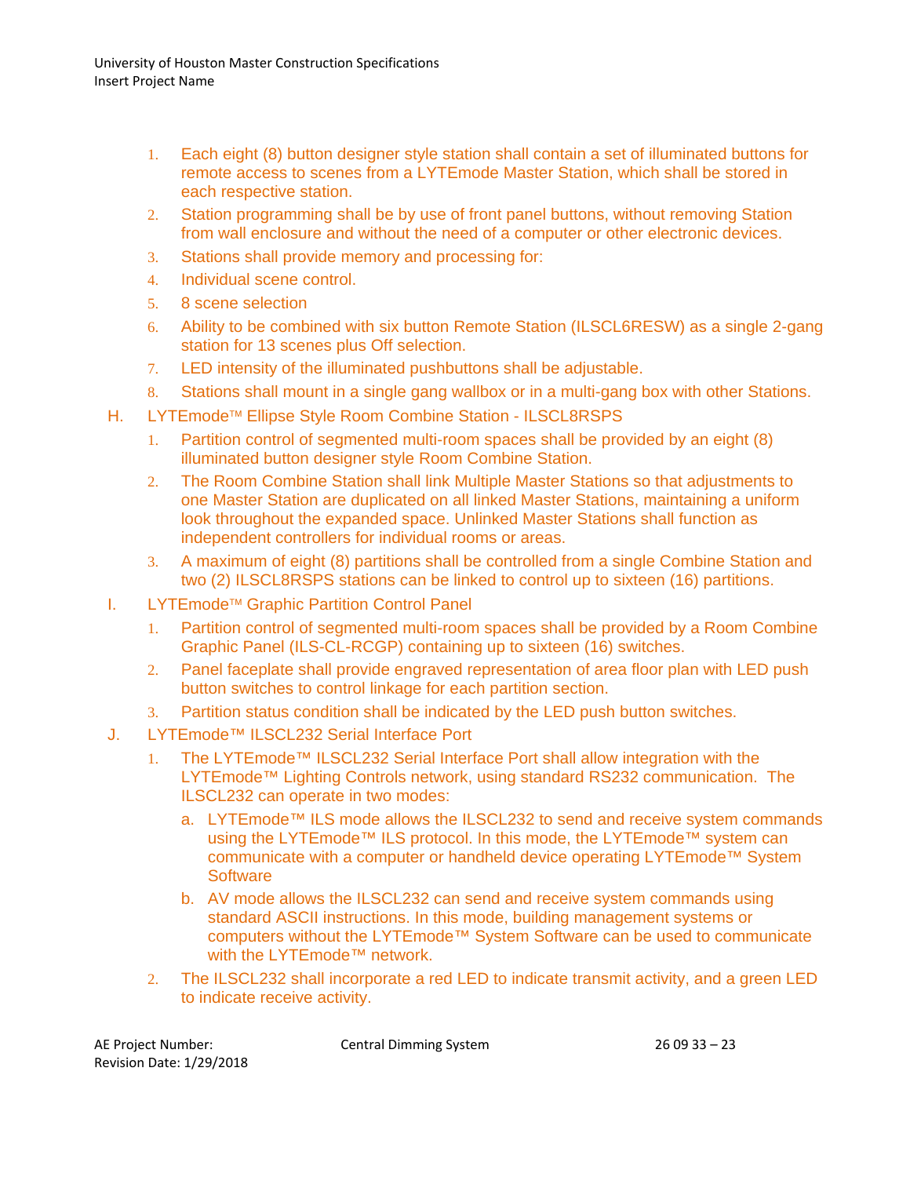1. Each eight (8) button designer style station shall contain a set of illuminated buttons for remote access to scenes from a LYTEmode Master Station, which shall be stored in each respective station.
2. Station programming shall be by use of front panel buttons, without removing Station from wall enclosure and without the need of a computer or other electronic devices.
3. Stations shall provide memory and processing for:
4. Individual scene control.
5. 8 scene selection
6. Ability to be combined with six button Remote Station (ILSCL6RESW) as a single 2-gang station for 13 scenes plus Off selection.
7. LED intensity of the illuminated pushbuttons shall be adjustable.
8. Stations shall mount in a single gang wallbox or in a multi-gang box with other Stations.

H. LYTEmode™ Ellipse Style Room Combine Station - ILSCL8RSPS
   1. Partition control of segmented multi-room spaces shall be provided by an eight (8) illuminated button designer style Room Combine Station.
   2. The Room Combine Station shall link Multiple Master Stations so that adjustments to one Master Station are duplicated on all linked Master Stations, maintaining a uniform look throughout the expanded space. Unlinked Master Stations shall function as independent controllers for individual rooms or areas.
   3. A maximum of eight (8) partitions shall be controlled from a single Combine Station and two (2) ILSCL8RSPS stations can be linked to control up to sixteen (16) partitions.

I. LYTEmode™ Graphic Partition Control Panel
   1. Partition control of segmented multi-room spaces shall be provided by a Room Combine Graphic Panel (ILS-CL-RCGP) containing up to sixteen (16) switches.
   2. Panel faceplate shall provide engraved representation of area floor plan with LED push button switches to control linkage for each partition section.
   3. Partition status condition shall be indicated by the LED push button switches.

J. LYTEmode™ ILSCL232 Serial Interface Port
   1. The LYTEmode™ ILSCL232 Serial Interface Port shall allow integration with the LYTEmode™ Lighting Controls network, using standard RS232 communication. The ILSCL232 can operate in two modes:
      a. LYTEmode™ ILS mode allows the ILSCL232 to send and receive system commands using the LYTEmode™ ILS protocol. In this mode, the LYTEmode™ system can communicate with a computer or handheld device operating LYTEmode™ System Software
      b. AV mode allows the ILSCL232 can send and receive system commands using standard ASCII instructions. In this mode, building management systems or computers without the LYTEmode™ System Software can be used to communicate with the LYTEmode™ network.
   2. The ILSCL232 shall incorporate a red LED to indicate transmit activity, and a green LED to indicate receive activity.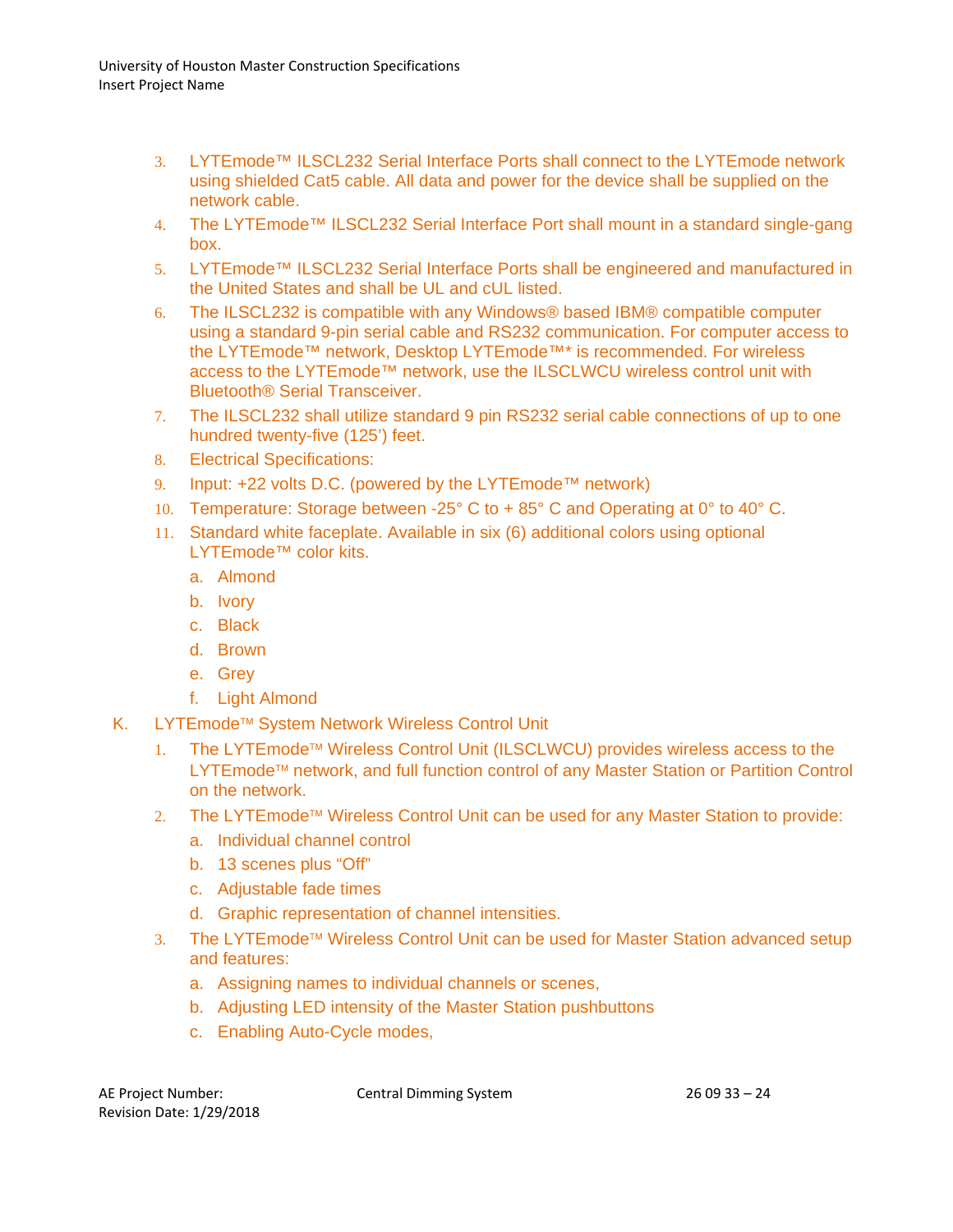3. LYTEmode™ ILSCL232 Serial Interface Ports shall connect to the LYTEmode network using shielded Cat5 cable. All data and power for the device shall be supplied on the network cable.
4. The LYTEmode™ ILSCL232 Serial Interface Port shall mount in a standard single-gang box.
5. LYTEmode™ ILSCL232 Serial Interface Ports shall be engineered and manufactured in the United States and shall be UL and cUL listed.
6. The ILSCL232 is compatible with any Windows® based IBM® compatible computer using a standard 9-pin serial cable and RS232 communication. For computer access to the LYTEmode™ network, Desktop LYTEmode™* is recommended. For wireless access to the LYTEmode™ network, use the ILSCLWCU wireless control unit with Bluetooth® Serial Transceiver.
7. The ILSCL232 shall utilize standard 9 pin RS232 serial cable connections of up to one hundred twenty-five (125') feet.
8. Electrical Specifications:
9. Input: +22 volts D.C. (powered by the LYTEmode™ network)
10. Temperature: Storage between -25° C to + 85° C and Operating at 0° to 40° C.
11. Standard white faceplate. Available in six (6) additional colors using optional LYTEmode™ color kits.
    a. Almond
    b. Ivory
    c. Black
    d. Brown
    e. Grey
    f. Light Almond

K. LYTEmode™ System Network Wireless Control Unit
1. The LYTEmode™ Wireless Control Unit (ILSCLWCU) provides wireless access to the LYTEmode™ network, and full function control of any Master Station or Partition Control on the network.
2. The LYTEmode™ Wireless Control Unit can be used for any Master Station to provide:
    a. Individual channel control
    b. 13 scenes plus "Off"
    c. Adjustable fade times
    d. Graphic representation of channel intensities.
3. The LYTEmode™ Wireless Control Unit can be used for Master Station advanced setup and features:
    a. Assigning names to individual channels or scenes,
    b. Adjusting LED intensity of the Master Station pushbuttons
    c. Enabling Auto-Cycle modes,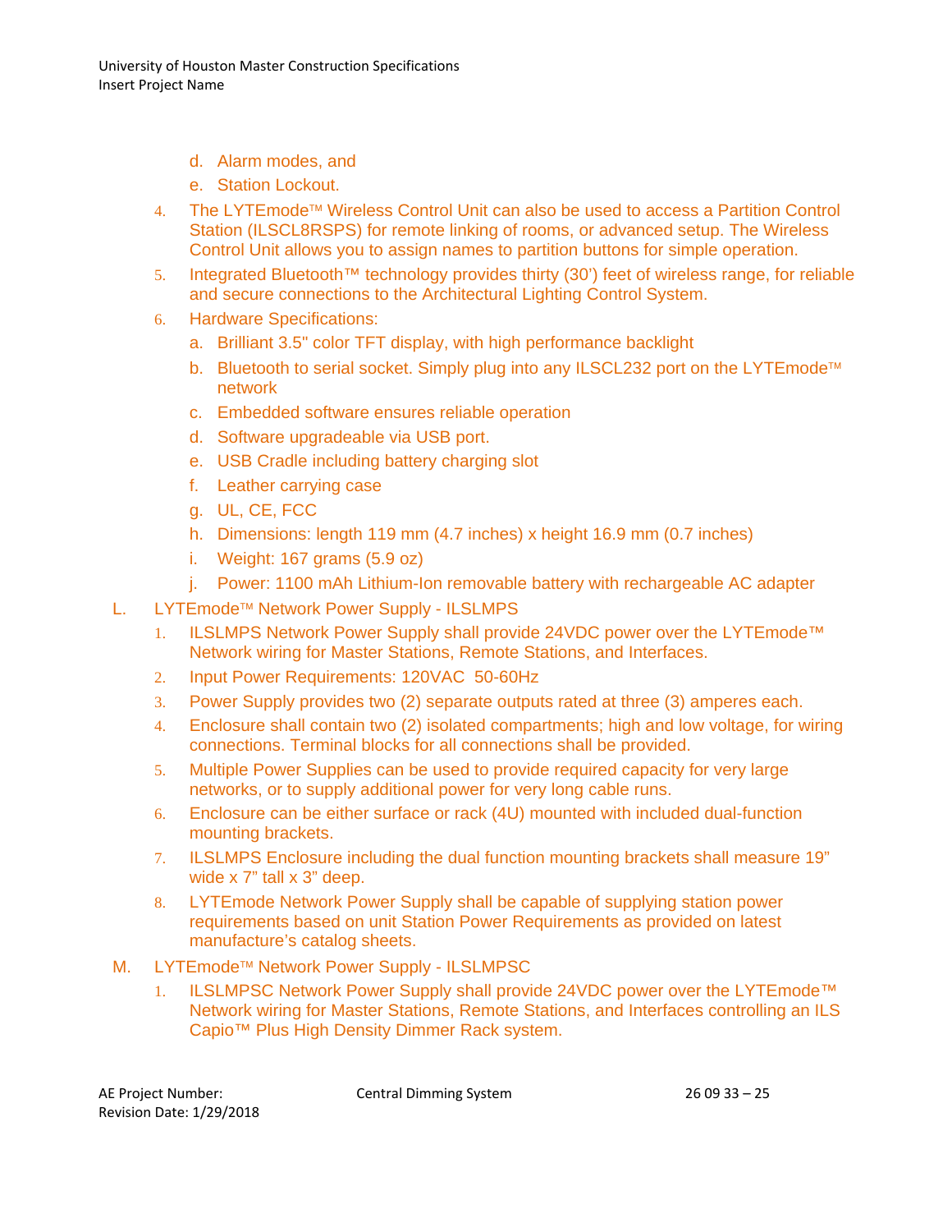d. Alarm modes, and
e. Station Lockout.

4. The LYTEmode™ Wireless Control Unit can also be used to access a Partition Control Station (ILSCL8RSPS) for remote linking of rooms, or advanced setup. The Wireless Control Unit allows you to assign names to partition buttons for simple operation.
5. Integrated Bluetooth™ technology provides thirty (30') feet of wireless range, for reliable and secure connections to the Architectural Lighting Control System.
6. Hardware Specifications:
   a. Brilliant 3.5" color TFT display, with high performance backlight
   b. Bluetooth to serial socket. Simply plug into any ILSCL232 port on the LYTEmode™ network
   c. Embedded software ensures reliable operation
   d. Software upgradeable via USB port.
   e. USB Cradle including battery charging slot
   f. Leather carrying case
   g. UL, CE, FCC
   h. Dimensions: length 119 mm (4.7 inches) x height 16.9 mm (0.7 inches)
   i. Weight: 167 grams (5.9 oz)
   j. Power: 1100 mAh Lithium-Ion removable battery with rechargeable AC adapter

L. LYTEmode™ Network Power Supply - ILSLMPS
   1. ILSLMPS Network Power Supply shall provide 24VDC power over the LYTEmode™ Network wiring for Master Stations, Remote Stations, and Interfaces.
   2. Input Power Requirements: 120VAC 50-60Hz
   3. Power Supply provides two (2) separate outputs rated at three (3) amperes each.
   4. Enclosure shall contain two (2) isolated compartments; high and low voltage, for wiring connections. Terminal blocks for all connections shall be provided.
   5. Multiple Power Supplies can be used to provide required capacity for very large networks, or to supply additional power for very long cable runs.
   6. Enclosure can be either surface or rack (4U) mounted with included dual-function mounting brackets.
   7. ILSLMPS Enclosure including the dual function mounting brackets shall measure 19" wide x 7" tall x 3" deep.
   8. LYTEmode Network Power Supply shall be capable of supplying station power requirements based on unit Station Power Requirements as provided on latest manufacture's catalog sheets.

M. LYTEmode™ Network Power Supply - ILSLMPSC
   1. ILSLMPSC Network Power Supply shall provide 24VDC power over the LYTEmode™ Network wiring for Master Stations, Remote Stations, and Interfaces controlling an ILS Capio™ Plus High Density Dimmer Rack system.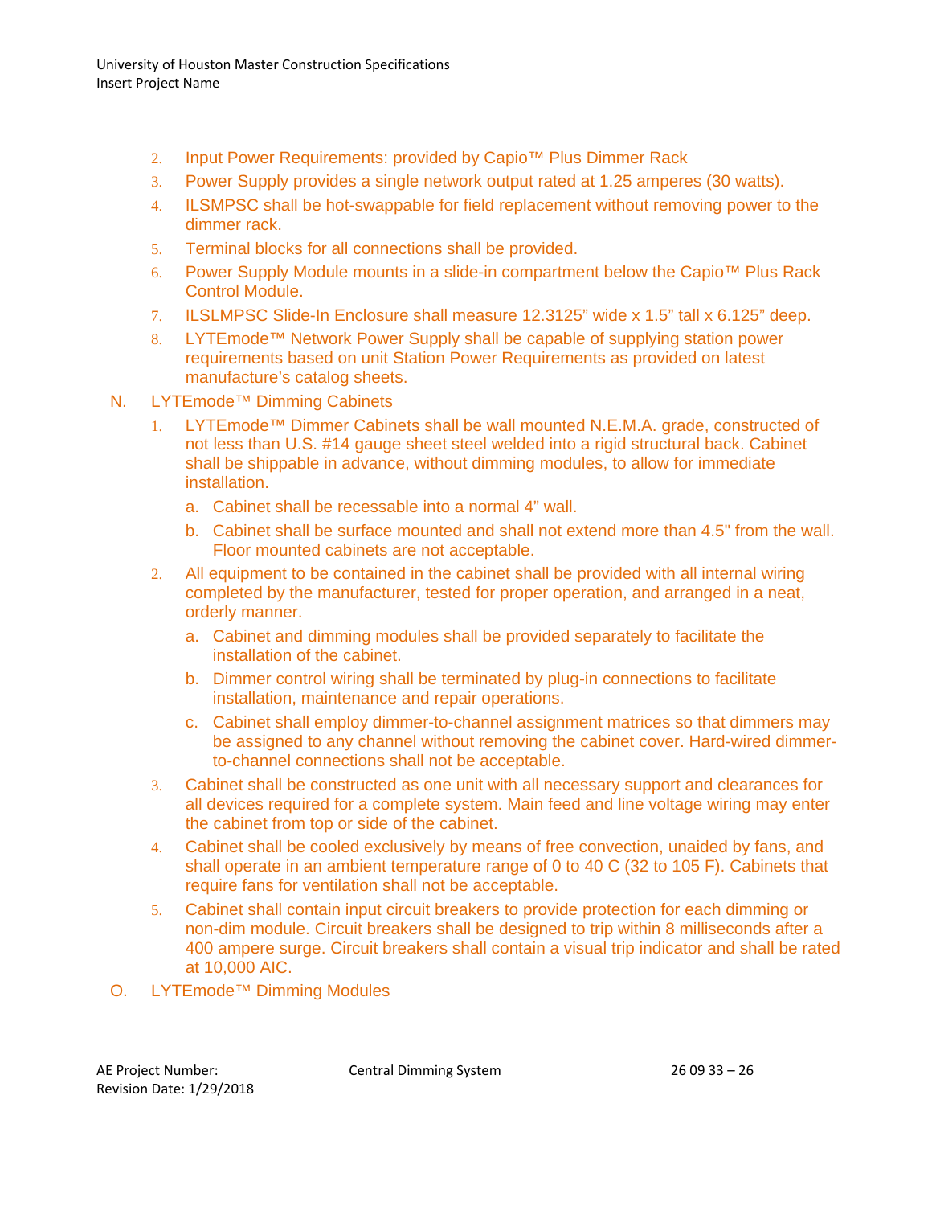2. Input Power Requirements: provided by Capio™ Plus Dimmer Rack
3. Power Supply provides a single network output rated at 1.25 amperes (30 watts).
4. ILSMPSC shall be hot-swappable for field replacement without removing power to the dimmer rack.
5. Terminal blocks for all connections shall be provided.
6. Power Supply Module mounts in a slide-in compartment below the Capio™ Plus Rack Control Module.
7. ILSLMPSC Slide-In Enclosure shall measure 12.3125" wide x 1.5" tall x 6.125" deep.
8. LYTEmode™ Network Power Supply shall be capable of supplying station power requirements based on unit Station Power Requirements as provided on latest manufacture's catalog sheets.

N. LYTEmode™ Dimming Cabinets

1. LYTEmode™ Dimmer Cabinets shall be wall mounted N.E.M.A. grade, constructed of not less than U.S. #14 gauge sheet steel welded into a rigid structural back. Cabinet shall be shippable in advance, without dimming modules, to allow for immediate installation.
   a. Cabinet shall be recessable into a normal 4" wall.
   b. Cabinet shall be surface mounted and shall not extend more than 4.5" from the wall. Floor mounted cabinets are not acceptable.
2. All equipment to be contained in the cabinet shall be provided with all internal wiring completed by the manufacturer, tested for proper operation, and arranged in a neat, orderly manner.
   a. Cabinet and dimming modules shall be provided separately to facilitate the installation of the cabinet.
   b. Dimmer control wiring shall be terminated by plug-in connections to facilitate installation, maintenance and repair operations.
   c. Cabinet shall employ dimmer-to-channel assignment matrices so that dimmers may be assigned to any channel without removing the cabinet cover. Hard-wired dimmer-to-channel connections shall not be acceptable.
3. Cabinet shall be constructed as one unit with all necessary support and clearances for all devices required for a complete system. Main feed and line voltage wiring may enter the cabinet from top or side of the cabinet.
4. Cabinet shall be cooled exclusively by means of free convection, unaided by fans, and shall operate in an ambient temperature range of 0 to 40 C (32 to 105 F). Cabinets that require fans for ventilation shall not be acceptable.
5. Cabinet shall contain input circuit breakers to provide protection for each dimming or non-dim module. Circuit breakers shall be designed to trip within 8 milliseconds after a 400 ampere surge. Circuit breakers shall contain a visual trip indicator and shall be rated at 10,000 AIC.

O. LYTEmode™ Dimming Modules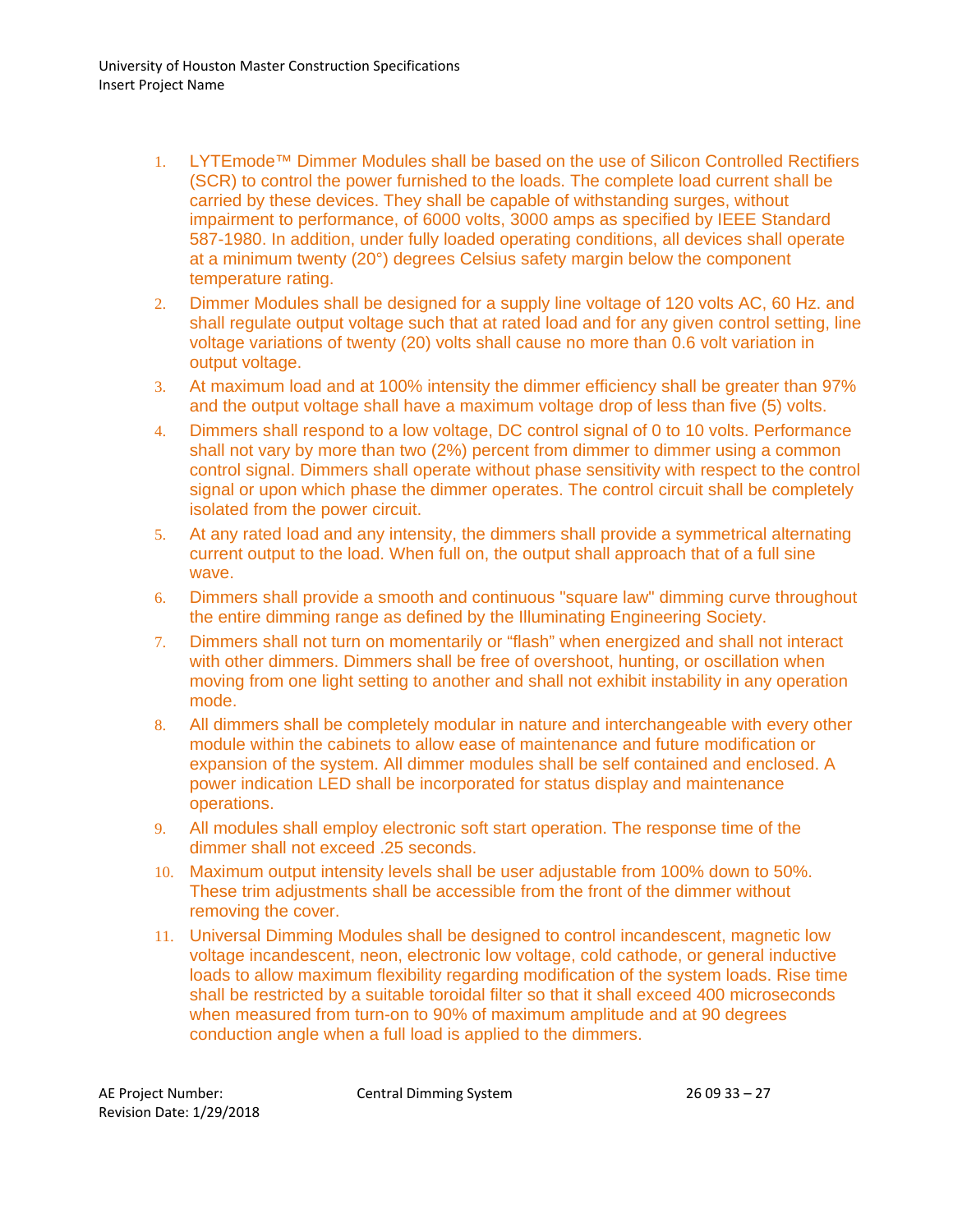1. LYTEmode™ Dimmer Modules shall be based on the use of Silicon Controlled Rectifiers (SCR) to control the power furnished to the loads. The complete load current shall be carried by these devices. They shall be capable of withstanding surges, without impairment to performance, of 6000 volts, 3000 amps as specified by IEEE Standard 587-1980. In addition, under fully loaded operating conditions, all devices shall operate at a minimum twenty (20°) degrees Celsius safety margin below the component temperature rating.
2. Dimmer Modules shall be designed for a supply line voltage of 120 volts AC, 60 Hz. and shall regulate output voltage such that at rated load and for any given control setting, line voltage variations of twenty (20) volts shall cause no more than 0.6 volt variation in output voltage.
3. At maximum load and at 100% intensity the dimmer efficiency shall be greater than 97% and the output voltage shall have a maximum voltage drop of less than five (5) volts.
4. Dimmers shall respond to a low voltage, DC control signal of 0 to 10 volts. Performance shall not vary by more than two (2%) percent from dimmer to dimmer using a common control signal. Dimmers shall operate without phase sensitivity with respect to the control signal or upon which phase the dimmer operates. The control circuit shall be completely isolated from the power circuit.
5. At any rated load and any intensity, the dimmers shall provide a symmetrical alternating current output to the load. When full on, the output shall approach that of a full sine wave.
6. Dimmers shall provide a smooth and continuous "square law" dimming curve throughout the entire dimming range as defined by the Illuminating Engineering Society.
7. Dimmers shall not turn on momentarily or “flash” when energized and shall not interact with other dimmers. Dimmers shall be free of overshoot, hunting, or oscillation when moving from one light setting to another and shall not exhibit instability in any operation mode.
8. All dimmers shall be completely modular in nature and interchangeable with every other module within the cabinets to allow ease of maintenance and future modification or expansion of the system. All dimmer modules shall be self contained and enclosed. A power indication LED shall be incorporated for status display and maintenance operations.
9. All modules shall employ electronic soft start operation. The response time of the dimmer shall not exceed .25 seconds.
10. Maximum output intensity levels shall be user adjustable from 100% down to 50%. These trim adjustments shall be accessible from the front of the dimmer without removing the cover.
11. Universal Dimming Modules shall be designed to control incandescent, magnetic low voltage incandescent, neon, electronic low voltage, cold cathode, or general inductive loads to allow maximum flexibility regarding modification of the system loads. Rise time shall be restricted by a suitable toroidal filter so that it shall exceed 400 microseconds when measured from turn-on to 90% of maximum amplitude and at 90 degrees conduction angle when a full load is applied to the dimmers.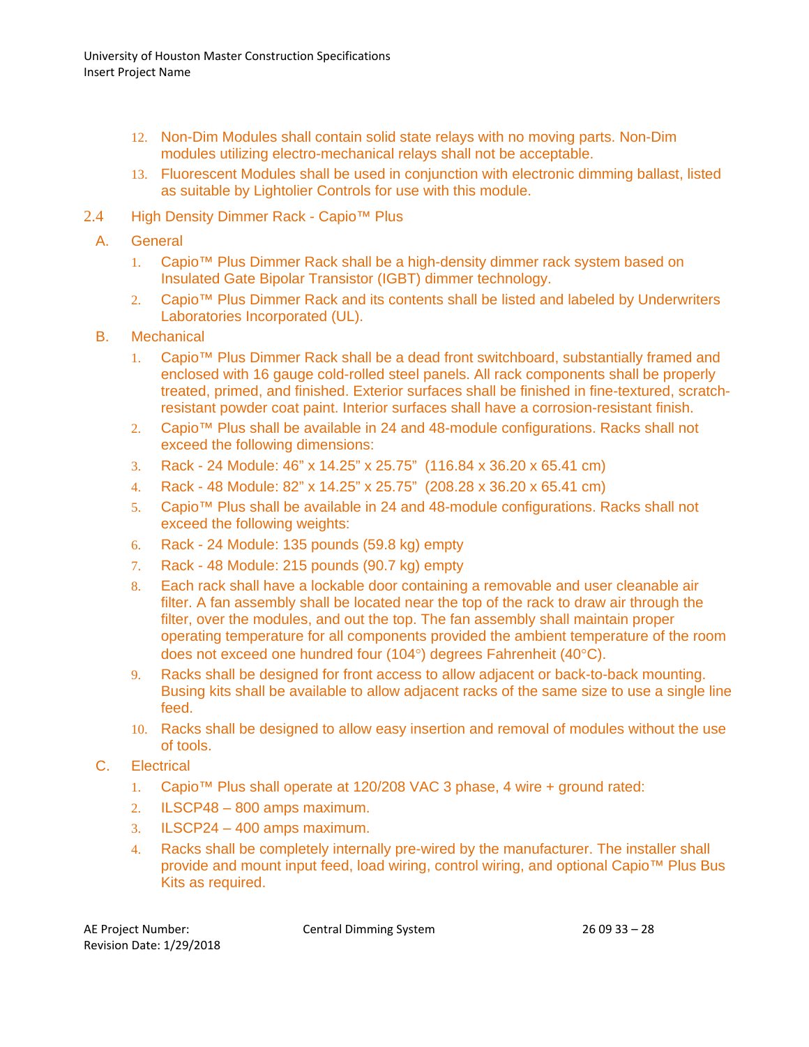12. Non-Dim Modules shall contain solid state relays with no moving parts. Non-Dim modules utilizing electro-mechanical relays shall not be acceptable.
13. Fluorescent Modules shall be used in conjunction with electronic dimming ballast, listed as suitable by Lightolier Controls for use with this module.

## 2.4 High Density Dimmer Rack - Capio™ Plus

### A. General

1. Capio™ Plus Dimmer Rack shall be a high-density dimmer rack system based on Insulated Gate Bipolar Transistor (IGBT) dimmer technology.
2. Capio™ Plus Dimmer Rack and its contents shall be listed and labeled by Underwriters Laboratories Incorporated (UL).

### B. Mechanical

1. Capio™ Plus Dimmer Rack shall be a dead front switchboard, substantially framed and enclosed with 16 gauge cold-rolled steel panels. All rack components shall be properly treated, primed, and finished. Exterior surfaces shall be finished in fine-textured, scratch-resistant powder coat paint. Interior surfaces shall have a corrosion-resistant finish.
2. Capio™ Plus shall be available in 24 and 48-module configurations. Racks shall not exceed the following dimensions:
3. Rack - 24 Module: 46” x 14.25” x 25.75” (116.84 x 36.20 x 65.41 cm)
4. Rack - 48 Module: 82” x 14.25” x 25.75” (208.28 x 36.20 x 65.41 cm)
5. Capio™ Plus shall be available in 24 and 48-module configurations. Racks shall not exceed the following weights:
6. Rack - 24 Module: 135 pounds (59.8 kg) empty
7. Rack - 48 Module: 215 pounds (90.7 kg) empty
8. Each rack shall have a lockable door containing a removable and user cleanable air filter. A fan assembly shall be located near the top of the rack to draw air through the filter, over the modules, and out the top. The fan assembly shall maintain proper operating temperature for all components provided the ambient temperature of the room does not exceed one hundred four (104°) degrees Fahrenheit (40°C).
9. Racks shall be designed for front access to allow adjacent or back-to-back mounting. Busing kits shall be available to allow adjacent racks of the same size to use a single line feed.
10. Racks shall be designed to allow easy insertion and removal of modules without the use of tools.

### C. Electrical

1. Capio™ Plus shall operate at 120/208 VAC 3 phase, 4 wire + ground rated:
2. ILSCP48 – 800 amps maximum.
3. ILSCP24 – 400 amps maximum.
4. Racks shall be completely internally pre-wired by the manufacturer. The installer shall provide and mount input feed, load wiring, control wiring, and optional Capio™ Plus Bus Kits as required.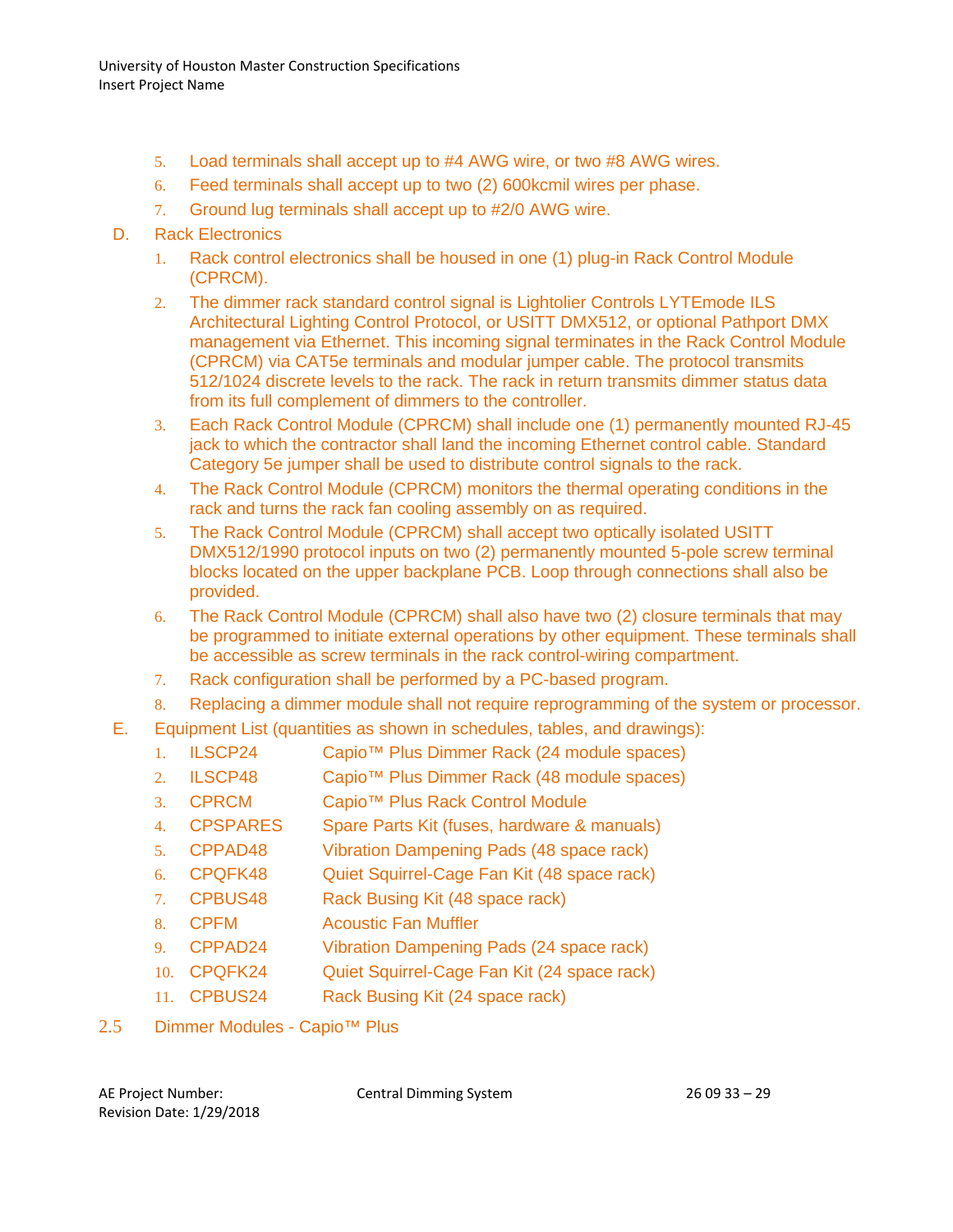5. Load terminals shall accept up to #4 AWG wire, or two #8 AWG wires.
6. Feed terminals shall accept up to two (2) 600kcmil wires per phase.
7. Ground lug terminals shall accept up to #2/0 AWG wire.

D. Rack Electronics

1. Rack control electronics shall be housed in one (1) plug-in Rack Control Module (CPRCM).
2. The dimmer rack standard control signal is Lightolier Controls LYTEmode ILS Architectural Lighting Control Protocol, or USITT DMX512, or optional Pathport DMX management via Ethernet. This incoming signal terminates in the Rack Control Module (CPRCM) via CAT5e terminals and modular jumper cable. The protocol transmits 512/1024 discrete levels to the rack. The rack in return transmits dimmer status data from its full complement of dimmers to the controller.
3. Each Rack Control Module (CPRCM) shall include one (1) permanently mounted RJ-45 jack to which the contractor shall land the incoming Ethernet control cable. Standard Category 5e jumper shall be used to distribute control signals to the rack.
4. The Rack Control Module (CPRCM) monitors the thermal operating conditions in the rack and turns the rack fan cooling assembly on as required.
5. The Rack Control Module (CPRCM) shall accept two optically isolated USITT DMX512/1990 protocol inputs on two (2) permanently mounted 5-pole screw terminal blocks located on the upper backplane PCB. Loop through connections shall also be provided.
6. The Rack Control Module (CPRCM) shall also have two (2) closure terminals that may be programmed to initiate external operations by other equipment. These terminals shall be accessible as screw terminals in the rack control-wiring compartment.
7. Rack configuration shall be performed by a PC-based program.
8. Replacing a dimmer module shall not require reprogramming of the system or processor.

E. Equipment List (quantities as shown in schedules, tables, and drawings):

1. ILSCP24 Capio™ Plus Dimmer Rack (24 module spaces)
2. ILSCP48 Capio™ Plus Dimmer Rack (48 module spaces)
3. CPRCM Capio™ Plus Rack Control Module
4. CPSPARES Spare Parts Kit (fuses, hardware & manuals)
5. CPPAD48 Vibration Dampening Pads (48 space rack)
6. CPQFK48 Quiet Squirrel-Cage Fan Kit (48 space rack)
7. CPBUS48 Rack Busing Kit (48 space rack)
8. CPFM Acoustic Fan Muffler
9. CPPAD24 Vibration Dampening Pads (24 space rack)
10. CPQFK24 Quiet Squirrel-Cage Fan Kit (24 space rack)
11. CPBUS24 Rack Busing Kit (24 space rack)

## 2.5 Dimmer Modules - Capio™ Plus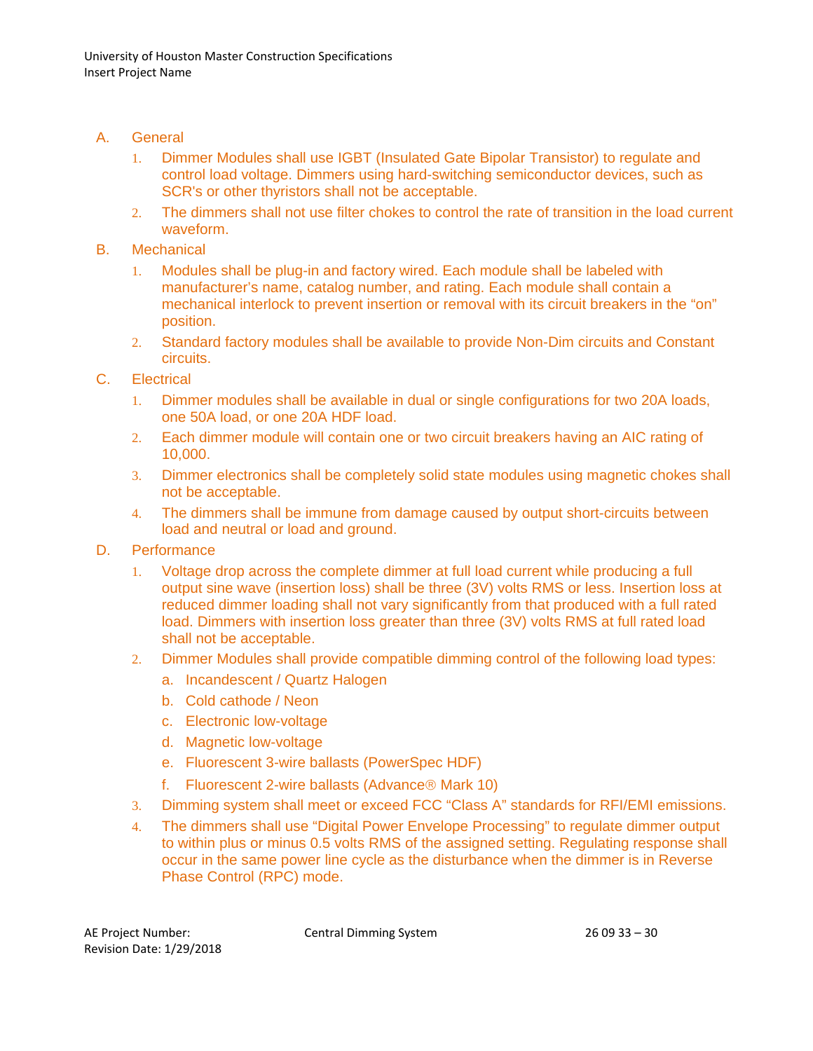A. General

1. Dimmer Modules shall use IGBT (Insulated Gate Bipolar Transistor) to regulate and control load voltage. Dimmers using hard-switching semiconductor devices, such as SCR's or other thyristors shall not be acceptable.
2. The dimmers shall not use filter chokes to control the rate of transition in the load current waveform.

B. Mechanical

1. Modules shall be plug-in and factory wired. Each module shall be labeled with manufacturer's name, catalog number, and rating. Each module shall contain a mechanical interlock to prevent insertion or removal with its circuit breakers in the "on" position.
2. Standard factory modules shall be available to provide Non-Dim circuits and Constant circuits.

C. Electrical

1. Dimmer modules shall be available in dual or single configurations for two 20A loads, one 50A load, or one 20A HDF load.
2. Each dimmer module will contain one or two circuit breakers having an AIC rating of 10,000.
3. Dimmer electronics shall be completely solid state modules using magnetic chokes shall not be acceptable.
4. The dimmers shall be immune from damage caused by output short-circuits between load and neutral or load and ground.

D. Performance

1. Voltage drop across the complete dimmer at full load current while producing a full output sine wave (insertion loss) shall be three (3V) volts RMS or less. Insertion loss at reduced dimmer loading shall not vary significantly from that produced with a full rated load. Dimmers with insertion loss greater than three (3V) volts RMS at full rated load shall not be acceptable.
2. Dimmer Modules shall provide compatible dimming control of the following load types:
   a. Incandescent / Quartz Halogen
   b. Cold cathode / Neon
   c. Electronic low-voltage
   d. Magnetic low-voltage
   e. Fluorescent 3-wire ballasts (PowerSpec HDF)
   f. Fluorescent 2-wire ballasts (Advance® Mark 10)
3. Dimming system shall meet or exceed FCC "Class A" standards for RFI/EMI emissions.
4. The dimmers shall use "Digital Power Envelope Processing" to regulate dimmer output to within plus or minus 0.5 volts RMS of the assigned setting. Regulating response shall occur in the same power line cycle as the disturbance when the dimmer is in Reverse Phase Control (RPC) mode.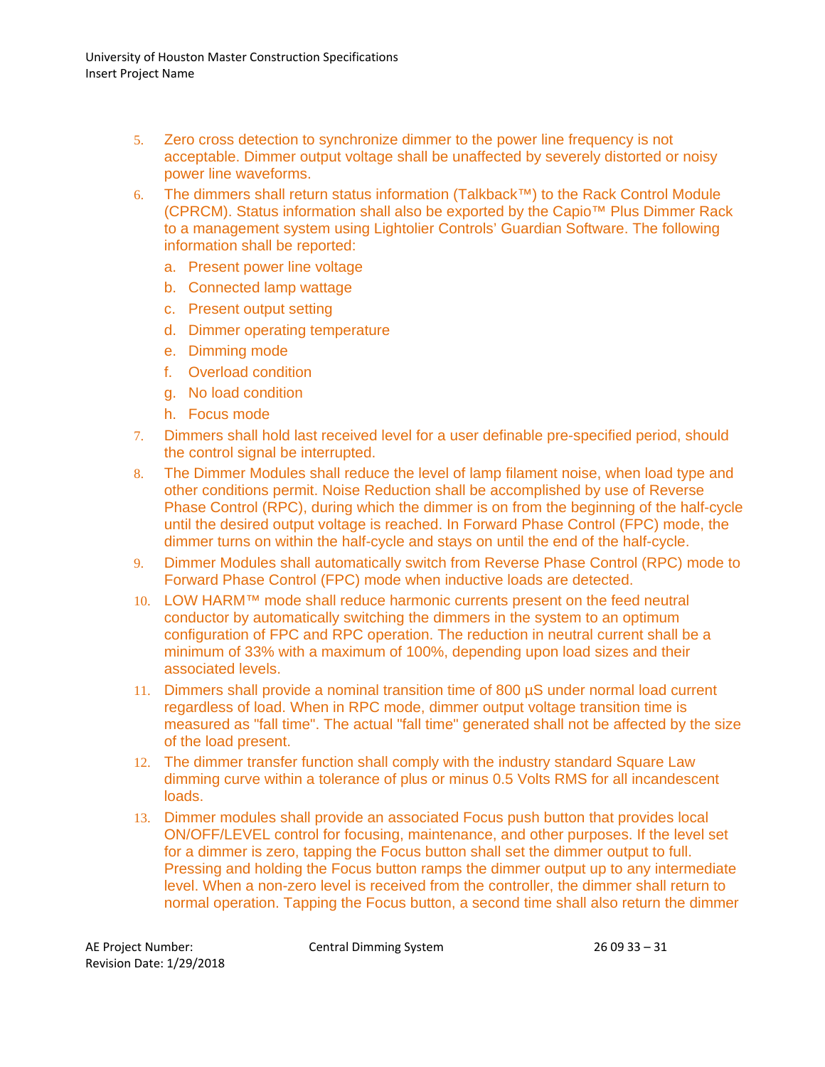5. Zero cross detection to synchronize dimmer to the power line frequency is not acceptable. Dimmer output voltage shall be unaffected by severely distorted or noisy power line waveforms.
6. The dimmers shall return status information (Talkback™) to the Rack Control Module (CPRCM). Status information shall also be exported by the Capio™ Plus Dimmer Rack to a management system using Lightolier Controls' Guardian Software. The following information shall be reported:
   a. Present power line voltage
   b. Connected lamp wattage
   c. Present output setting
   d. Dimmer operating temperature
   e. Dimming mode
   f. Overload condition
   g. No load condition
   h. Focus mode
7. Dimmers shall hold last received level for a user definable pre-specified period, should the control signal be interrupted.
8. The Dimmer Modules shall reduce the level of lamp filament noise, when load type and other conditions permit. Noise Reduction shall be accomplished by use of Reverse Phase Control (RPC), during which the dimmer is on from the beginning of the half-cycle until the desired output voltage is reached. In Forward Phase Control (FPC) mode, the dimmer turns on within the half-cycle and stays on until the end of the half-cycle.
9. Dimmer Modules shall automatically switch from Reverse Phase Control (RPC) mode to Forward Phase Control (FPC) mode when inductive loads are detected.
10. LOW HARM™ mode shall reduce harmonic currents present on the feed neutral conductor by automatically switching the dimmers in the system to an optimum configuration of FPC and RPC operation. The reduction in neutral current shall be a minimum of 33% with a maximum of 100%, depending upon load sizes and their associated levels.
11. Dimmers shall provide a nominal transition time of 800 µS under normal load current regardless of load. When in RPC mode, dimmer output voltage transition time is measured as "fall time". The actual "fall time" generated shall not be affected by the size of the load present.
12. The dimmer transfer function shall comply with the industry standard Square Law dimming curve within a tolerance of plus or minus 0.5 Volts RMS for all incandescent loads.
13. Dimmer modules shall provide an associated Focus push button that provides local ON/OFF/LEVEL control for focusing, maintenance, and other purposes. If the level set for a dimmer is zero, tapping the Focus button shall set the dimmer output to full. Pressing and holding the Focus button ramps the dimmer output up to any intermediate level. When a non-zero level is received from the controller, the dimmer shall return to normal operation. Tapping the Focus button, a second time shall also return the dimmer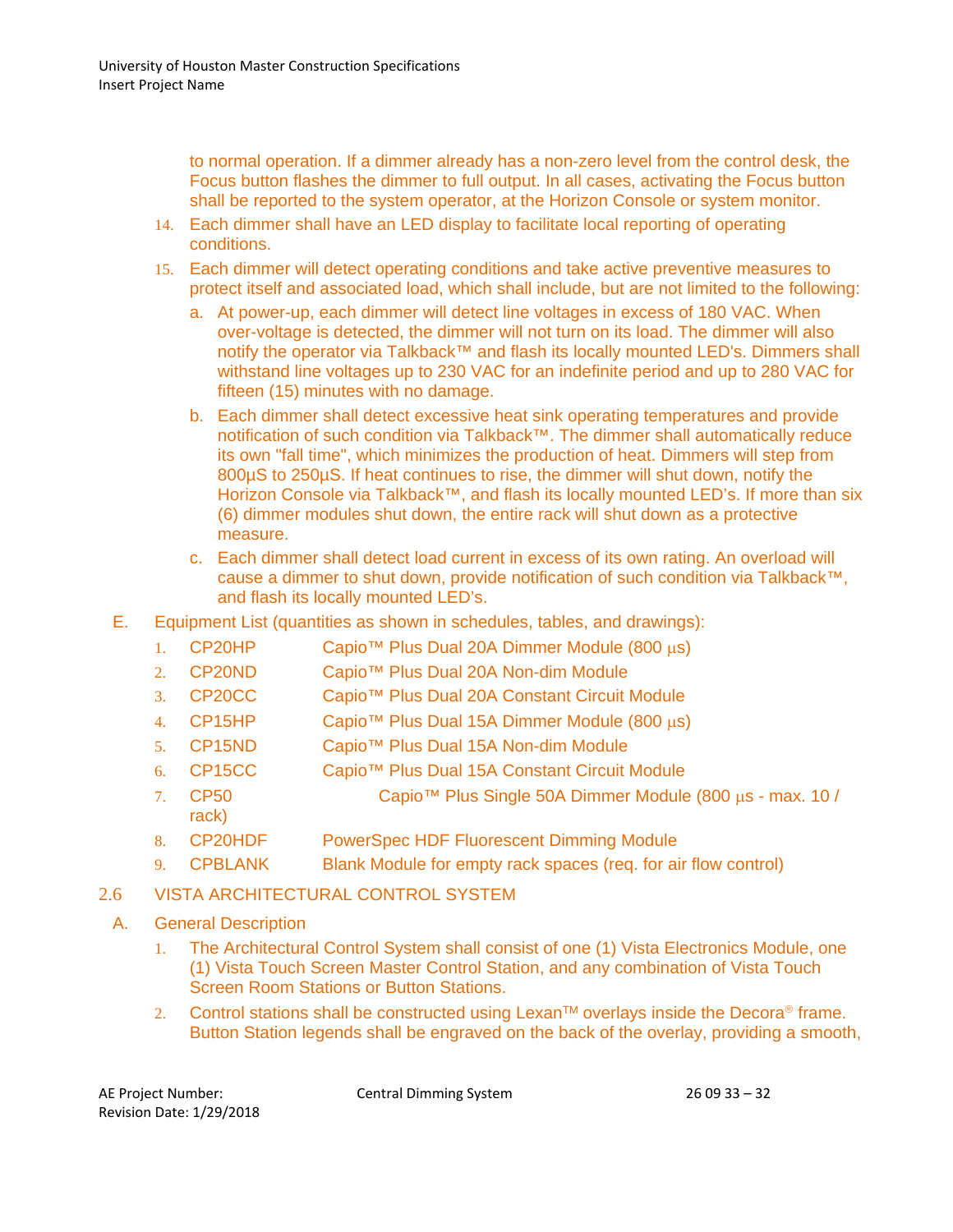to normal operation. If a dimmer already has a non-zero level from the control desk, the Focus button flashes the dimmer to full output. In all cases, activating the Focus button shall be reported to the system operator, at the Horizon Console or system monitor.

14. Each dimmer shall have an LED display to facilitate local reporting of operating conditions.
15. Each dimmer will detect operating conditions and take active preventive measures to protect itself and associated load, which shall include, but are not limited to the following:
    a. At power-up, each dimmer will detect line voltages in excess of 180 VAC. When over-voltage is detected, the dimmer will not turn on its load. The dimmer will also notify the operator via Talkback™ and flash its locally mounted LED's. Dimmers shall withstand line voltages up to 230 VAC for an indefinite period and up to 280 VAC for fifteen (15) minutes with no damage.
    b. Each dimmer shall detect excessive heat sink operating temperatures and provide notification of such condition via Talkback™. The dimmer shall automatically reduce its own "fall time", which minimizes the production of heat. Dimmers will step from 800µS to 250µS. If heat continues to rise, the dimmer will shut down, notify the Horizon Console via Talkback™, and flash its locally mounted LED's. If more than six (6) dimmer modules shut down, the entire rack will shut down as a protective measure.
    c. Each dimmer shall detect load current in excess of its own rating. An overload will cause a dimmer to shut down, provide notification of such condition via Talkback™, and flash its locally mounted LED's.

E. Equipment List (quantities as shown in schedules, tables, and drawings):
   1. CP20HP Capio™ Plus Dual 20A Dimmer Module (800 µs)
   2. CP20ND Capio™ Plus Dual 20A Non-dim Module
   3. CP20CC Capio™ Plus Dual 20A Constant Circuit Module
   4. CP15HP Capio™ Plus Dual 15A Dimmer Module (800 µs)
   5. CP15ND Capio™ Plus Dual 15A Non-dim Module
   6. CP15CC Capio™ Plus Dual 15A Constant Circuit Module
   7. CP50 Capio™ Plus Single 50A Dimmer Module (800 µs - max. 10 / rack)
   8. CP20HDF PowerSpec HDF Fluorescent Dimming Module
   9. CPBLANK Blank Module for empty rack spaces (req. for air flow control)

## 2.6 VISTA ARCHITECTURAL CONTROL SYSTEM

A. General Description
   1. The Architectural Control System shall consist of one (1) Vista Electronics Module, one (1) Vista Touch Screen Master Control Station, and any combination of Vista Touch Screen Room Stations or Button Stations.
   2. Control stations shall be constructed using Lexan™ overlays inside the Decora® frame. Button Station legends shall be engraved on the back of the overlay, providing a smooth,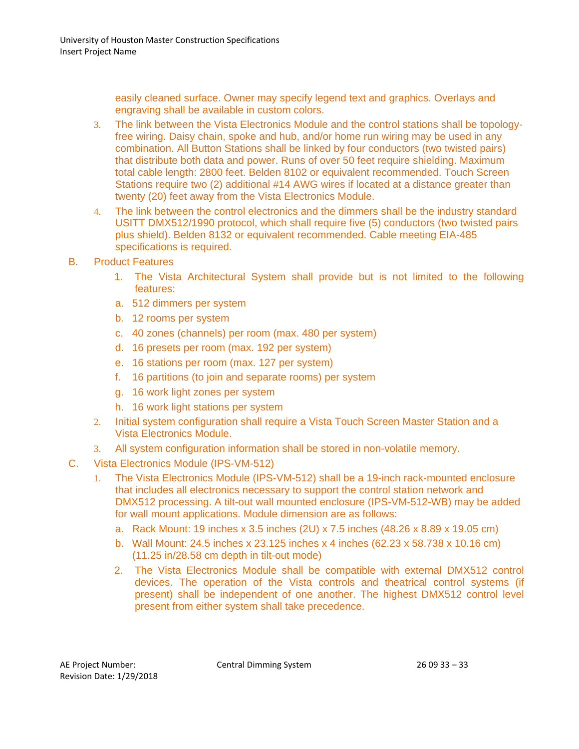easily cleaned surface. Owner may specify legend text and graphics. Overlays and engraving shall be available in custom colors.

3. The link between the Vista Electronics Module and the control stations shall be topology-free wiring. Daisy chain, spoke and hub, and/or home run wiring may be used in any combination. All Button Stations shall be linked by four conductors (two twisted pairs) that distribute both data and power. Runs of over 50 feet require shielding. Maximum total cable length: 2800 feet. Belden 8102 or equivalent recommended. Touch Screen Stations require two (2) additional #14 AWG wires if located at a distance greater than twenty (20) feet away from the Vista Electronics Module.
4. The link between the control electronics and the dimmers shall be the industry standard USITT DMX512/1990 protocol, which shall require five (5) conductors (two twisted pairs plus shield). Belden 8132 or equivalent recommended. Cable meeting EIA-485 specifications is required.

B. Product Features

1. The Vista Architectural System shall provide but is not limited to the following features:
   a. 512 dimmers per system
   b. 12 rooms per system
   c. 40 zones (channels) per room (max. 480 per system)
   d. 16 presets per room (max. 192 per system)
   e. 16 stations per room (max. 127 per system)
   f. 16 partitions (to join and separate rooms) per system
   g. 16 work light zones per system
   h. 16 work light stations per system
2. Initial system configuration shall require a Vista Touch Screen Master Station and a Vista Electronics Module.
3. All system configuration information shall be stored in non-volatile memory.

C. Vista Electronics Module (IPS-VM-512)

1. The Vista Electronics Module (IPS-VM-512) shall be a 19-inch rack-mounted enclosure that includes all electronics necessary to support the control station network and DMX512 processing. A tilt-out wall mounted enclosure (IPS-VM-512-WB) may be added for wall mount applications. Module dimension are as follows:
   a. Rack Mount: 19 inches x 3.5 inches (2U) x 7.5 inches (48.26 x 8.89 x 19.05 cm)
   b. Wall Mount: 24.5 inches x 23.125 inches x 4 inches (62.23 x 58.738 x 10.16 cm) (11.25 in/28.58 cm depth in tilt-out mode)
2. The Vista Electronics Module shall be compatible with external DMX512 control devices. The operation of the Vista controls and theatrical control systems (if present) shall be independent of one another. The highest DMX512 control level present from either system shall take precedence.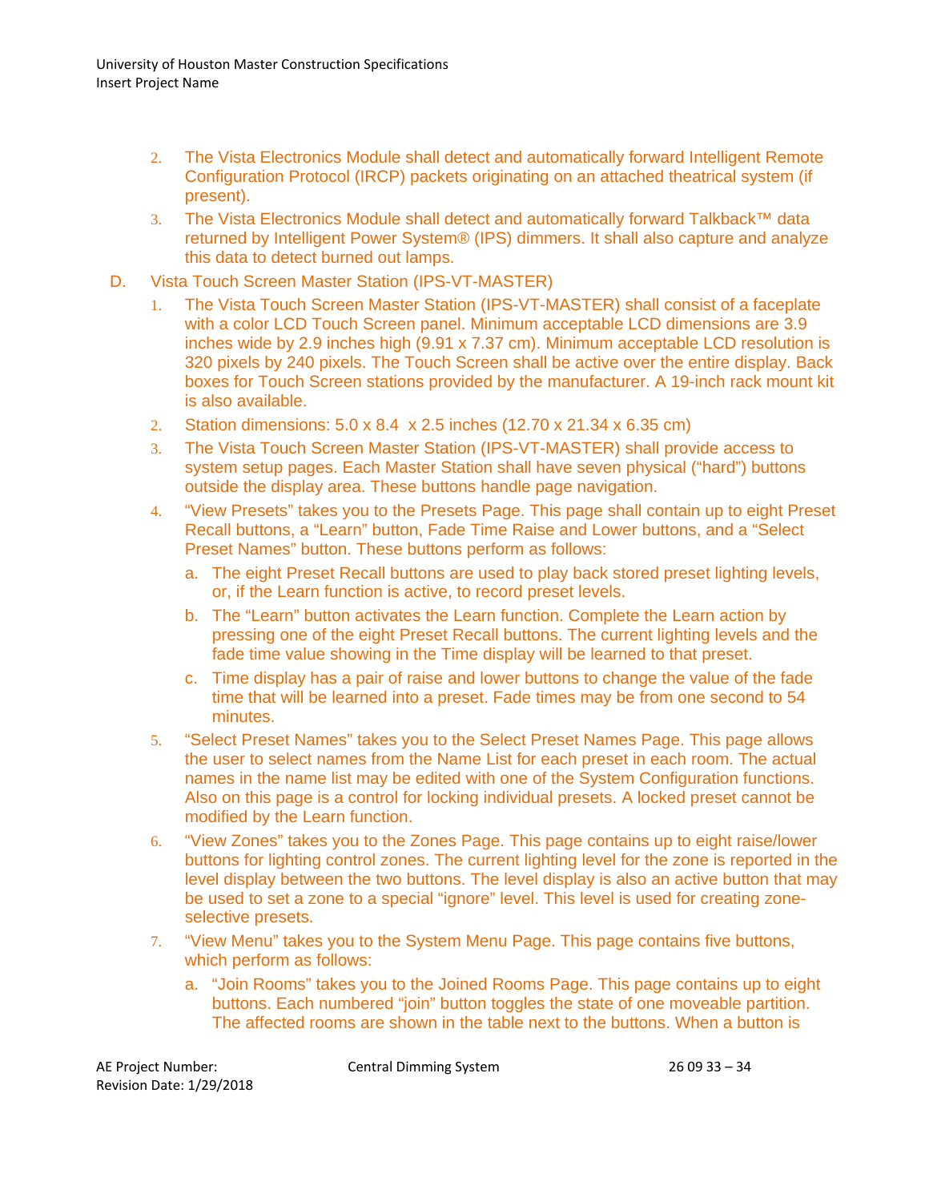2. The Vista Electronics Module shall detect and automatically forward Intelligent Remote Configuration Protocol (IRCP) packets originating on an attached theatrical system (if present).
3. The Vista Electronics Module shall detect and automatically forward Talkback™ data returned by Intelligent Power System® (IPS) dimmers. It shall also capture and analyze this data to detect burned out lamps.

D. Vista Touch Screen Master Station (IPS-VT-MASTER)

1. The Vista Touch Screen Master Station (IPS-VT-MASTER) shall consist of a faceplate with a color LCD Touch Screen panel. Minimum acceptable LCD dimensions are 3.9 inches wide by 2.9 inches high (9.91 x 7.37 cm). Minimum acceptable LCD resolution is 320 pixels by 240 pixels. The Touch Screen shall be active over the entire display. Back boxes for Touch Screen stations provided by the manufacturer. A 19-inch rack mount kit is also available.
2. Station dimensions: 5.0 x 8.4 x 2.5 inches (12.70 x 21.34 x 6.35 cm)
3. The Vista Touch Screen Master Station (IPS-VT-MASTER) shall provide access to system setup pages. Each Master Station shall have seven physical ("hard") buttons outside the display area. These buttons handle page navigation.
4. "View Presets" takes you to the Presets Page. This page shall contain up to eight Preset Recall buttons, a "Learn" button, Fade Time Raise and Lower buttons, and a "Select Preset Names" button. These buttons perform as follows:
   a. The eight Preset Recall buttons are used to play back stored preset lighting levels, or, if the Learn function is active, to record preset levels.
   b. The "Learn" button activates the Learn function. Complete the Learn action by pressing one of the eight Preset Recall buttons. The current lighting levels and the fade time value showing in the Time display will be learned to that preset.
   c. Time display has a pair of raise and lower buttons to change the value of the fade time that will be learned into a preset. Fade times may be from one second to 54 minutes.
5. "Select Preset Names" takes you to the Select Preset Names Page. This page allows the user to select names from the Name List for each preset in each room. The actual names in the name list may be edited with one of the System Configuration functions. Also on this page is a control for locking individual presets. A locked preset cannot be modified by the Learn function.
6. "View Zones" takes you to the Zones Page. This page contains up to eight raise/lower buttons for lighting control zones. The current lighting level for the zone is reported in the level display between the two buttons. The level display is also an active button that may be used to set a zone to a special "ignore" level. This level is used for creating zone-selective presets.
7. "View Menu" takes you to the System Menu Page. This page contains five buttons, which perform as follows:
   a. "Join Rooms" takes you to the Joined Rooms Page. This page contains up to eight buttons. Each numbered "join" button toggles the state of one moveable partition. The affected rooms are shown in the table next to the buttons. When a button is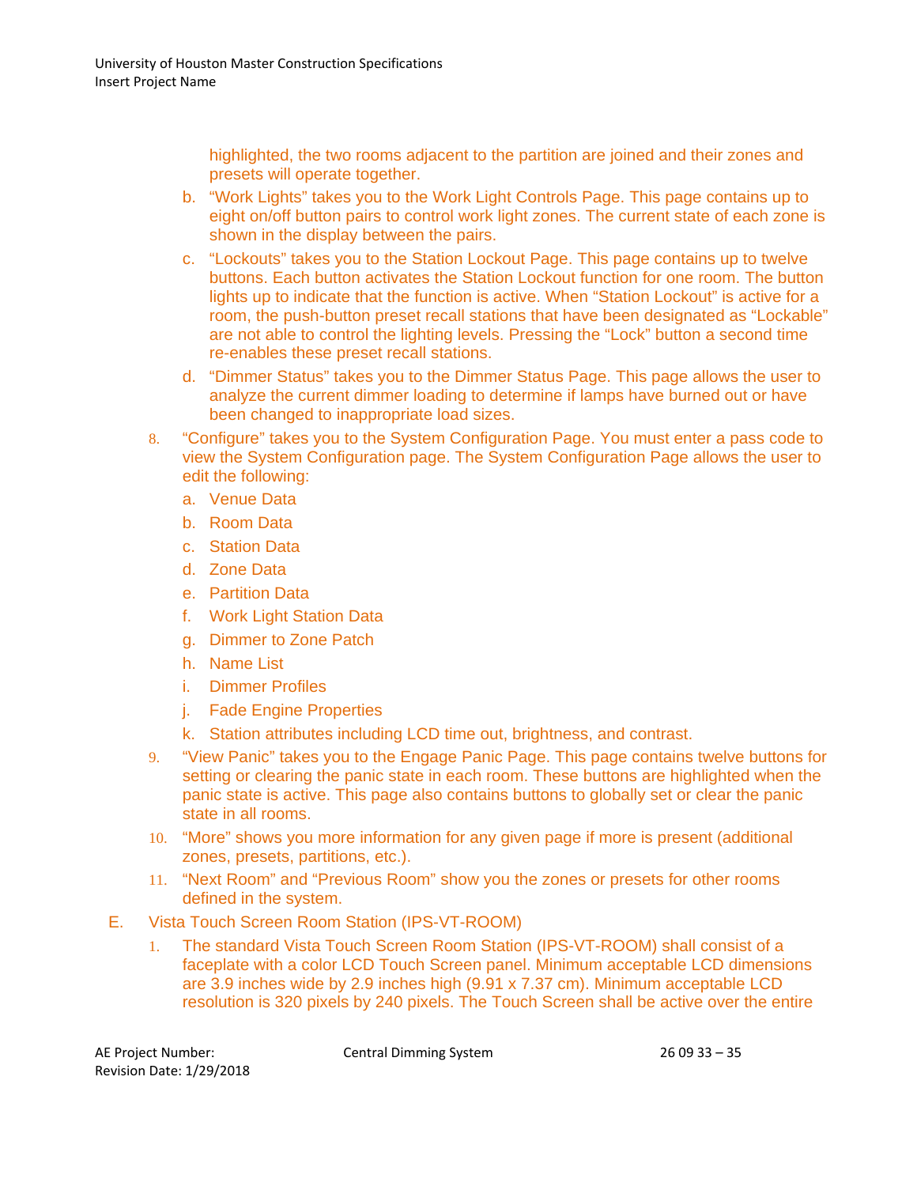highlighted, the two rooms adjacent to the partition are joined and their zones and presets will operate together.

   b. "Work Lights" takes you to the Work Light Controls Page. This page contains up to eight on/off button pairs to control work light zones. The current state of each zone is shown in the display between the pairs.
   c. "Lockouts" takes you to the Station Lockout Page. This page contains up to twelve buttons. Each button activates the Station Lockout function for one room. The button lights up to indicate that the function is active. When "Station Lockout" is active for a room, the push-button preset recall stations that have been designated as "Lockable" are not able to control the lighting levels. Pressing the "Lock" button a second time re-enables these preset recall stations.
   d. "Dimmer Status" takes you to the Dimmer Status Page. This page allows the user to analyze the current dimmer loading to determine if lamps have burned out or have been changed to inappropriate load sizes.

8. "Configure" takes you to the System Configuration Page. You must enter a pass code to view the System Configuration page. The System Configuration Page allows the user to edit the following:
   a. Venue Data
   b. Room Data
   c. Station Data
   d. Zone Data
   e. Partition Data
   f. Work Light Station Data
   g. Dimmer to Zone Patch
   h. Name List
   i. Dimmer Profiles
   j. Fade Engine Properties
   k. Station attributes including LCD time out, brightness, and contrast.
9. "View Panic" takes you to the Engage Panic Page. This page contains twelve buttons for setting or clearing the panic state in each room. These buttons are highlighted when the panic state is active. This page also contains buttons to globally set or clear the panic state in all rooms.
10. "More" shows you more information for any given page if more is present (additional zones, presets, partitions, etc.).
11. "Next Room" and "Previous Room" show you the zones or presets for other rooms defined in the system.

E. Vista Touch Screen Room Station (IPS-VT-ROOM)

1. The standard Vista Touch Screen Room Station (IPS-VT-ROOM) shall consist of a faceplate with a color LCD Touch Screen panel. Minimum acceptable LCD dimensions are 3.9 inches wide by 2.9 inches high (9.91 x 7.37 cm). Minimum acceptable LCD resolution is 320 pixels by 240 pixels. The Touch Screen shall be active over the entire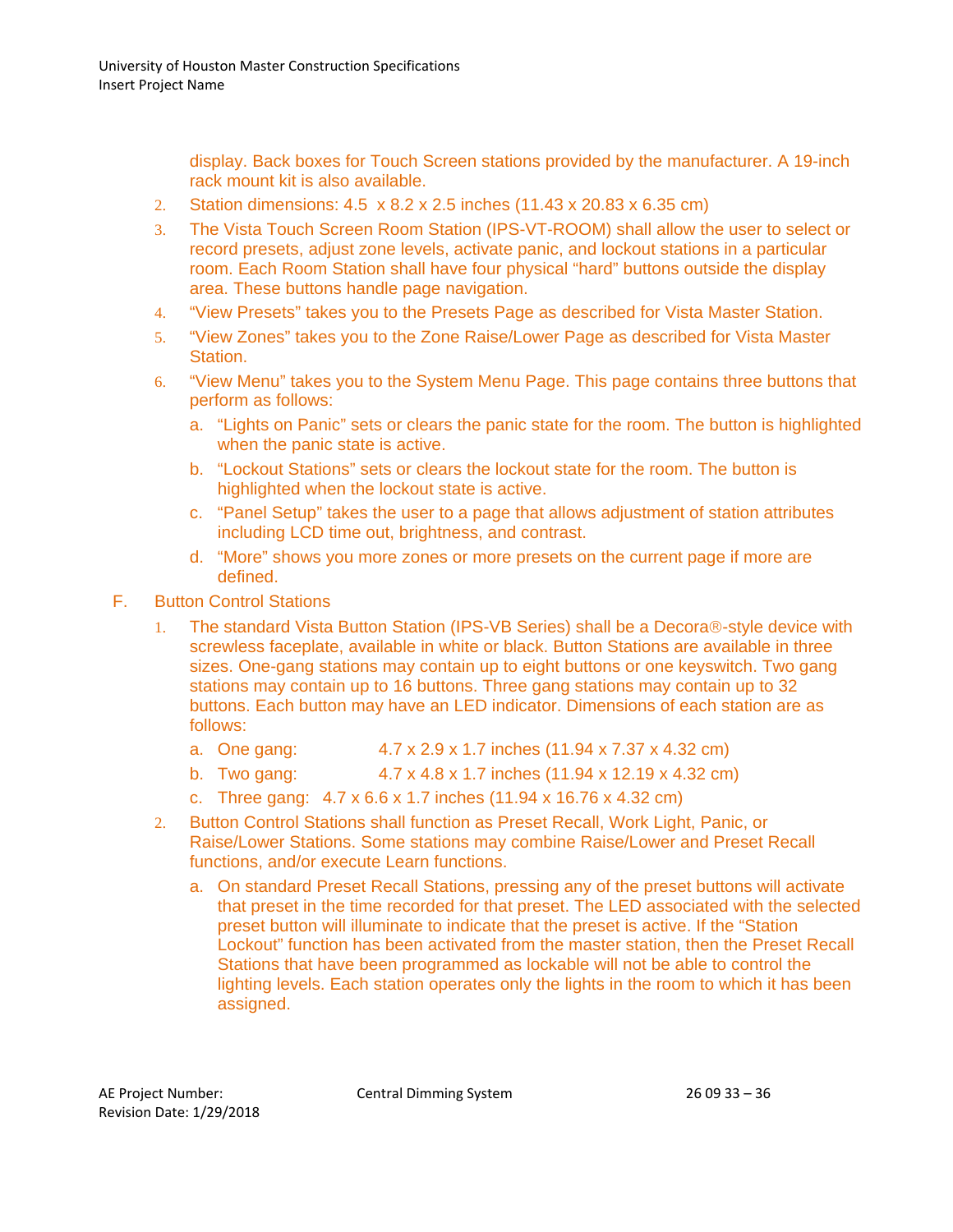display. Back boxes for Touch Screen stations provided by the manufacturer. A 19-inch rack mount kit is also available.

2. Station dimensions: 4.5  x 8.2 x 2.5 inches (11.43 x 20.83 x 6.35 cm)
3. The Vista Touch Screen Room Station (IPS-VT-ROOM) shall allow the user to select or record presets, adjust zone levels, activate panic, and lockout stations in a particular room. Each Room Station shall have four physical “hard” buttons outside the display area. These buttons handle page navigation.
4. “View Presets” takes you to the Presets Page as described for Vista Master Station.
5. “View Zones” takes you to the Zone Raise/Lower Page as described for Vista Master Station.
6. “View Menu” takes you to the System Menu Page. This page contains three buttons that perform as follows:
   a. “Lights on Panic” sets or clears the panic state for the room. The button is highlighted when the panic state is active.
   b. “Lockout Stations” sets or clears the lockout state for the room. The button is highlighted when the lockout state is active.
   c. “Panel Setup” takes the user to a page that allows adjustment of station attributes including LCD time out, brightness, and contrast.
   d. “More” shows you more zones or more presets on the current page if more are defined.

F. Button Control Stations

1. The standard Vista Button Station (IPS-VB Series) shall be a Decora®-style device with screwless faceplate, available in white or black. Button Stations are available in three sizes. One-gang stations may contain up to eight buttons or one keyswitch. Two gang stations may contain up to 16 buttons. Three gang stations may contain up to 32 buttons. Each button may have an LED indicator. Dimensions of each station are as follows:
   a. One gang: 4.7 x 2.9 x 1.7 inches (11.94 x 7.37 x 4.32 cm)
   b. Two gang: 4.7 x 4.8 x 1.7 inches (11.94 x 12.19 x 4.32 cm)
   c. Three gang: 4.7 x 6.6 x 1.7 inches (11.94 x 16.76 x 4.32 cm)
2. Button Control Stations shall function as Preset Recall, Work Light, Panic, or Raise/Lower Stations. Some stations may combine Raise/Lower and Preset Recall functions, and/or execute Learn functions.
   a. On standard Preset Recall Stations, pressing any of the preset buttons will activate that preset in the time recorded for that preset. The LED associated with the selected preset button will illuminate to indicate that the preset is active. If the “Station Lockout” function has been activated from the master station, then the Preset Recall Stations that have been programmed as lockable will not be able to control the lighting levels. Each station operates only the lights in the room to which it has been assigned.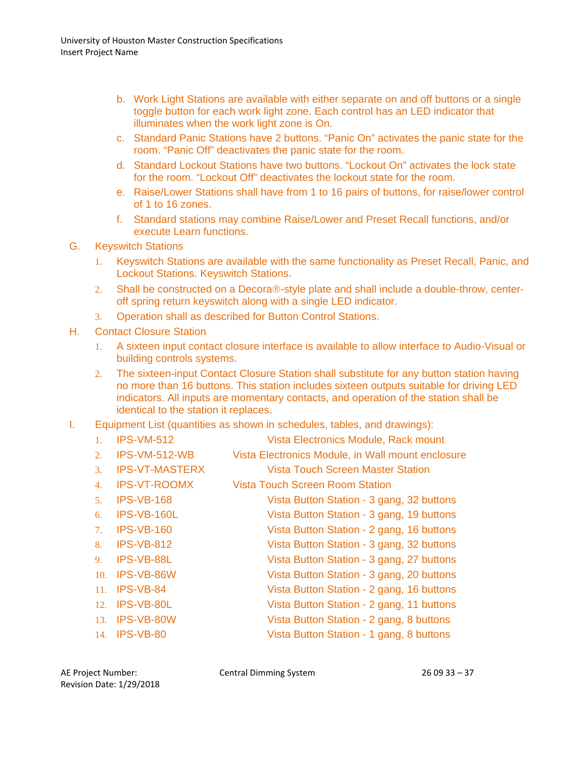b. Work Light Stations are available with either separate on and off buttons or a single toggle button for each work light zone. Each control has an LED indicator that illuminates when the work light zone is On.

c. Standard Panic Stations have 2 buttons. “Panic On” activates the panic state for the room. “Panic Off” deactivates the panic state for the room.

d. Standard Lockout Stations have two buttons. “Lockout On” activates the lock state for the room. “Lockout Off” deactivates the lockout state for the room.

e. Raise/Lower Stations shall have from 1 to 16 pairs of buttons, for raise/lower control of 1 to 16 zones.

f. Standard stations may combine Raise/Lower and Preset Recall functions, and/or execute Learn functions.

G. Keyswitch Stations

1. Keyswitch Stations are available with the same functionality as Preset Recall, Panic, and Lockout Stations. Keyswitch Stations.
2. Shall be constructed on a Decora®-style plate and shall include a double-throw, center-off spring return keyswitch along with a single LED indicator.
3. Operation shall as described for Button Control Stations.

H. Contact Closure Station

1. A sixteen input contact closure interface is available to allow interface to Audio-Visual or building controls systems.
2. The sixteen-input Contact Closure Station shall substitute for any button station having no more than 16 buttons. This station includes sixteen outputs suitable for driving LED indicators. All inputs are momentary contacts, and operation of the station shall be identical to the station it replaces.

I. Equipment List (quantities as shown in schedules, tables, and drawings):

1. IPS-VM-512 Vista Electronics Module, Rack mount
2. IPS-VM-512-WB Vista Electronics Module, in Wall mount enclosure
3. IPS-VT-MASTERX Vista Touch Screen Master Station
4. IPS-VT-ROOMX Vista Touch Screen Room Station
5. IPS-VB-168 Vista Button Station - 3 gang, 32 buttons
6. IPS-VB-160L Vista Button Station - 3 gang, 19 buttons
7. IPS-VB-160 Vista Button Station - 2 gang, 16 buttons
8. IPS-VB-812 Vista Button Station - 3 gang, 32 buttons
9. IPS-VB-88L Vista Button Station - 3 gang, 27 buttons
10. IPS-VB-86W Vista Button Station - 3 gang, 20 buttons
11. IPS-VB-84 Vista Button Station - 2 gang, 16 buttons
12. IPS-VB-80L Vista Button Station - 2 gang, 11 buttons
13. IPS-VB-80W Vista Button Station - 2 gang, 8 buttons
14. IPS-VB-80 Vista Button Station - 1 gang, 8 buttons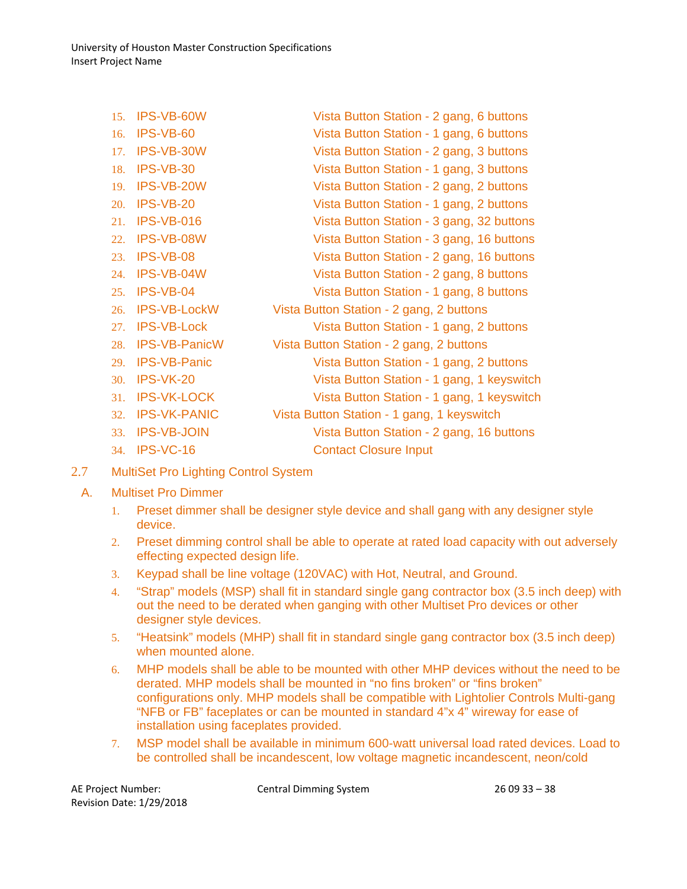15. IPS-VB-60W Vista Button Station - 2 gang, 6 buttons
16. IPS-VB-60 Vista Button Station - 1 gang, 6 buttons
17. IPS-VB-30W Vista Button Station - 2 gang, 3 buttons
18. IPS-VB-30 Vista Button Station - 1 gang, 3 buttons
19. IPS-VB-20W Vista Button Station - 2 gang, 2 buttons
20. IPS-VB-20 Vista Button Station - 1 gang, 2 buttons
21. IPS-VB-016 Vista Button Station - 3 gang, 32 buttons
22. IPS-VB-08W Vista Button Station - 3 gang, 16 buttons
23. IPS-VB-08 Vista Button Station - 2 gang, 16 buttons
24. IPS-VB-04W Vista Button Station - 2 gang, 8 buttons
25. IPS-VB-04 Vista Button Station - 1 gang, 8 buttons
26. IPS-VB-LockW Vista Button Station - 2 gang, 2 buttons
27. IPS-VB-Lock Vista Button Station - 1 gang, 2 buttons
28. IPS-VB-PanicW Vista Button Station - 2 gang, 2 buttons
29. IPS-VB-Panic Vista Button Station - 1 gang, 2 buttons
30. IPS-VK-20 Vista Button Station - 1 gang, 1 keyswitch
31. IPS-VK-LOCK Vista Button Station - 1 gang, 1 keyswitch
32. IPS-VK-PANIC Vista Button Station - 1 gang, 1 keyswitch
33. IPS-VB-JOIN Vista Button Station - 2 gang, 16 buttons
34. IPS-VC-16 Contact Closure Input

## 2.7 MultiSet Pro Lighting Control System

A. Multiset Pro Dimmer

1. Preset dimmer shall be designer style device and shall gang with any designer style device.
2. Preset dimming control shall be able to operate at rated load capacity with out adversely effecting expected design life.
3. Keypad shall be line voltage (120VAC) with Hot, Neutral, and Ground.
4. "Strap" models (MSP) shall fit in standard single gang contractor box (3.5 inch deep) with out the need to be derated when ganging with other Multiset Pro devices or other designer style devices.
5. "Heatsink" models (MHP) shall fit in standard single gang contractor box (3.5 inch deep) when mounted alone.
6. MHP models shall be able to be mounted with other MHP devices without the need to be derated. MHP models shall be mounted in "no fins broken" or "fins broken" configurations only. MHP models shall be compatible with Lightolier Controls Multi-gang "NFB or FB" faceplates or can be mounted in standard 4"x 4" wireway for ease of installation using faceplates provided.
7. MSP model shall be available in minimum 600-watt universal load rated devices. Load to be controlled shall be incandescent, low voltage magnetic incandescent, neon/cold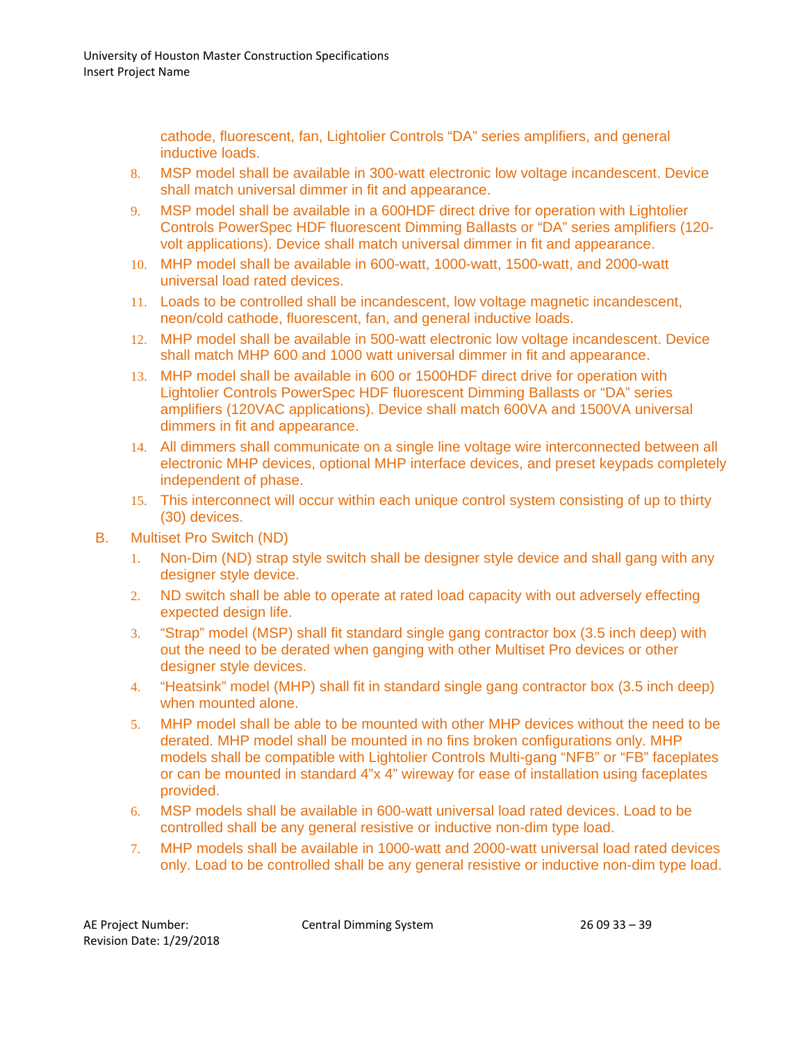cathode, fluorescent, fan, Lightolier Controls "DA" series amplifiers, and general inductive loads.

8. MSP model shall be available in 300-watt electronic low voltage incandescent. Device shall match universal dimmer in fit and appearance.
9. MSP model shall be available in a 600HDF direct drive for operation with Lightolier Controls PowerSpec HDF fluorescent Dimming Ballasts or "DA" series amplifiers (120-volt applications). Device shall match universal dimmer in fit and appearance.
10. MHP model shall be available in 600-watt, 1000-watt, 1500-watt, and 2000-watt universal load rated devices.
11. Loads to be controlled shall be incandescent, low voltage magnetic incandescent, neon/cold cathode, fluorescent, fan, and general inductive loads.
12. MHP model shall be available in 500-watt electronic low voltage incandescent. Device shall match MHP 600 and 1000 watt universal dimmer in fit and appearance.
13. MHP model shall be available in 600 or 1500HDF direct drive for operation with Lightolier Controls PowerSpec HDF fluorescent Dimming Ballasts or "DA" series amplifiers (120VAC applications). Device shall match 600VA and 1500VA universal dimmers in fit and appearance.
14. All dimmers shall communicate on a single line voltage wire interconnected between all electronic MHP devices, optional MHP interface devices, and preset keypads completely independent of phase.
15. This interconnect will occur within each unique control system consisting of up to thirty (30) devices.

B. Multiset Pro Switch (ND)

1. Non-Dim (ND) strap style switch shall be designer style device and shall gang with any designer style device.
2. ND switch shall be able to operate at rated load capacity with out adversely effecting expected design life.
3. "Strap" model (MSP) shall fit standard single gang contractor box (3.5 inch deep) with out the need to be derated when ganging with other Multiset Pro devices or other designer style devices.
4. "Heatsink" model (MHP) shall fit in standard single gang contractor box (3.5 inch deep) when mounted alone.
5. MHP model shall be able to be mounted with other MHP devices without the need to be derated. MHP model shall be mounted in no fins broken configurations only. MHP models shall be compatible with Lightolier Controls Multi-gang "NFB" or "FB" faceplates or can be mounted in standard 4"x 4" wireway for ease of installation using faceplates provided.
6. MSP models shall be available in 600-watt universal load rated devices. Load to be controlled shall be any general resistive or inductive non-dim type load.
7. MHP models shall be available in 1000-watt and 2000-watt universal load rated devices only. Load to be controlled shall be any general resistive or inductive non-dim type load.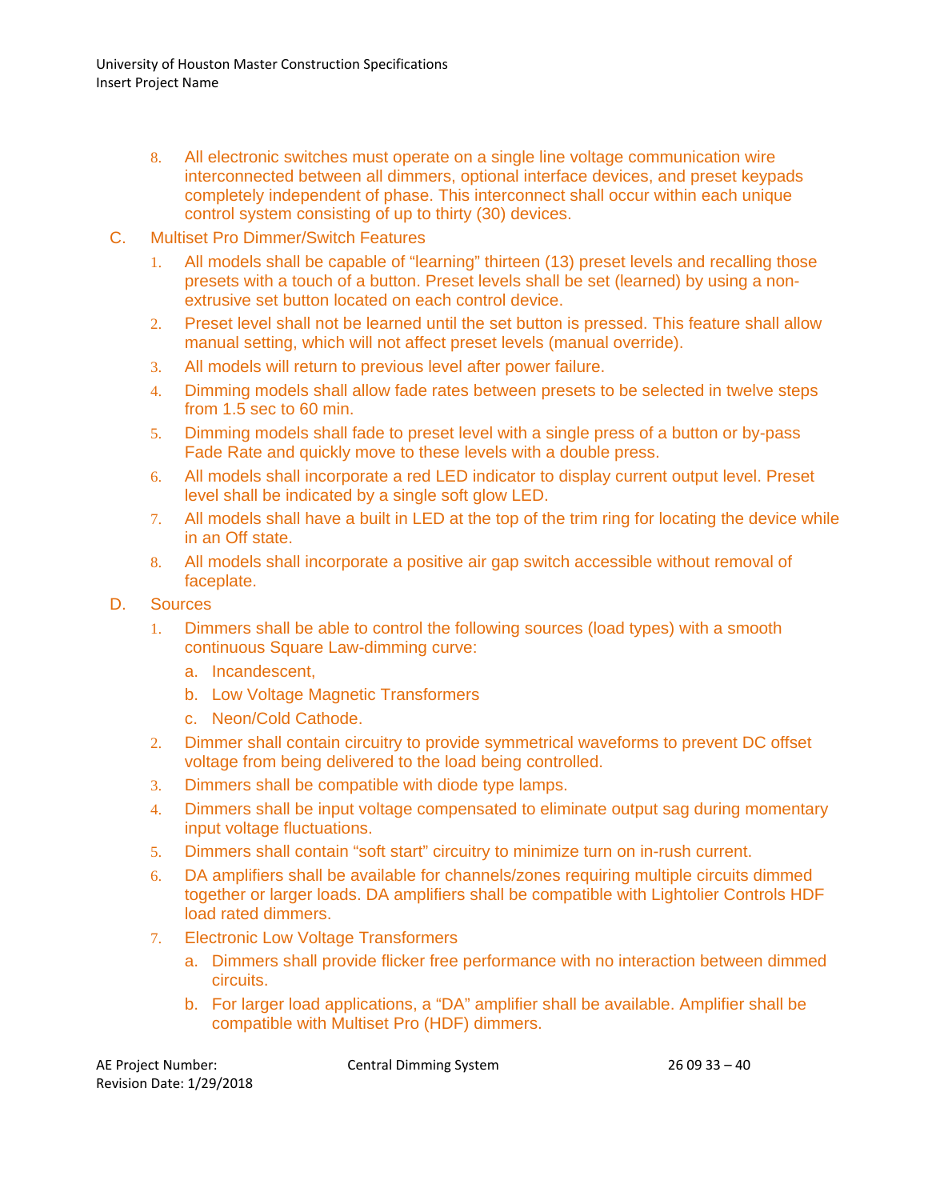8. All electronic switches must operate on a single line voltage communication wire interconnected between all dimmers, optional interface devices, and preset keypads completely independent of phase. This interconnect shall occur within each unique control system consisting of up to thirty (30) devices.

C. Multiset Pro Dimmer/Switch Features

1. All models shall be capable of “learning” thirteen (13) preset levels and recalling those presets with a touch of a button. Preset levels shall be set (learned) by using a non-extrusive set button located on each control device.
2. Preset level shall not be learned until the set button is pressed. This feature shall allow manual setting, which will not affect preset levels (manual override).
3. All models will return to previous level after power failure.
4. Dimming models shall allow fade rates between presets to be selected in twelve steps from 1.5 sec to 60 min.
5. Dimming models shall fade to preset level with a single press of a button or by-pass Fade Rate and quickly move to these levels with a double press.
6. All models shall incorporate a red LED indicator to display current output level. Preset level shall be indicated by a single soft glow LED.
7. All models shall have a built in LED at the top of the trim ring for locating the device while in an Off state.
8. All models shall incorporate a positive air gap switch accessible without removal of faceplate.

D. Sources

1. Dimmers shall be able to control the following sources (load types) with a smooth continuous Square Law-dimming curve:
   a. Incandescent,
   b. Low Voltage Magnetic Transformers
   c. Neon/Cold Cathode.
2. Dimmer shall contain circuitry to provide symmetrical waveforms to prevent DC offset voltage from being delivered to the load being controlled.
3. Dimmers shall be compatible with diode type lamps.
4. Dimmers shall be input voltage compensated to eliminate output sag during momentary input voltage fluctuations.
5. Dimmers shall contain “soft start” circuitry to minimize turn on in-rush current.
6. DA amplifiers shall be available for channels/zones requiring multiple circuits dimmed together or larger loads. DA amplifiers shall be compatible with Lightolier Controls HDF load rated dimmers.
7. Electronic Low Voltage Transformers
   a. Dimmers shall provide flicker free performance with no interaction between dimmed circuits.
   b. For larger load applications, a “DA” amplifier shall be available. Amplifier shall be compatible with Multiset Pro (HDF) dimmers.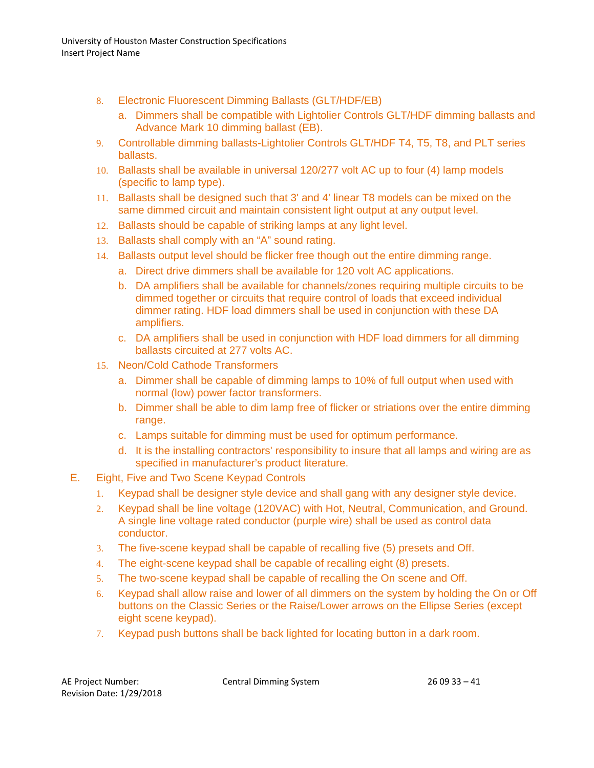8. Electronic Fluorescent Dimming Ballasts (GLT/HDF/EB)
   a. Dimmers shall be compatible with Lightolier Controls GLT/HDF dimming ballasts and Advance Mark 10 dimming ballast (EB).
9. Controllable dimming ballasts-Lightolier Controls GLT/HDF T4, T5, T8, and PLT series ballasts.
10. Ballasts shall be available in universal 120/277 volt AC up to four (4) lamp models (specific to lamp type).
11. Ballasts shall be designed such that 3' and 4' linear T8 models can be mixed on the same dimmed circuit and maintain consistent light output at any output level.
12. Ballasts should be capable of striking lamps at any light level.
13. Ballasts shall comply with an "A" sound rating.
14. Ballasts output level should be flicker free though out the entire dimming range.
   a. Direct drive dimmers shall be available for 120 volt AC applications.
   b. DA amplifiers shall be available for channels/zones requiring multiple circuits to be dimmed together or circuits that require control of loads that exceed individual dimmer rating. HDF load dimmers shall be used in conjunction with these DA amplifiers.
   c. DA amplifiers shall be used in conjunction with HDF load dimmers for all dimming ballasts circuited at 277 volts AC.
15. Neon/Cold Cathode Transformers
   a. Dimmer shall be capable of dimming lamps to 10% of full output when used with normal (low) power factor transformers.
   b. Dimmer shall be able to dim lamp free of flicker or striations over the entire dimming range.
   c. Lamps suitable for dimming must be used for optimum performance.
   d. It is the installing contractors' responsibility to insure that all lamps and wiring are as specified in manufacturer's product literature.

E. Eight, Five and Two Scene Keypad Controls
1. Keypad shall be designer style device and shall gang with any designer style device.
2. Keypad shall be line voltage (120VAC) with Hot, Neutral, Communication, and Ground. A single line voltage rated conductor (purple wire) shall be used as control data conductor.
3. The five-scene keypad shall be capable of recalling five (5) presets and Off.
4. The eight-scene keypad shall be capable of recalling eight (8) presets.
5. The two-scene keypad shall be capable of recalling the On scene and Off.
6. Keypad shall allow raise and lower of all dimmers on the system by holding the On or Off buttons on the Classic Series or the Raise/Lower arrows on the Ellipse Series (except eight scene keypad).
7. Keypad push buttons shall be back lighted for locating button in a dark room.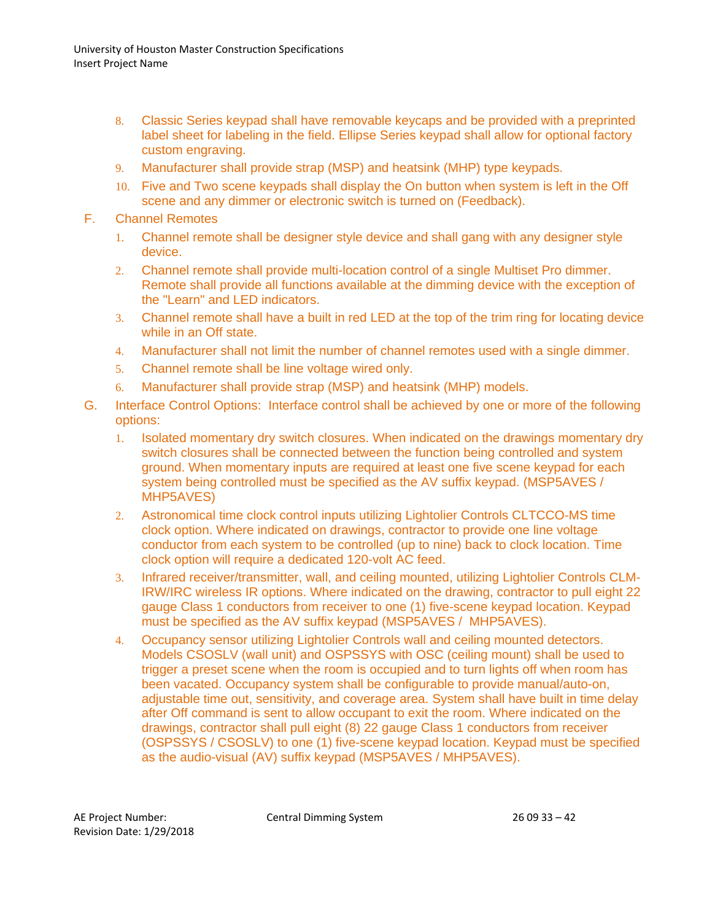8. Classic Series keypad shall have removable keycaps and be provided with a preprinted label sheet for labeling in the field. Ellipse Series keypad shall allow for optional factory custom engraving.
9. Manufacturer shall provide strap (MSP) and heatsink (MHP) type keypads.
10. Five and Two scene keypads shall display the On button when system is left in the Off scene and any dimmer or electronic switch is turned on (Feedback).

F. Channel Remotes

1. Channel remote shall be designer style device and shall gang with any designer style device.
2. Channel remote shall provide multi-location control of a single Multiset Pro dimmer. Remote shall provide all functions available at the dimming device with the exception of the "Learn" and LED indicators.
3. Channel remote shall have a built in red LED at the top of the trim ring for locating device while in an Off state.
4. Manufacturer shall not limit the number of channel remotes used with a single dimmer.
5. Channel remote shall be line voltage wired only.
6. Manufacturer shall provide strap (MSP) and heatsink (MHP) models.

G. Interface Control Options: Interface control shall be achieved by one or more of the following options:

1. Isolated momentary dry switch closures. When indicated on the drawings momentary dry switch closures shall be connected between the function being controlled and system ground. When momentary inputs are required at least one five scene keypad for each system being controlled must be specified as the AV suffix keypad. (MSP5AVES / MHP5AVES)
2. Astronomical time clock control inputs utilizing Lightolier Controls CLTCCO-MS time clock option. Where indicated on drawings, contractor to provide one line voltage conductor from each system to be controlled (up to nine) back to clock location. Time clock option will require a dedicated 120-volt AC feed.
3. Infrared receiver/transmitter, wall, and ceiling mounted, utilizing Lightolier Controls CLM-IRW/IRC wireless IR options. Where indicated on the drawing, contractor to pull eight 22 gauge Class 1 conductors from receiver to one (1) five-scene keypad location. Keypad must be specified as the AV suffix keypad (MSP5AVES / MHP5AVES).
4. Occupancy sensor utilizing Lightolier Controls wall and ceiling mounted detectors. Models CSOSLV (wall unit) and OSPSSYS with OSC (ceiling mount) shall be used to trigger a preset scene when the room is occupied and to turn lights off when room has been vacated. Occupancy system shall be configurable to provide manual/auto-on, adjustable time out, sensitivity, and coverage area. System shall have built in time delay after Off command is sent to allow occupant to exit the room. Where indicated on the drawings, contractor shall pull eight (8) 22 gauge Class 1 conductors from receiver (OSPSSYS / CSOSLV) to one (1) five-scene keypad location. Keypad must be specified as the audio-visual (AV) suffix keypad (MSP5AVES / MHP5AVES).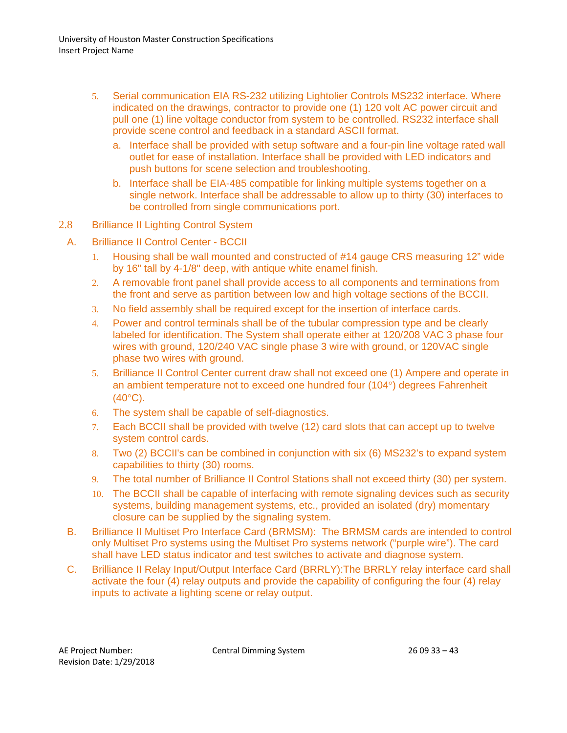5. Serial communication EIA RS-232 utilizing Lightolier Controls MS232 interface. Where indicated on the drawings, contractor to provide one (1) 120 volt AC power circuit and pull one (1) line voltage conductor from system to be controlled. RS232 interface shall provide scene control and feedback in a standard ASCII format.
   a. Interface shall be provided with setup software and a four-pin line voltage rated wall outlet for ease of installation. Interface shall be provided with LED indicators and push buttons for scene selection and troubleshooting.
   b. Interface shall be EIA-485 compatible for linking multiple systems together on a single network. Interface shall be addressable to allow up to thirty (30) interfaces to be controlled from single communications port.

## 2.8 Brilliance II Lighting Control System

A. Brilliance II Control Center - BCCII
   1. Housing shall be wall mounted and constructed of #14 gauge CRS measuring 12" wide by 16" tall by 4-1/8" deep, with antique white enamel finish.
   2. A removable front panel shall provide access to all components and terminations from the front and serve as partition between low and high voltage sections of the BCCII.
   3. No field assembly shall be required except for the insertion of interface cards.
   4. Power and control terminals shall be of the tubular compression type and be clearly labeled for identification. The System shall operate either at 120/208 VAC 3 phase four wires with ground, 120/240 VAC single phase 3 wire with ground, or 120VAC single phase two wires with ground.
   5. Brilliance II Control Center current draw shall not exceed one (1) Ampere and operate in an ambient temperature not to exceed one hundred four (104°) degrees Fahrenheit (40°C).
   6. The system shall be capable of self-diagnostics.
   7. Each BCCII shall be provided with twelve (12) card slots that can accept up to twelve system control cards.
   8. Two (2) BCCII's can be combined in conjunction with six (6) MS232's to expand system capabilities to thirty (30) rooms.
   9. The total number of Brilliance II Control Stations shall not exceed thirty (30) per system.
   10. The BCCII shall be capable of interfacing with remote signaling devices such as security systems, building management systems, etc., provided an isolated (dry) momentary closure can be supplied by the signaling system.

B. Brilliance II Multiset Pro Interface Card (BRMSM): The BRMSM cards are intended to control only Multiset Pro systems using the Multiset Pro systems network ("purple wire"). The card shall have LED status indicator and test switches to activate and diagnose system.

C. Brilliance II Relay Input/Output Interface Card (BRRLY):The BRRLY relay interface card shall activate the four (4) relay outputs and provide the capability of configuring the four (4) relay inputs to activate a lighting scene or relay output.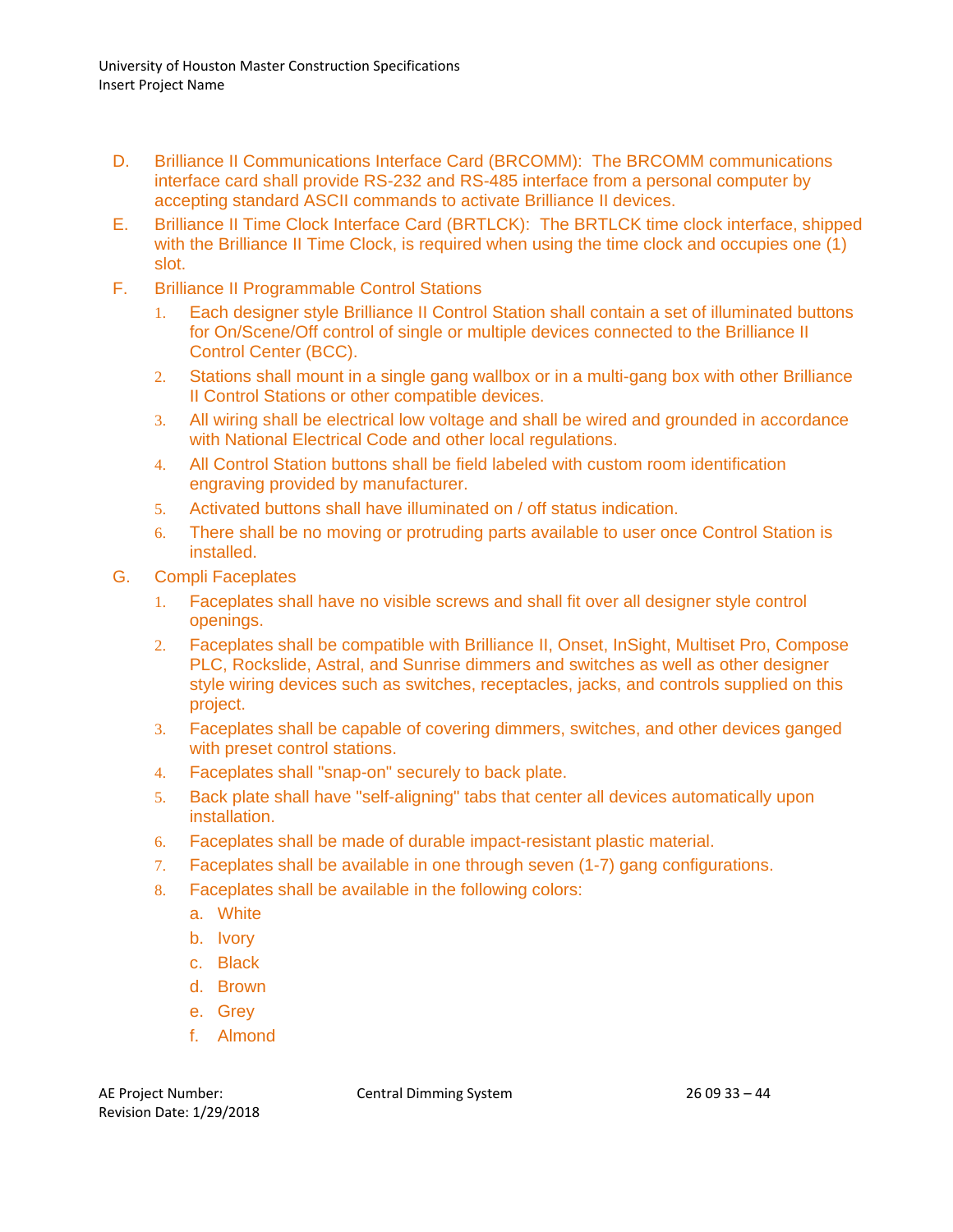D. Brilliance II Communications Interface Card (BRCOMM): The BRCOMM communications interface card shall provide RS-232 and RS-485 interface from a personal computer by accepting standard ASCII commands to activate Brilliance II devices.

E. Brilliance II Time Clock Interface Card (BRTLCK): The BRTLCK time clock interface, shipped with the Brilliance II Time Clock, is required when using the time clock and occupies one (1) slot.

F. Brilliance II Programmable Control Stations

1. Each designer style Brilliance II Control Station shall contain a set of illuminated buttons for On/Scene/Off control of single or multiple devices connected to the Brilliance II Control Center (BCC).
2. Stations shall mount in a single gang wallbox or in a multi-gang box with other Brilliance II Control Stations or other compatible devices.
3. All wiring shall be electrical low voltage and shall be wired and grounded in accordance with National Electrical Code and other local regulations.
4. All Control Station buttons shall be field labeled with custom room identification engraving provided by manufacturer.
5. Activated buttons shall have illuminated on / off status indication.
6. There shall be no moving or protruding parts available to user once Control Station is installed.

G. Compli Faceplates

1. Faceplates shall have no visible screws and shall fit over all designer style control openings.
2. Faceplates shall be compatible with Brilliance II, Onset, InSight, Multiset Pro, Compose PLC, Rockslide, Astral, and Sunrise dimmers and switches as well as other designer style wiring devices such as switches, receptacles, jacks, and controls supplied on this project.
3. Faceplates shall be capable of covering dimmers, switches, and other devices ganged with preset control stations.
4. Faceplates shall "snap-on" securely to back plate.
5. Back plate shall have "self-aligning" tabs that center all devices automatically upon installation.
6. Faceplates shall be made of durable impact-resistant plastic material.
7. Faceplates shall be available in one through seven (1-7) gang configurations.
8. Faceplates shall be available in the following colors:
   a. White
   b. Ivory
   c. Black
   d. Brown
   e. Grey
   f. Almond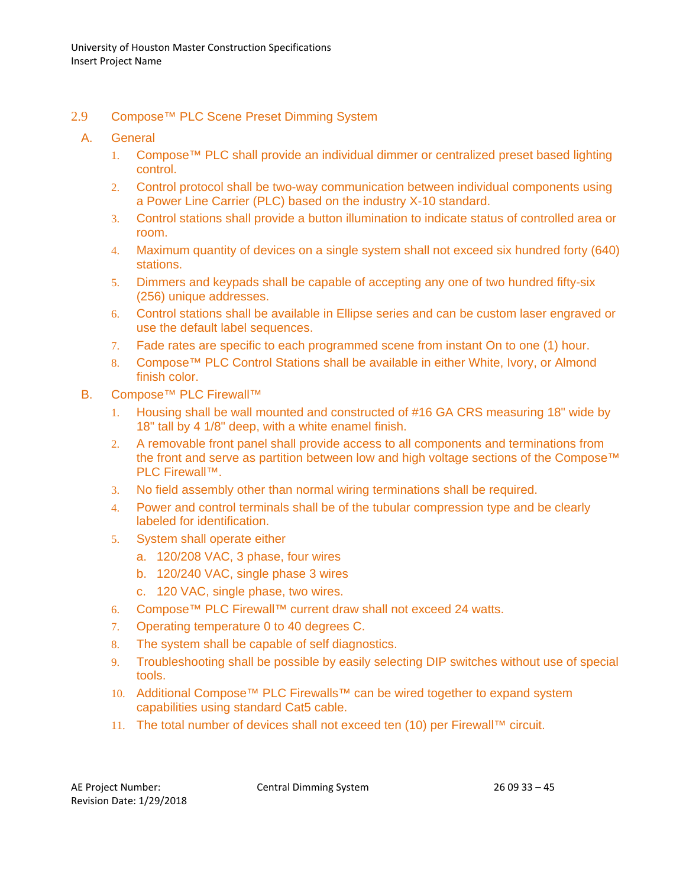## 2.9 Compose™ PLC Scene Preset Dimming System

A. General

1. Compose™ PLC shall provide an individual dimmer or centralized preset based lighting control.
2. Control protocol shall be two-way communication between individual components using a Power Line Carrier (PLC) based on the industry X-10 standard.
3. Control stations shall provide a button illumination to indicate status of controlled area or room.
4. Maximum quantity of devices on a single system shall not exceed six hundred forty (640) stations.
5. Dimmers and keypads shall be capable of accepting any one of two hundred fifty-six (256) unique addresses.
6. Control stations shall be available in Ellipse series and can be custom laser engraved or use the default label sequences.
7. Fade rates are specific to each programmed scene from instant On to one (1) hour.
8. Compose™ PLC Control Stations shall be available in either White, Ivory, or Almond finish color.

B. Compose™ PLC Firewall™

1. Housing shall be wall mounted and constructed of #16 GA CRS measuring 18" wide by 18" tall by 4 1/8" deep, with a white enamel finish.
2. A removable front panel shall provide access to all components and terminations from the front and serve as partition between low and high voltage sections of the Compose™ PLC Firewall™.
3. No field assembly other than normal wiring terminations shall be required.
4. Power and control terminals shall be of the tubular compression type and be clearly labeled for identification.
5. System shall operate either
   a. 120/208 VAC, 3 phase, four wires
   b. 120/240 VAC, single phase 3 wires
   c. 120 VAC, single phase, two wires.
6. Compose™ PLC Firewall™ current draw shall not exceed 24 watts.
7. Operating temperature 0 to 40 degrees C.
8. The system shall be capable of self diagnostics.
9. Troubleshooting shall be possible by easily selecting DIP switches without use of special tools.
10. Additional Compose™ PLC Firewalls™ can be wired together to expand system capabilities using standard Cat5 cable.
11. The total number of devices shall not exceed ten (10) per Firewall™ circuit.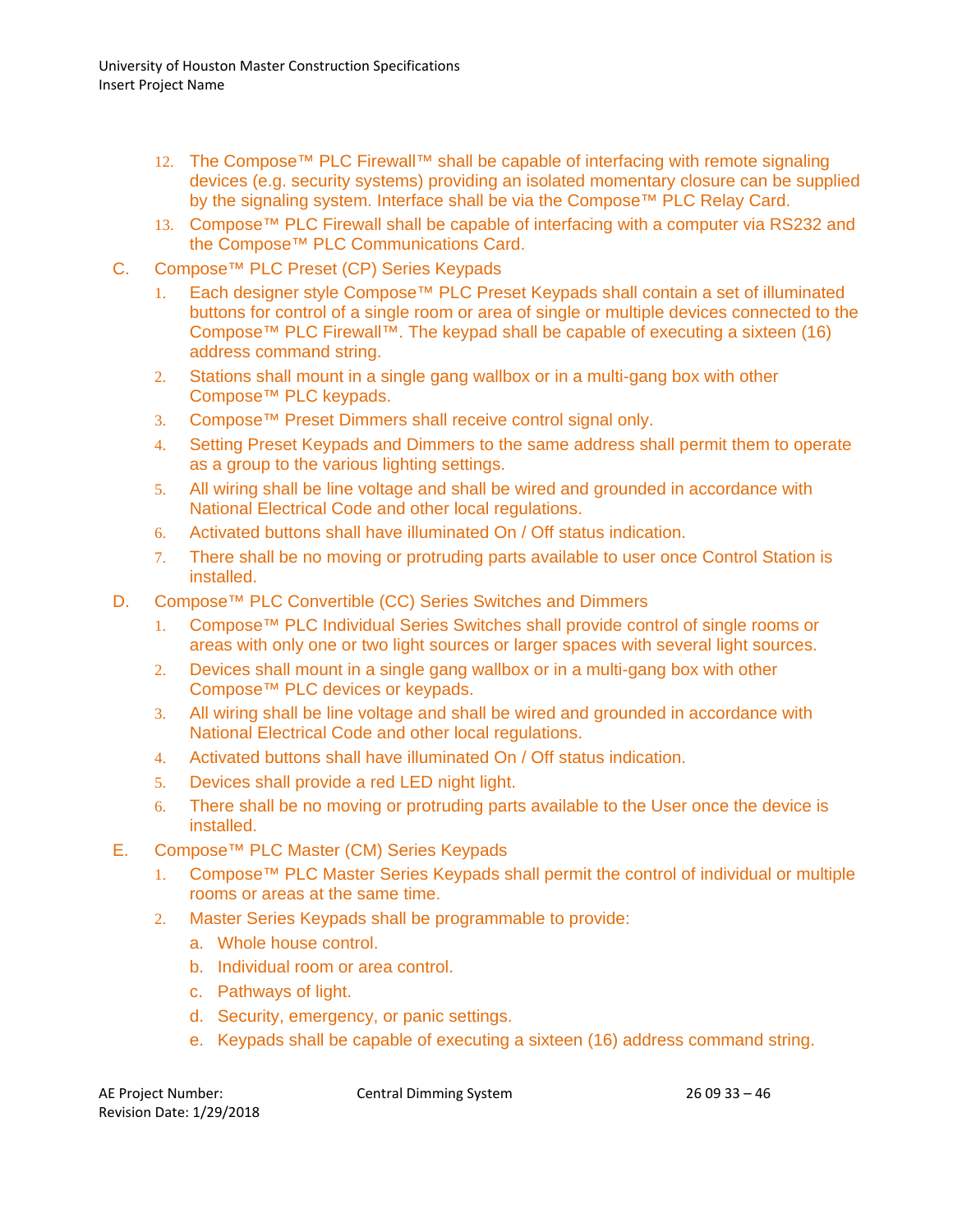12. The Compose™ PLC Firewall™ shall be capable of interfacing with remote signaling devices (e.g. security systems) providing an isolated momentary closure can be supplied by the signaling system. Interface shall be via the Compose™ PLC Relay Card.
13. Compose™ PLC Firewall shall be capable of interfacing with a computer via RS232 and the Compose™ PLC Communications Card.

C. Compose™ PLC Preset (CP) Series Keypads
   1. Each designer style Compose™ PLC Preset Keypads shall contain a set of illuminated buttons for control of a single room or area of single or multiple devices connected to the Compose™ PLC Firewall™. The keypad shall be capable of executing a sixteen (16) address command string.
   2. Stations shall mount in a single gang wallbox or in a multi-gang box with other Compose™ PLC keypads.
   3. Compose™ Preset Dimmers shall receive control signal only.
   4. Setting Preset Keypads and Dimmers to the same address shall permit them to operate as a group to the various lighting settings.
   5. All wiring shall be line voltage and shall be wired and grounded in accordance with National Electrical Code and other local regulations.
   6. Activated buttons shall have illuminated On / Off status indication.
   7. There shall be no moving or protruding parts available to user once Control Station is installed.

D. Compose™ PLC Convertible (CC) Series Switches and Dimmers
   1. Compose™ PLC Individual Series Switches shall provide control of single rooms or areas with only one or two light sources or larger spaces with several light sources.
   2. Devices shall mount in a single gang wallbox or in a multi-gang box with other Compose™ PLC devices or keypads.
   3. All wiring shall be line voltage and shall be wired and grounded in accordance with National Electrical Code and other local regulations.
   4. Activated buttons shall have illuminated On / Off status indication.
   5. Devices shall provide a red LED night light.
   6. There shall be no moving or protruding parts available to the User once the device is installed.

E. Compose™ PLC Master (CM) Series Keypads
   1. Compose™ PLC Master Series Keypads shall permit the control of individual or multiple rooms or areas at the same time.
   2. Master Series Keypads shall be programmable to provide:
      a. Whole house control.
      b. Individual room or area control.
      c. Pathways of light.
      d. Security, emergency, or panic settings.
      e. Keypads shall be capable of executing a sixteen (16) address command string.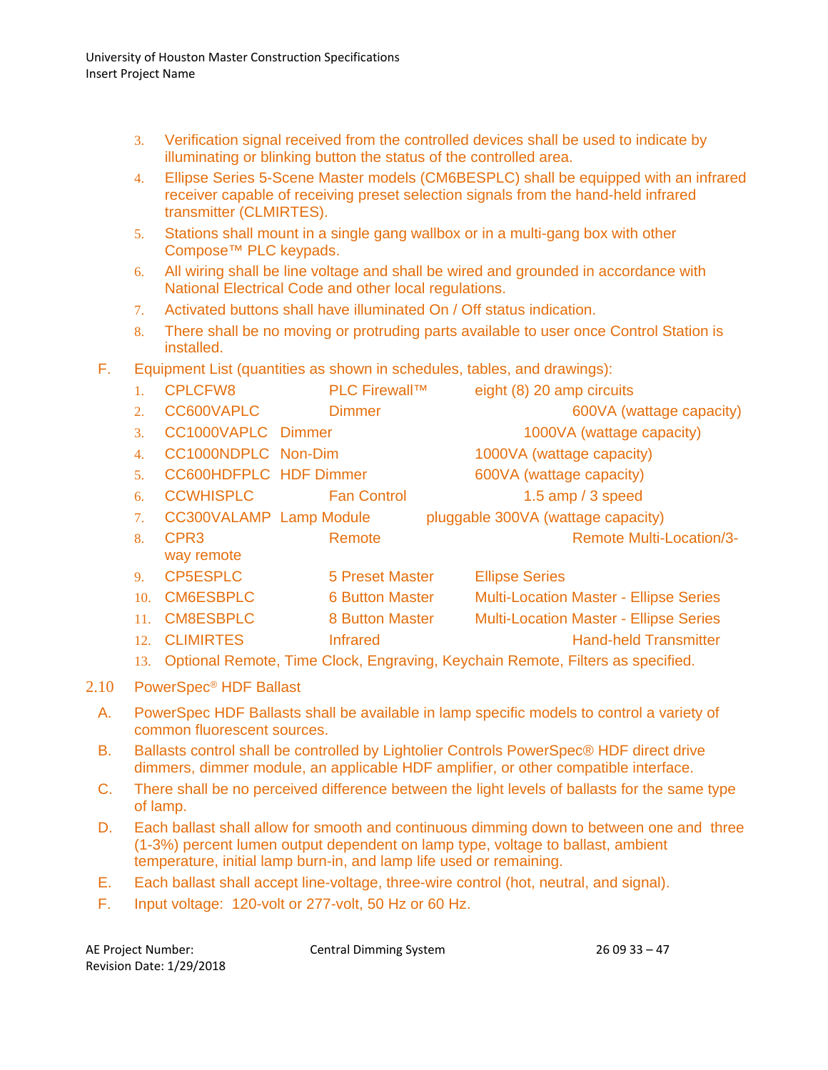3. Verification signal received from the controlled devices shall be used to indicate by illuminating or blinking button the status of the controlled area.
4. Ellipse Series 5-Scene Master models (CM6BESPLC) shall be equipped with an infrared receiver capable of receiving preset selection signals from the hand-held infrared transmitter (CLMIRTES).
5. Stations shall mount in a single gang wallbox or in a multi-gang box with other Compose™ PLC keypads.
6. All wiring shall be line voltage and shall be wired and grounded in accordance with National Electrical Code and other local regulations.
7. Activated buttons shall have illuminated On / Off status indication.
8. There shall be no moving or protruding parts available to user once Control Station is installed.

F. Equipment List (quantities as shown in schedules, tables, and drawings):
1. CPLCFW8 PLC Firewall™ eight (8) 20 amp circuits
2. CC600VAPLC Dimmer 600VA (wattage capacity)
3. CC1000VAPLC Dimmer 1000VA (wattage capacity)
4. CC1000NDPLC Non-Dim 1000VA (wattage capacity)
5. CC600HDFPLC HDF Dimmer 600VA (wattage capacity)
6. CCWHISPLC Fan Control 1.5 amp / 3 speed
7. CC300VALAMP Lamp Module pluggable 300VA (wattage capacity)
8. CPR3 Remote Remote Multi-Location/3-way remote
9. CP5ESPLC 5 Preset Master Ellipse Series
10. CM6ESBPLC 6 Button Master Multi-Location Master - Ellipse Series
11. CM8ESBPLC 8 Button Master Multi-Location Master - Ellipse Series
12. CLIMIRTES Infrared Hand-held Transmitter
13. Optional Remote, Time Clock, Engraving, Keychain Remote, Filters as specified.

2.10 PowerSpec® HDF Ballast

A. PowerSpec HDF Ballasts shall be available in lamp specific models to control a variety of common fluorescent sources.

B. Ballasts control shall be controlled by Lightolier Controls PowerSpec® HDF direct drive dimmers, dimmer module, an applicable HDF amplifier, or other compatible interface.

C. There shall be no perceived difference between the light levels of ballasts for the same type of lamp.

D. Each ballast shall allow for smooth and continuous dimming down to between one and three (1-3%) percent lumen output dependent on lamp type, voltage to ballast, ambient temperature, initial lamp burn-in, and lamp life used or remaining.

E. Each ballast shall accept line-voltage, three-wire control (hot, neutral, and signal).

F. Input voltage: 120-volt or 277-volt, 50 Hz or 60 Hz.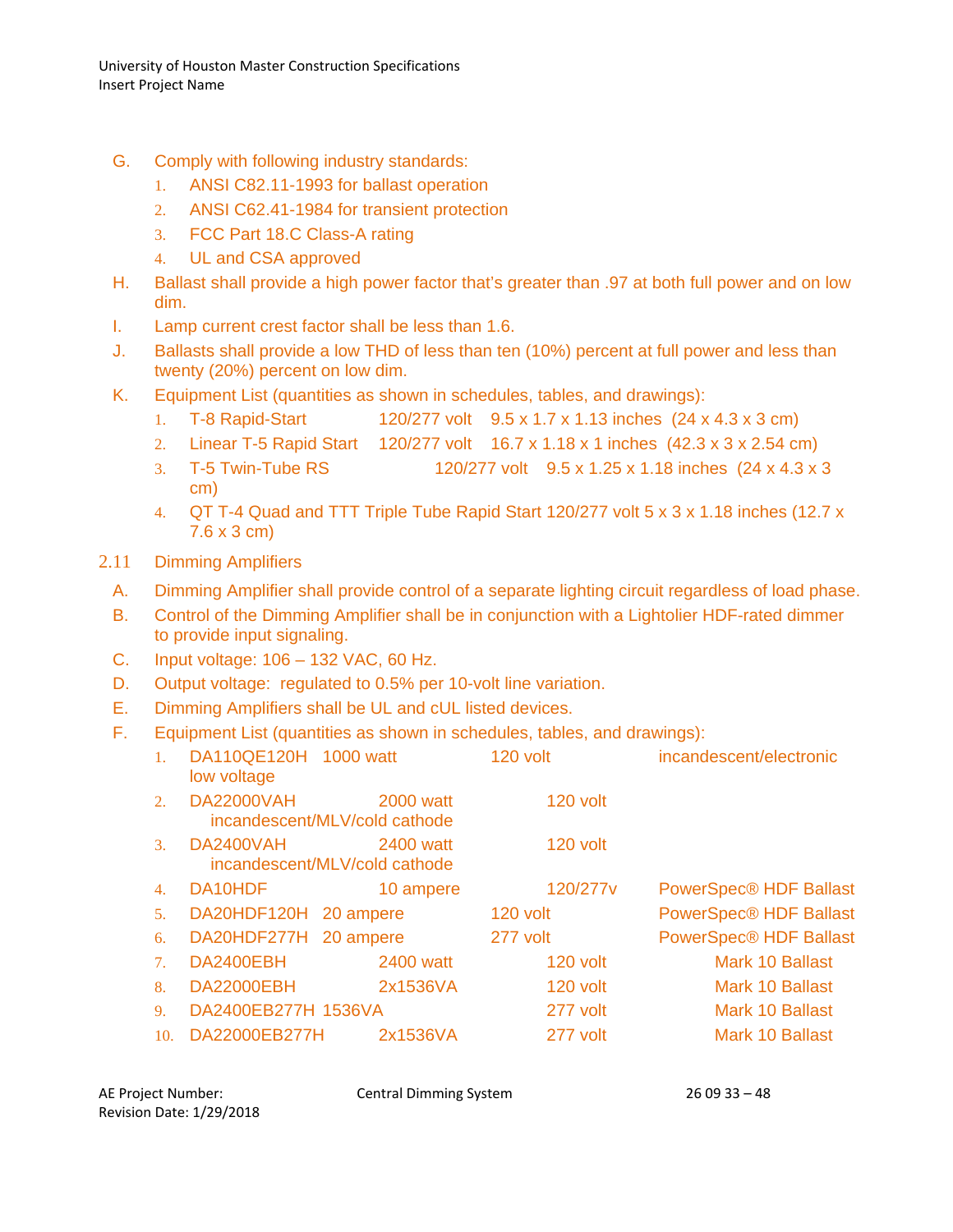G. Comply with following industry standards:
   1. ANSI C82.11-1993 for ballast operation
   2. ANSI C62.41-1984 for transient protection
   3. FCC Part 18.C Class-A rating
   4. UL and CSA approved

H. Ballast shall provide a high power factor that's greater than .97 at both full power and on low dim.

I. Lamp current crest factor shall be less than 1.6.

J. Ballasts shall provide a low THD of less than ten (10%) percent at full power and less than twenty (20%) percent on low dim.

K. Equipment List (quantities as shown in schedules, tables, and drawings):
   1. T-8 Rapid-Start 120/277 volt 9.5 x 1.7 x 1.13 inches (24 x 4.3 x 3 cm)
   2. Linear T-5 Rapid Start 120/277 volt 16.7 x 1.18 x 1 inches (42.3 x 3 x 2.54 cm)
   3. T-5 Twin-Tube RS 120/277 volt 9.5 x 1.25 x 1.18 inches (24 x 4.3 x 3 cm)
   4. QT T-4 Quad and TTT Triple Tube Rapid Start 120/277 volt 5 x 3 x 1.18 inches (12.7 x 7.6 x 3 cm)

## 2.11 Dimming Amplifiers

A. Dimming Amplifier shall provide control of a separate lighting circuit regardless of load phase.

B. Control of the Dimming Amplifier shall be in conjunction with a Lightolier HDF-rated dimmer to provide input signaling.

C. Input voltage: 106 – 132 VAC, 60 Hz.

D. Output voltage: regulated to 0.5% per 10-volt line variation.

E. Dimming Amplifiers shall be UL and cUL listed devices.

F. Equipment List (quantities as shown in schedules, tables, and drawings):
   1. DA110QE120H 1000 watt 120 volt incandescent/electronic low voltage
   2. DA22000VAH 2000 watt 120 volt incandescent/MLV/cold cathode
   3. DA2400VAH 2400 watt 120 volt incandescent/MLV/cold cathode
   4. DA10HDF 10 ampere 120/277v PowerSpec® HDF Ballast
   5. DA20HDF120H 20 ampere 120 volt PowerSpec® HDF Ballast
   6. DA20HDF277H 20 ampere 277 volt PowerSpec® HDF Ballast
   7. DA2400EBH 2400 watt 120 volt Mark 10 Ballast
   8. DA22000EBH 2x1536VA 120 volt Mark 10 Ballast
   9. DA2400EB277H 1536VA 277 volt Mark 10 Ballast
   10. DA22000EB277H 2x1536VA 277 volt Mark 10 Ballast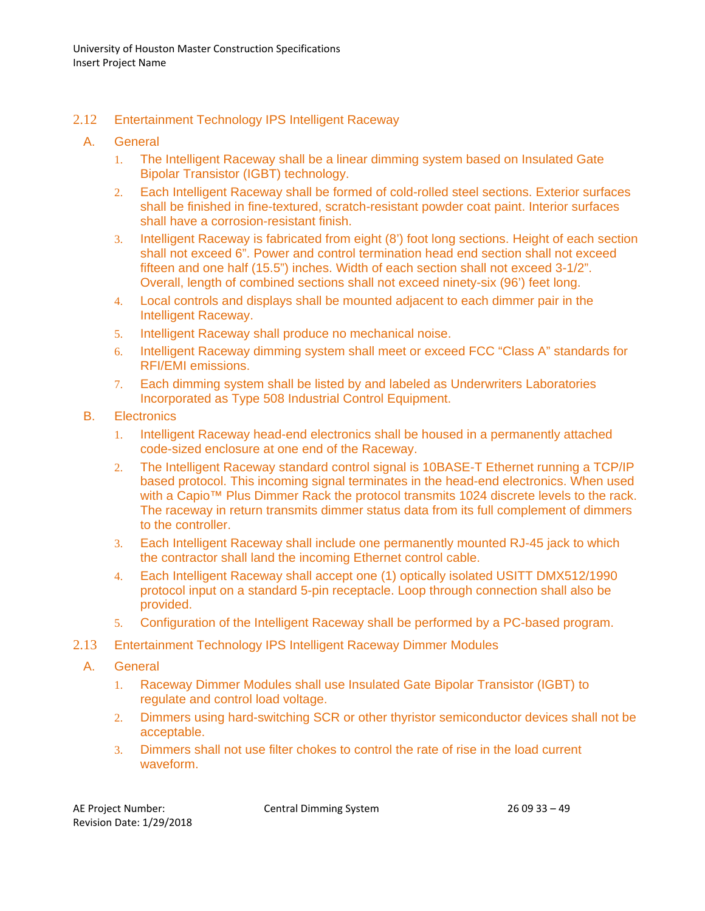## 2.12 Entertainment Technology IPS Intelligent Raceway

A. General

1. The Intelligent Raceway shall be a linear dimming system based on Insulated Gate Bipolar Transistor (IGBT) technology.
2. Each Intelligent Raceway shall be formed of cold-rolled steel sections. Exterior surfaces shall be finished in fine-textured, scratch-resistant powder coat paint. Interior surfaces shall have a corrosion-resistant finish.
3. Intelligent Raceway is fabricated from eight (8') foot long sections. Height of each section shall not exceed 6". Power and control termination head end section shall not exceed fifteen and one half (15.5") inches. Width of each section shall not exceed 3-1/2". Overall, length of combined sections shall not exceed ninety-six (96') feet long.
4. Local controls and displays shall be mounted adjacent to each dimmer pair in the Intelligent Raceway.
5. Intelligent Raceway shall produce no mechanical noise.
6. Intelligent Raceway dimming system shall meet or exceed FCC "Class A" standards for RFI/EMI emissions.
7. Each dimming system shall be listed by and labeled as Underwriters Laboratories Incorporated as Type 508 Industrial Control Equipment.

B. Electronics

1. Intelligent Raceway head-end electronics shall be housed in a permanently attached code-sized enclosure at one end of the Raceway.
2. The Intelligent Raceway standard control signal is 10BASE-T Ethernet running a TCP/IP based protocol. This incoming signal terminates in the head-end electronics. When used with a Capio™ Plus Dimmer Rack the protocol transmits 1024 discrete levels to the rack. The raceway in return transmits dimmer status data from its full complement of dimmers to the controller.
3. Each Intelligent Raceway shall include one permanently mounted RJ-45 jack to which the contractor shall land the incoming Ethernet control cable.
4. Each Intelligent Raceway shall accept one (1) optically isolated USITT DMX512/1990 protocol input on a standard 5-pin receptacle. Loop through connection shall also be provided.
5. Configuration of the Intelligent Raceway shall be performed by a PC-based program.

## 2.13 Entertainment Technology IPS Intelligent Raceway Dimmer Modules

A. General

1. Raceway Dimmer Modules shall use Insulated Gate Bipolar Transistor (IGBT) to regulate and control load voltage.
2. Dimmers using hard-switching SCR or other thyristor semiconductor devices shall not be acceptable.
3. Dimmers shall not use filter chokes to control the rate of rise in the load current waveform.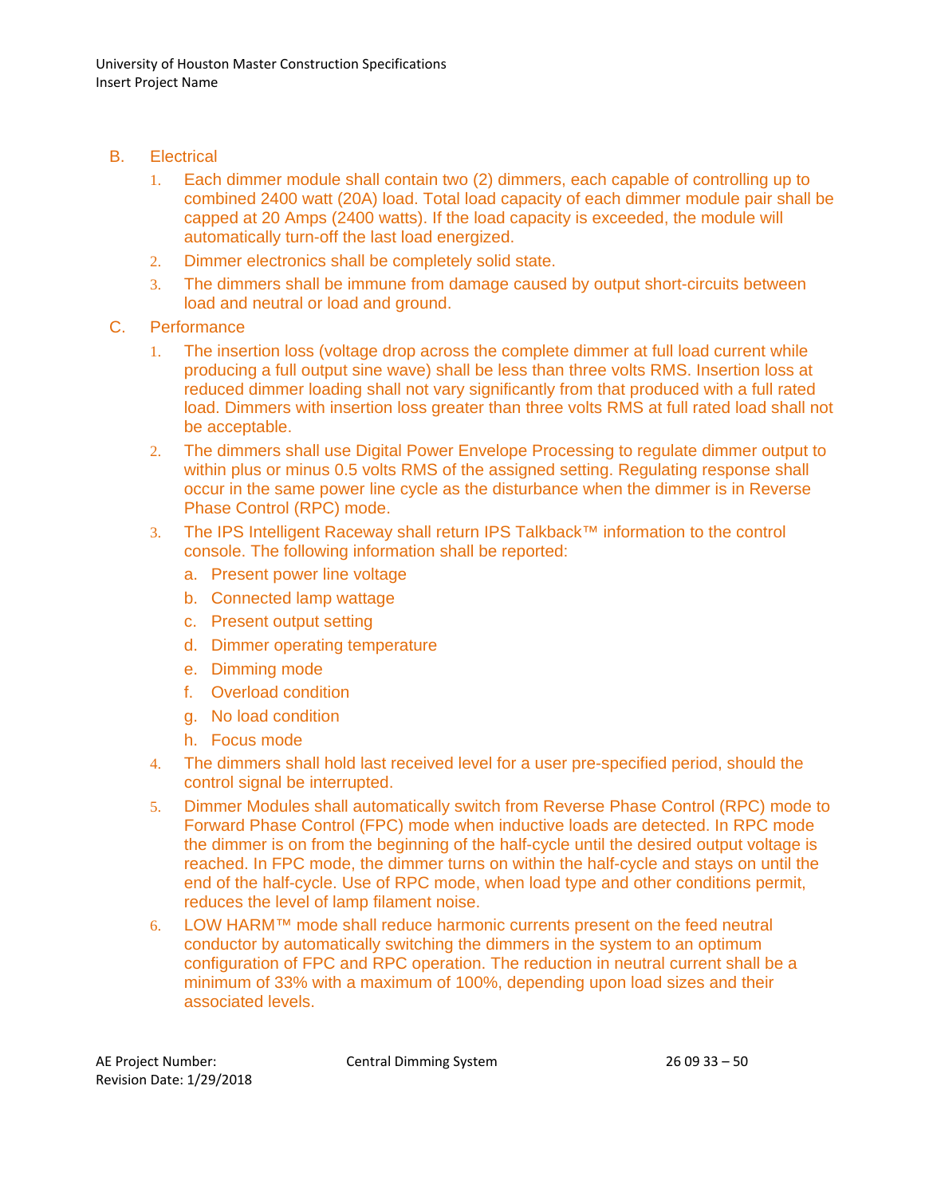B. Electrical

1. Each dimmer module shall contain two (2) dimmers, each capable of controlling up to combined 2400 watt (20A) load. Total load capacity of each dimmer module pair shall be capped at 20 Amps (2400 watts). If the load capacity is exceeded, the module will automatically turn-off the last load energized.
2. Dimmer electronics shall be completely solid state.
3. The dimmers shall be immune from damage caused by output short-circuits between load and neutral or load and ground.

C. Performance

1. The insertion loss (voltage drop across the complete dimmer at full load current while producing a full output sine wave) shall be less than three volts RMS. Insertion loss at reduced dimmer loading shall not vary significantly from that produced with a full rated load. Dimmers with insertion loss greater than three volts RMS at full rated load shall not be acceptable.
2. The dimmers shall use Digital Power Envelope Processing to regulate dimmer output to within plus or minus 0.5 volts RMS of the assigned setting. Regulating response shall occur in the same power line cycle as the disturbance when the dimmer is in Reverse Phase Control (RPC) mode.
3. The IPS Intelligent Raceway shall return IPS Talkback™ information to the control console. The following information shall be reported:
   a. Present power line voltage
   b. Connected lamp wattage
   c. Present output setting
   d. Dimmer operating temperature
   e. Dimming mode
   f. Overload condition
   g. No load condition
   h. Focus mode
4. The dimmers shall hold last received level for a user pre-specified period, should the control signal be interrupted.
5. Dimmer Modules shall automatically switch from Reverse Phase Control (RPC) mode to Forward Phase Control (FPC) mode when inductive loads are detected. In RPC mode the dimmer is on from the beginning of the half-cycle until the desired output voltage is reached. In FPC mode, the dimmer turns on within the half-cycle and stays on until the end of the half-cycle. Use of RPC mode, when load type and other conditions permit, reduces the level of lamp filament noise.
6. LOW HARM™ mode shall reduce harmonic currents present on the feed neutral conductor by automatically switching the dimmers in the system to an optimum configuration of FPC and RPC operation. The reduction in neutral current shall be a minimum of 33% with a maximum of 100%, depending upon load sizes and their associated levels.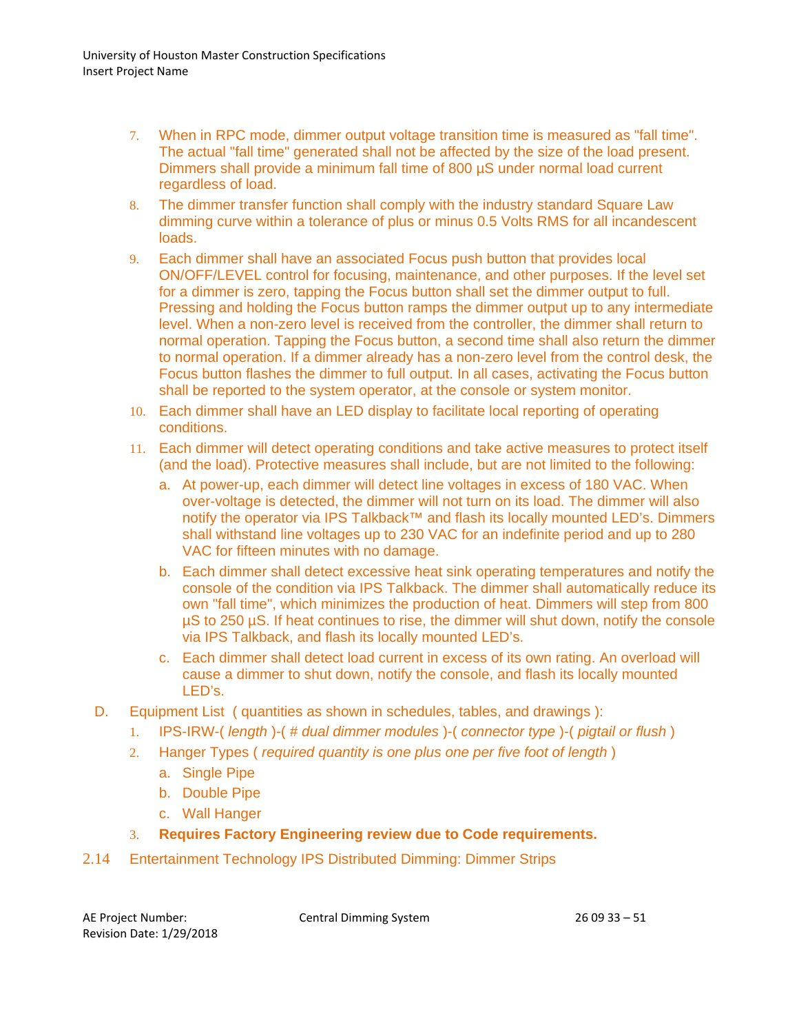7. When in RPC mode, dimmer output voltage transition time is measured as "fall time". The actual "fall time" generated shall not be affected by the size of the load present. Dimmers shall provide a minimum fall time of 800 µS under normal load current regardless of load.
8. The dimmer transfer function shall comply with the industry standard Square Law dimming curve within a tolerance of plus or minus 0.5 Volts RMS for all incandescent loads.
9. Each dimmer shall have an associated Focus push button that provides local ON/OFF/LEVEL control for focusing, maintenance, and other purposes. If the level set for a dimmer is zero, tapping the Focus button shall set the dimmer output to full. Pressing and holding the Focus button ramps the dimmer output up to any intermediate level. When a non-zero level is received from the controller, the dimmer shall return to normal operation. Tapping the Focus button, a second time shall also return the dimmer to normal operation. If a dimmer already has a non-zero level from the control desk, the Focus button flashes the dimmer to full output. In all cases, activating the Focus button shall be reported to the system operator, at the console or system monitor.
10. Each dimmer shall have an LED display to facilitate local reporting of operating conditions.
11. Each dimmer will detect operating conditions and take active measures to protect itself (and the load). Protective measures shall include, but are not limited to the following:
    a. At power-up, each dimmer will detect line voltages in excess of 180 VAC. When over-voltage is detected, the dimmer will not turn on its load. The dimmer will also notify the operator via IPS Talkback™ and flash its locally mounted LED's. Dimmers shall withstand line voltages up to 230 VAC for an indefinite period and up to 280 VAC for fifteen minutes with no damage.
    b. Each dimmer shall detect excessive heat sink operating temperatures and notify the console of the condition via IPS Talkback. The dimmer shall automatically reduce its own "fall time", which minimizes the production of heat. Dimmers will step from 800 µS to 250 µS. If heat continues to rise, the dimmer will shut down, notify the console via IPS Talkback, and flash its locally mounted LED's.
    c. Each dimmer shall detect load current in excess of its own rating. An overload will cause a dimmer to shut down, notify the console, and flash its locally mounted LED's.

D. Equipment List ( quantities as shown in schedules, tables, and drawings ):
1. IPS-IRW-( *length* )-( *# dual dimmer modules* )-( *connector type* )-( *pigtail or flush* )
2. Hanger Types ( *required quantity is one plus one per five foot of length* )
    a. Single Pipe
    b. Double Pipe
    c. Wall Hanger
3. **Requires Factory Engineering review due to Code requirements.**

2.14 Entertainment Technology IPS Distributed Dimming: Dimmer Strips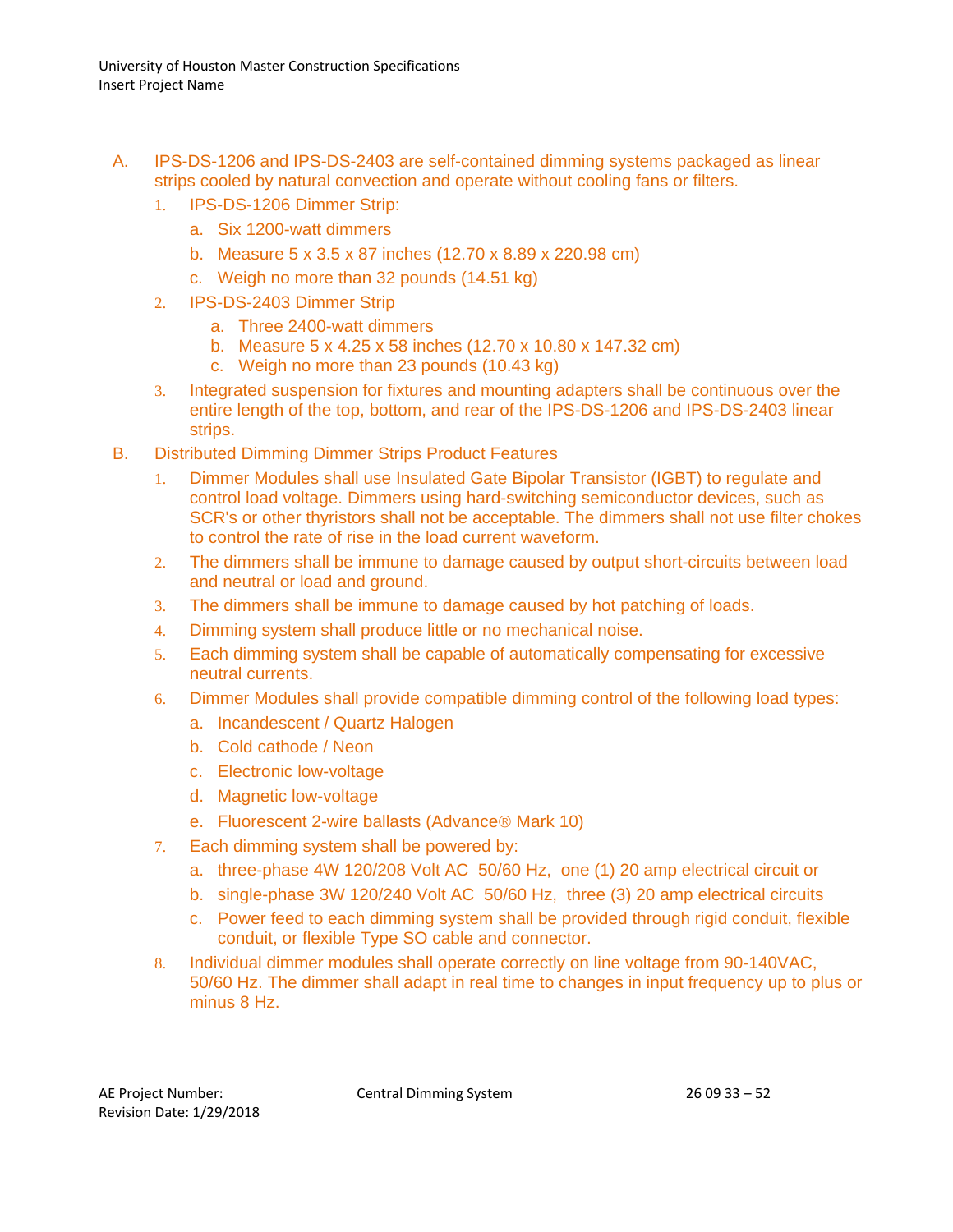A. IPS-DS-1206 and IPS-DS-2403 are self-contained dimming systems packaged as linear strips cooled by natural convection and operate without cooling fans or filters.

1. IPS-DS-1206 Dimmer Strip:
   a. Six 1200-watt dimmers
   b. Measure 5 x 3.5 x 87 inches (12.70 x 8.89 x 220.98 cm)
   c. Weigh no more than 32 pounds (14.51 kg)
2. IPS-DS-2403 Dimmer Strip
   a. Three 2400-watt dimmers
   b. Measure 5 x 4.25 x 58 inches (12.70 x 10.80 x 147.32 cm)
   c. Weigh no more than 23 pounds (10.43 kg)
3. Integrated suspension for fixtures and mounting adapters shall be continuous over the entire length of the top, bottom, and rear of the IPS-DS-1206 and IPS-DS-2403 linear strips.

B. Distributed Dimming Dimmer Strips Product Features

1. Dimmer Modules shall use Insulated Gate Bipolar Transistor (IGBT) to regulate and control load voltage. Dimmers using hard-switching semiconductor devices, such as SCR's or other thyristors shall not be acceptable. The dimmers shall not use filter chokes to control the rate of rise in the load current waveform.
2. The dimmers shall be immune to damage caused by output short-circuits between load and neutral or load and ground.
3. The dimmers shall be immune to damage caused by hot patching of loads.
4. Dimming system shall produce little or no mechanical noise.
5. Each dimming system shall be capable of automatically compensating for excessive neutral currents.
6. Dimmer Modules shall provide compatible dimming control of the following load types:
   a. Incandescent / Quartz Halogen
   b. Cold cathode / Neon
   c. Electronic low-voltage
   d. Magnetic low-voltage
   e. Fluorescent 2-wire ballasts (Advance® Mark 10)
7. Each dimming system shall be powered by:
   a. three-phase 4W 120/208 Volt AC 50/60 Hz, one (1) 20 amp electrical circuit or
   b. single-phase 3W 120/240 Volt AC 50/60 Hz, three (3) 20 amp electrical circuits
   c. Power feed to each dimming system shall be provided through rigid conduit, flexible conduit, or flexible Type SO cable and connector.
8. Individual dimmer modules shall operate correctly on line voltage from 90-140VAC, 50/60 Hz. The dimmer shall adapt in real time to changes in input frequency up to plus or minus 8 Hz.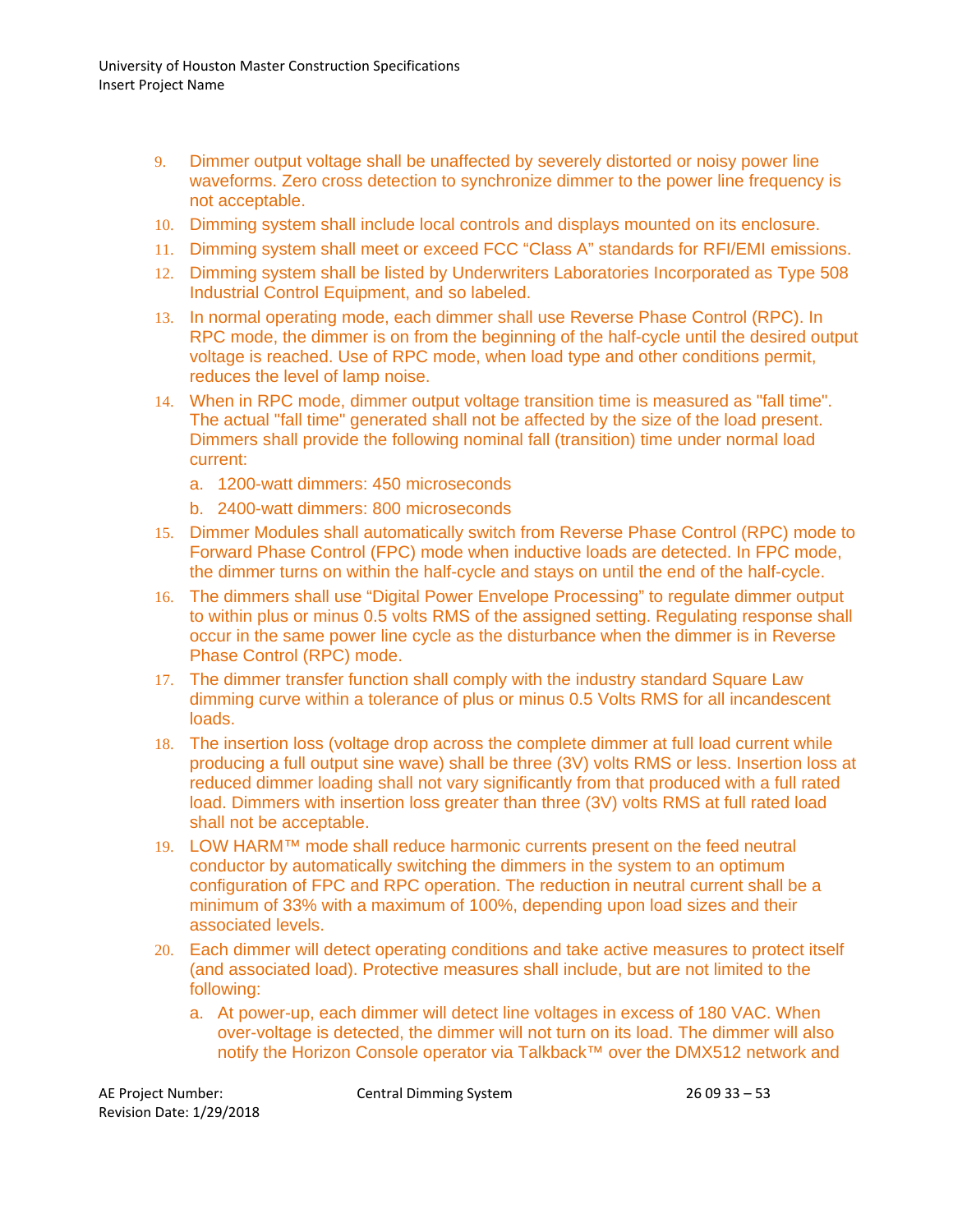9. Dimmer output voltage shall be unaffected by severely distorted or noisy power line waveforms. Zero cross detection to synchronize dimmer to the power line frequency is not acceptable.
10. Dimming system shall include local controls and displays mounted on its enclosure.
11. Dimming system shall meet or exceed FCC “Class A” standards for RFI/EMI emissions.
12. Dimming system shall be listed by Underwriters Laboratories Incorporated as Type 508 Industrial Control Equipment, and so labeled.
13. In normal operating mode, each dimmer shall use Reverse Phase Control (RPC). In RPC mode, the dimmer is on from the beginning of the half-cycle until the desired output voltage is reached. Use of RPC mode, when load type and other conditions permit, reduces the level of lamp noise.
14. When in RPC mode, dimmer output voltage transition time is measured as "fall time". The actual "fall time" generated shall not be affected by the size of the load present. Dimmers shall provide the following nominal fall (transition) time under normal load current:
    a. 1200-watt dimmers: 450 microseconds
    b. 2400-watt dimmers: 800 microseconds
15. Dimmer Modules shall automatically switch from Reverse Phase Control (RPC) mode to Forward Phase Control (FPC) mode when inductive loads are detected. In FPC mode, the dimmer turns on within the half-cycle and stays on until the end of the half-cycle.
16. The dimmers shall use “Digital Power Envelope Processing” to regulate dimmer output to within plus or minus 0.5 volts RMS of the assigned setting. Regulating response shall occur in the same power line cycle as the disturbance when the dimmer is in Reverse Phase Control (RPC) mode.
17. The dimmer transfer function shall comply with the industry standard Square Law dimming curve within a tolerance of plus or minus 0.5 Volts RMS for all incandescent loads.
18. The insertion loss (voltage drop across the complete dimmer at full load current while producing a full output sine wave) shall be three (3V) volts RMS or less. Insertion loss at reduced dimmer loading shall not vary significantly from that produced with a full rated load. Dimmers with insertion loss greater than three (3V) volts RMS at full rated load shall not be acceptable.
19. LOW HARM™ mode shall reduce harmonic currents present on the feed neutral conductor by automatically switching the dimmers in the system to an optimum configuration of FPC and RPC operation. The reduction in neutral current shall be a minimum of 33% with a maximum of 100%, depending upon load sizes and their associated levels.
20. Each dimmer will detect operating conditions and take active measures to protect itself (and associated load). Protective measures shall include, but are not limited to the following:
    a. At power-up, each dimmer will detect line voltages in excess of 180 VAC. When over-voltage is detected, the dimmer will not turn on its load. The dimmer will also notify the Horizon Console operator via Talkback™ over the DMX512 network and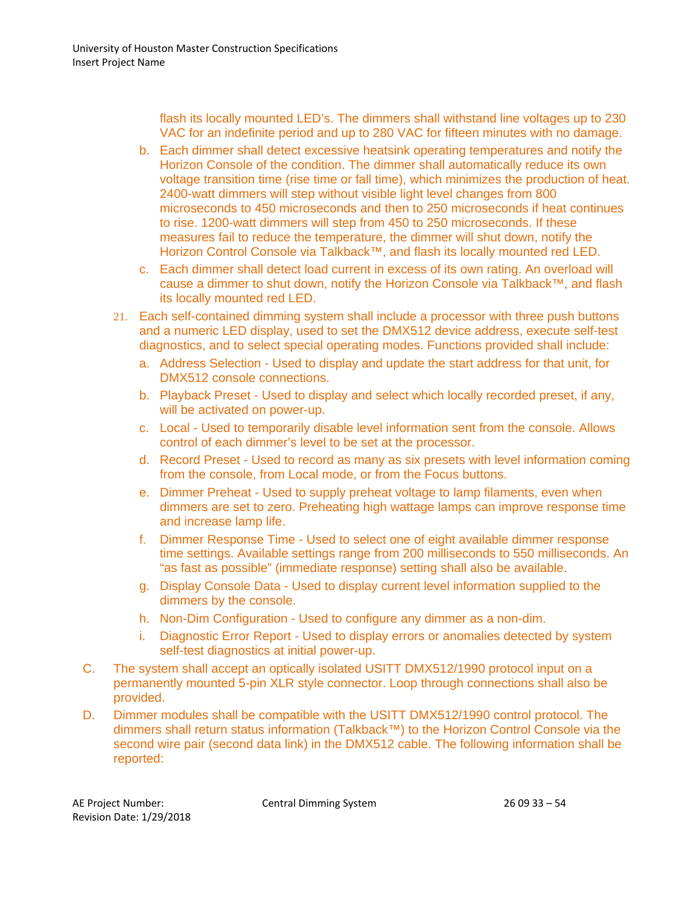flash its locally mounted LED's. The dimmers shall withstand line voltages up to 230 VAC for an indefinite period and up to 280 VAC for fifteen minutes with no damage.

b. Each dimmer shall detect excessive heatsink operating temperatures and notify the Horizon Console of the condition. The dimmer shall automatically reduce its own voltage transition time (rise time or fall time), which minimizes the production of heat. 2400-watt dimmers will step without visible light level changes from 800 microseconds to 450 microseconds and then to 250 microseconds if heat continues to rise. 1200-watt dimmers will step from 450 to 250 microseconds. If these measures fail to reduce the temperature, the dimmer will shut down, notify the Horizon Control Console via Talkback™, and flash its locally mounted red LED.

c. Each dimmer shall detect load current in excess of its own rating. An overload will cause a dimmer to shut down, notify the Horizon Console via Talkback™, and flash its locally mounted red LED.

21. Each self-contained dimming system shall include a processor with three push buttons and a numeric LED display, used to set the DMX512 device address, execute self-test diagnostics, and to select special operating modes. Functions provided shall include:

 a. Address Selection - Used to display and update the start address for that unit, for DMX512 console connections.
 b. Playback Preset - Used to display and select which locally recorded preset, if any, will be activated on power-up.
 c. Local - Used to temporarily disable level information sent from the console. Allows control of each dimmer's level to be set at the processor.
 d. Record Preset - Used to record as many as six presets with level information coming from the console, from Local mode, or from the Focus buttons.
 e. Dimmer Preheat - Used to supply preheat voltage to lamp filaments, even when dimmers are set to zero. Preheating high wattage lamps can improve response time and increase lamp life.
 f. Dimmer Response Time - Used to select one of eight available dimmer response time settings. Available settings range from 200 milliseconds to 550 milliseconds. An "as fast as possible" (immediate response) setting shall also be available.
 g. Display Console Data - Used to display current level information supplied to the dimmers by the console.
 h. Non-Dim Configuration - Used to configure any dimmer as a non-dim.
 i. Diagnostic Error Report - Used to display errors or anomalies detected by system self-test diagnostics at initial power-up.

C. The system shall accept an optically isolated USITT DMX512/1990 protocol input on a permanently mounted 5-pin XLR style connector. Loop through connections shall also be provided.

D. Dimmer modules shall be compatible with the USITT DMX512/1990 control protocol. The dimmers shall return status information (Talkback™) to the Horizon Control Console via the second wire pair (second data link) in the DMX512 cable. The following information shall be reported: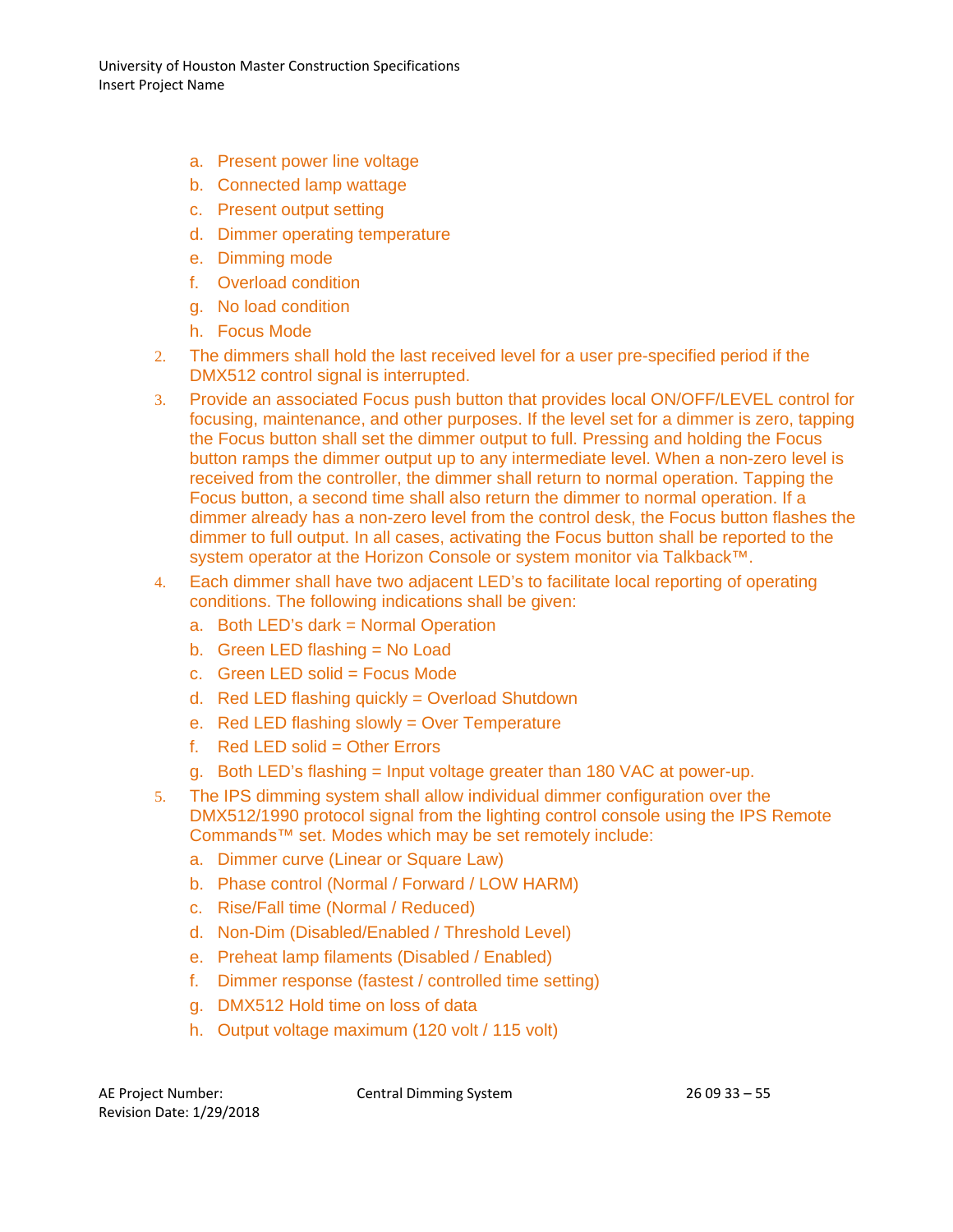a. Present power line voltage
   b. Connected lamp wattage
   c. Present output setting
   d. Dimmer operating temperature
   e. Dimming mode
   f. Overload condition
   g. No load condition
   h. Focus Mode

2. The dimmers shall hold the last received level for a user pre-specified period if the DMX512 control signal is interrupted.
3. Provide an associated Focus push button that provides local ON/OFF/LEVEL control for focusing, maintenance, and other purposes. If the level set for a dimmer is zero, tapping the Focus button shall set the dimmer output to full. Pressing and holding the Focus button ramps the dimmer output up to any intermediate level. When a non-zero level is received from the controller, the dimmer shall return to normal operation. Tapping the Focus button, a second time shall also return the dimmer to normal operation. If a dimmer already has a non-zero level from the control desk, the Focus button flashes the dimmer to full output. In all cases, activating the Focus button shall be reported to the system operator at the Horizon Console or system monitor via Talkback™.
4. Each dimmer shall have two adjacent LED's to facilitate local reporting of operating conditions. The following indications shall be given:
   a. Both LED's dark = Normal Operation
   b. Green LED flashing = No Load
   c. Green LED solid = Focus Mode
   d. Red LED flashing quickly = Overload Shutdown
   e. Red LED flashing slowly = Over Temperature
   f. Red LED solid = Other Errors
   g. Both LED's flashing = Input voltage greater than 180 VAC at power-up.
5. The IPS dimming system shall allow individual dimmer configuration over the DMX512/1990 protocol signal from the lighting control console using the IPS Remote Commands™ set. Modes which may be set remotely include:
   a. Dimmer curve (Linear or Square Law)
   b. Phase control (Normal / Forward / LOW HARM)
   c. Rise/Fall time (Normal / Reduced)
   d. Non-Dim (Disabled/Enabled / Threshold Level)
   e. Preheat lamp filaments (Disabled / Enabled)
   f. Dimmer response (fastest / controlled time setting)
   g. DMX512 Hold time on loss of data
   h. Output voltage maximum (120 volt / 115 volt)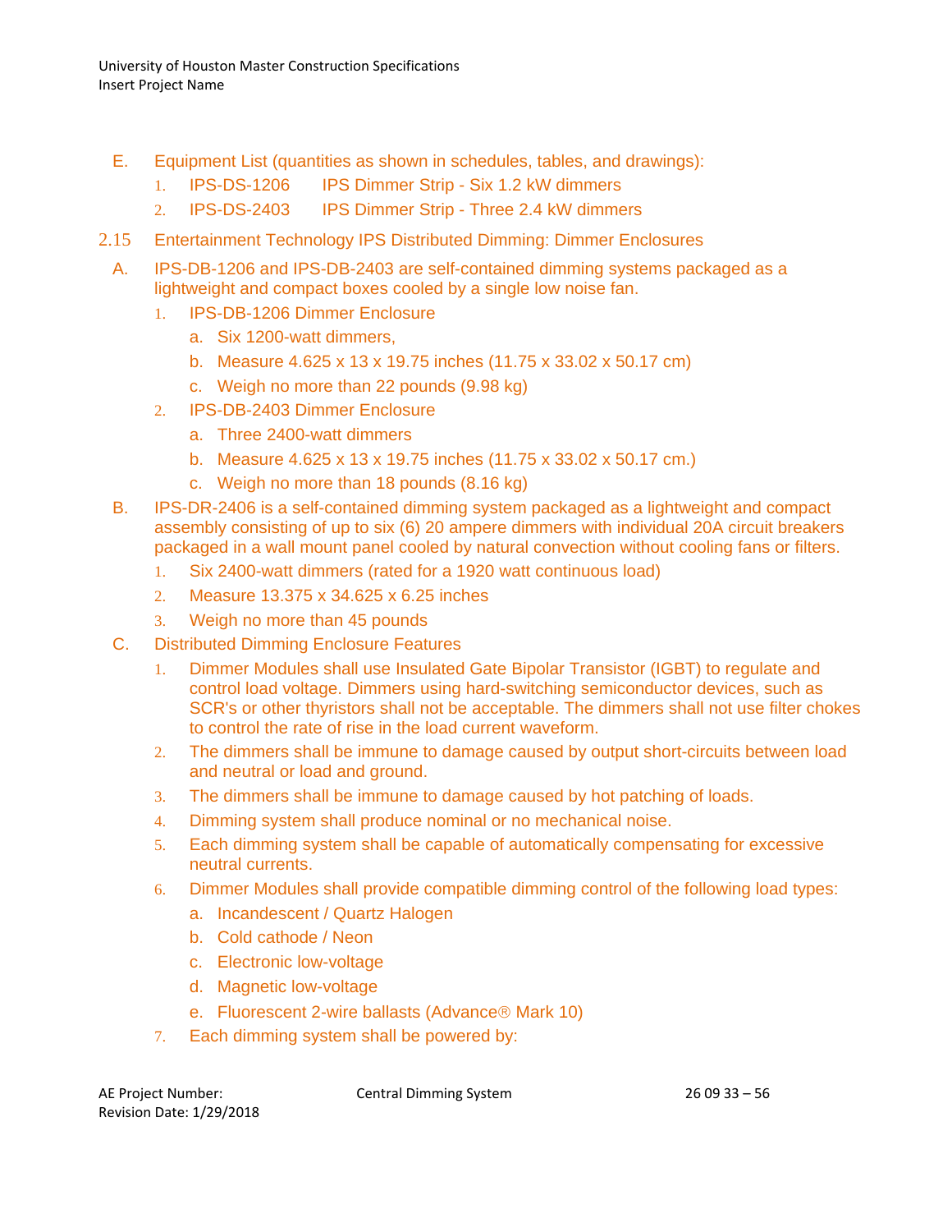E. Equipment List (quantities as shown in schedules, tables, and drawings):

1. IPS-DS-1206 IPS Dimmer Strip - Six 1.2 kW dimmers
2. IPS-DS-2403 IPS Dimmer Strip - Three 2.4 kW dimmers

2.15 Entertainment Technology IPS Distributed Dimming: Dimmer Enclosures

A. IPS-DB-1206 and IPS-DB-2403 are self-contained dimming systems packaged as a lightweight and compact boxes cooled by a single low noise fan.

1. IPS-DB-1206 Dimmer Enclosure
   a. Six 1200-watt dimmers,
   b. Measure 4.625 x 13 x 19.75 inches (11.75 x 33.02 x 50.17 cm)
   c. Weigh no more than 22 pounds (9.98 kg)
2. IPS-DB-2403 Dimmer Enclosure
   a. Three 2400-watt dimmers
   b. Measure 4.625 x 13 x 19.75 inches (11.75 x 33.02 x 50.17 cm.)
   c. Weigh no more than 18 pounds (8.16 kg)

B. IPS-DR-2406 is a self-contained dimming system packaged as a lightweight and compact assembly consisting of up to six (6) 20 ampere dimmers with individual 20A circuit breakers packaged in a wall mount panel cooled by natural convection without cooling fans or filters.

1. Six 2400-watt dimmers (rated for a 1920 watt continuous load)
2. Measure 13.375 x 34.625 x 6.25 inches
3. Weigh no more than 45 pounds

C. Distributed Dimming Enclosure Features

1. Dimmer Modules shall use Insulated Gate Bipolar Transistor (IGBT) to regulate and control load voltage. Dimmers using hard-switching semiconductor devices, such as SCR's or other thyristors shall not be acceptable. The dimmers shall not use filter chokes to control the rate of rise in the load current waveform.
2. The dimmers shall be immune to damage caused by output short-circuits between load and neutral or load and ground.
3. The dimmers shall be immune to damage caused by hot patching of loads.
4. Dimming system shall produce nominal or no mechanical noise.
5. Each dimming system shall be capable of automatically compensating for excessive neutral currents.
6. Dimmer Modules shall provide compatible dimming control of the following load types:
   a. Incandescent / Quartz Halogen
   b. Cold cathode / Neon
   c. Electronic low-voltage
   d. Magnetic low-voltage
   e. Fluorescent 2-wire ballasts (Advance® Mark 10)
7. Each dimming system shall be powered by: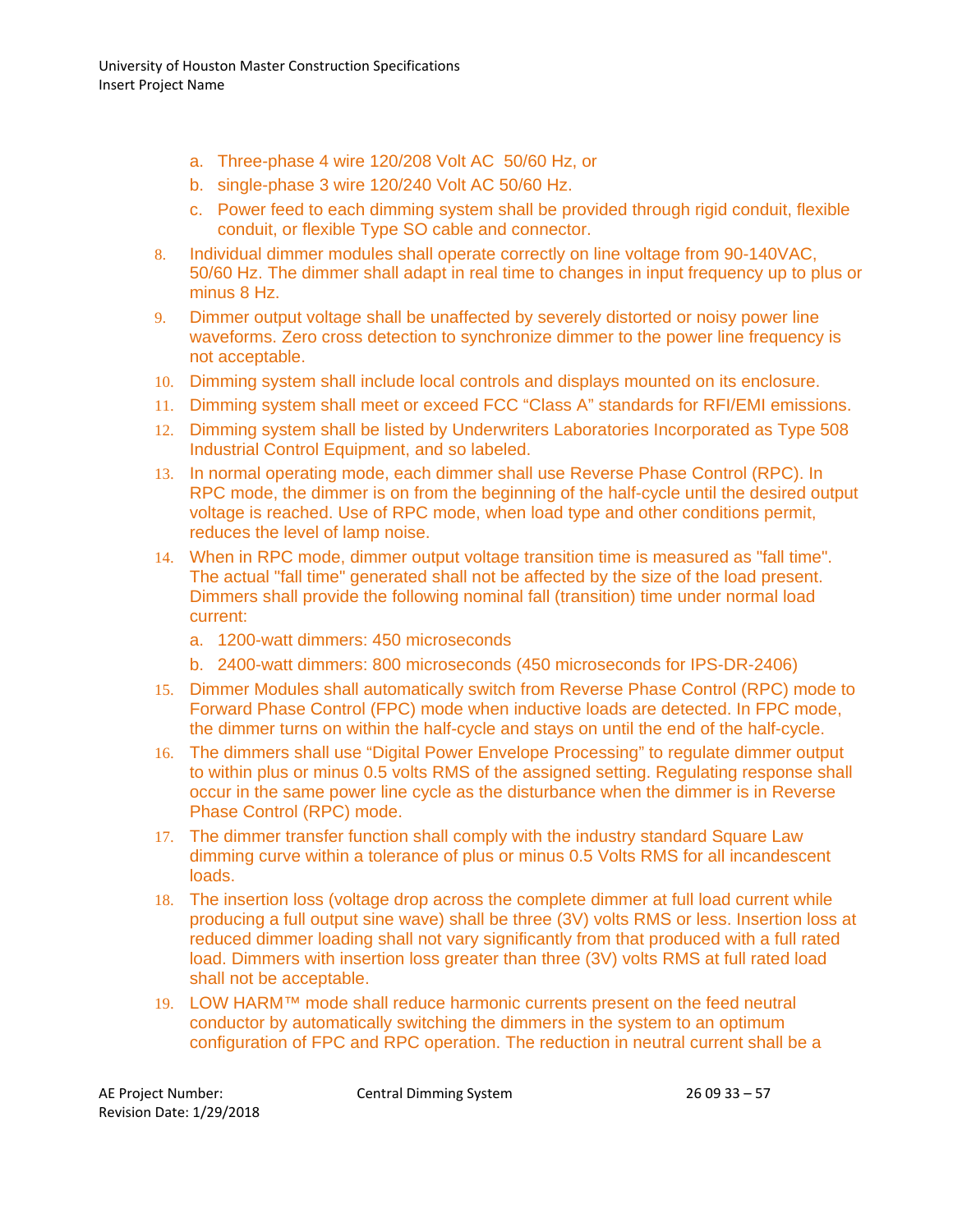a. Three-phase 4 wire 120/208 Volt AC 50/60 Hz, or
b. single-phase 3 wire 120/240 Volt AC 50/60 Hz.
c. Power feed to each dimming system shall be provided through rigid conduit, flexible conduit, or flexible Type SO cable and connector.

8. Individual dimmer modules shall operate correctly on line voltage from 90-140VAC, 50/60 Hz. The dimmer shall adapt in real time to changes in input frequency up to plus or minus 8 Hz.
9. Dimmer output voltage shall be unaffected by severely distorted or noisy power line waveforms. Zero cross detection to synchronize dimmer to the power line frequency is not acceptable.
10. Dimming system shall include local controls and displays mounted on its enclosure.
11. Dimming system shall meet or exceed FCC "Class A" standards for RFI/EMI emissions.
12. Dimming system shall be listed by Underwriters Laboratories Incorporated as Type 508 Industrial Control Equipment, and so labeled.
13. In normal operating mode, each dimmer shall use Reverse Phase Control (RPC). In RPC mode, the dimmer is on from the beginning of the half-cycle until the desired output voltage is reached. Use of RPC mode, when load type and other conditions permit, reduces the level of lamp noise.
14. When in RPC mode, dimmer output voltage transition time is measured as "fall time". The actual "fall time" generated shall not be affected by the size of the load present. Dimmers shall provide the following nominal fall (transition) time under normal load current:
    a. 1200-watt dimmers: 450 microseconds
    b. 2400-watt dimmers: 800 microseconds (450 microseconds for IPS-DR-2406)
15. Dimmer Modules shall automatically switch from Reverse Phase Control (RPC) mode to Forward Phase Control (FPC) mode when inductive loads are detected. In FPC mode, the dimmer turns on within the half-cycle and stays on until the end of the half-cycle.
16. The dimmers shall use "Digital Power Envelope Processing" to regulate dimmer output to within plus or minus 0.5 volts RMS of the assigned setting. Regulating response shall occur in the same power line cycle as the disturbance when the dimmer is in Reverse Phase Control (RPC) mode.
17. The dimmer transfer function shall comply with the industry standard Square Law dimming curve within a tolerance of plus or minus 0.5 Volts RMS for all incandescent loads.
18. The insertion loss (voltage drop across the complete dimmer at full load current while producing a full output sine wave) shall be three (3V) volts RMS or less. Insertion loss at reduced dimmer loading shall not vary significantly from that produced with a full rated load. Dimmers with insertion loss greater than three (3V) volts RMS at full rated load shall not be acceptable.
19. LOW HARM™ mode shall reduce harmonic currents present on the feed neutral conductor by automatically switching the dimmers in the system to an optimum configuration of FPC and RPC operation. The reduction in neutral current shall be a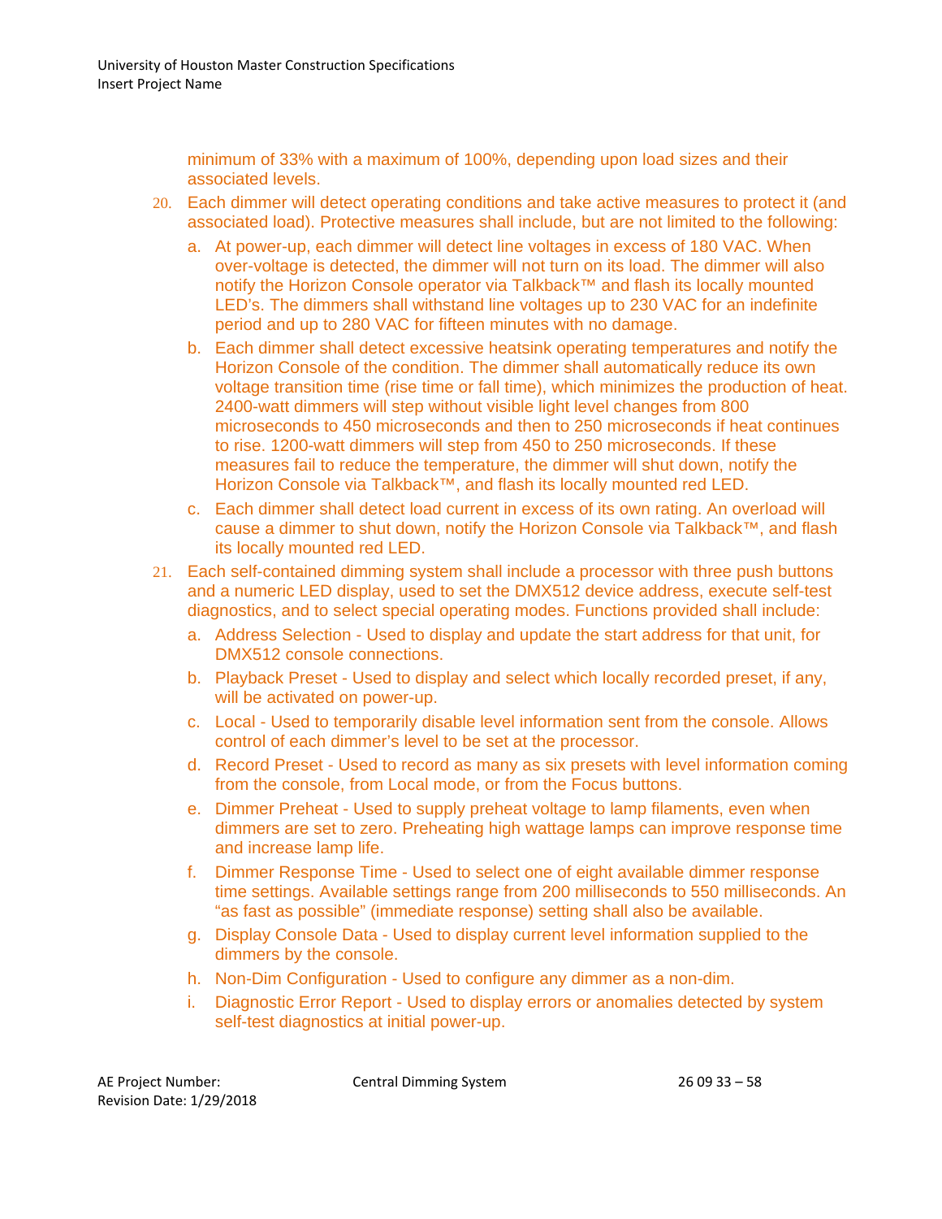minimum of 33% with a maximum of 100%, depending upon load sizes and their associated levels.

20. Each dimmer will detect operating conditions and take active measures to protect it (and associated load). Protective measures shall include, but are not limited to the following:
    a. At power-up, each dimmer will detect line voltages in excess of 180 VAC. When over-voltage is detected, the dimmer will not turn on its load. The dimmer will also notify the Horizon Console operator via Talkback™ and flash its locally mounted LED's. The dimmers shall withstand line voltages up to 230 VAC for an indefinite period and up to 280 VAC for fifteen minutes with no damage.
    b. Each dimmer shall detect excessive heatsink operating temperatures and notify the Horizon Console of the condition. The dimmer shall automatically reduce its own voltage transition time (rise time or fall time), which minimizes the production of heat. 2400-watt dimmers will step without visible light level changes from 800 microseconds to 450 microseconds and then to 250 microseconds if heat continues to rise. 1200-watt dimmers will step from 450 to 250 microseconds. If these measures fail to reduce the temperature, the dimmer will shut down, notify the Horizon Console via Talkback™, and flash its locally mounted red LED.
    c. Each dimmer shall detect load current in excess of its own rating. An overload will cause a dimmer to shut down, notify the Horizon Console via Talkback™, and flash its locally mounted red LED.
21. Each self-contained dimming system shall include a processor with three push buttons and a numeric LED display, used to set the DMX512 device address, execute self-test diagnostics, and to select special operating modes. Functions provided shall include:
    a. Address Selection - Used to display and update the start address for that unit, for DMX512 console connections.
    b. Playback Preset - Used to display and select which locally recorded preset, if any, will be activated on power-up.
    c. Local - Used to temporarily disable level information sent from the console. Allows control of each dimmer's level to be set at the processor.
    d. Record Preset - Used to record as many as six presets with level information coming from the console, from Local mode, or from the Focus buttons.
    e. Dimmer Preheat - Used to supply preheat voltage to lamp filaments, even when dimmers are set to zero. Preheating high wattage lamps can improve response time and increase lamp life.
    f. Dimmer Response Time - Used to select one of eight available dimmer response time settings. Available settings range from 200 milliseconds to 550 milliseconds. An "as fast as possible" (immediate response) setting shall also be available.
    g. Display Console Data - Used to display current level information supplied to the dimmers by the console.
    h. Non-Dim Configuration - Used to configure any dimmer as a non-dim.
    i. Diagnostic Error Report - Used to display errors or anomalies detected by system self-test diagnostics at initial power-up.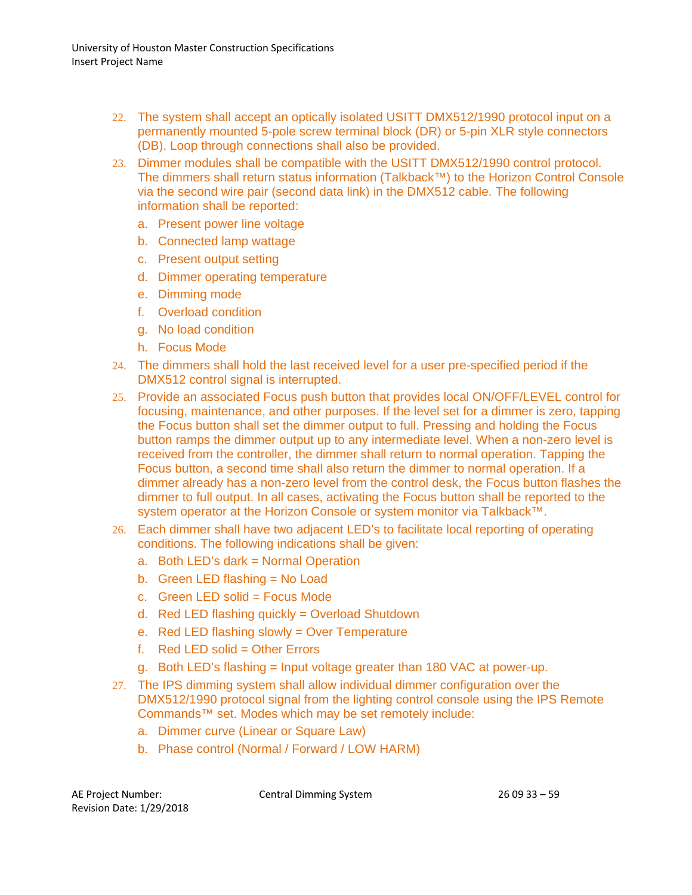22. The system shall accept an optically isolated USITT DMX512/1990 protocol input on a permanently mounted 5-pole screw terminal block (DR) or 5-pin XLR style connectors (DB). Loop through connections shall also be provided.
23. Dimmer modules shall be compatible with the USITT DMX512/1990 control protocol. The dimmers shall return status information (Talkback™) to the Horizon Control Console via the second wire pair (second data link) in the DMX512 cable. The following information shall be reported:
    a. Present power line voltage
    b. Connected lamp wattage
    c. Present output setting
    d. Dimmer operating temperature
    e. Dimming mode
    f. Overload condition
    g. No load condition
    h. Focus Mode
24. The dimmers shall hold the last received level for a user pre-specified period if the DMX512 control signal is interrupted.
25. Provide an associated Focus push button that provides local ON/OFF/LEVEL control for focusing, maintenance, and other purposes. If the level set for a dimmer is zero, tapping the Focus button shall set the dimmer output to full. Pressing and holding the Focus button ramps the dimmer output up to any intermediate level. When a non-zero level is received from the controller, the dimmer shall return to normal operation. Tapping the Focus button, a second time shall also return the dimmer to normal operation. If a dimmer already has a non-zero level from the control desk, the Focus button flashes the dimmer to full output. In all cases, activating the Focus button shall be reported to the system operator at the Horizon Console or system monitor via Talkback™.
26. Each dimmer shall have two adjacent LED's to facilitate local reporting of operating conditions. The following indications shall be given:
    a. Both LED's dark = Normal Operation
    b. Green LED flashing = No Load
    c. Green LED solid = Focus Mode
    d. Red LED flashing quickly = Overload Shutdown
    e. Red LED flashing slowly = Over Temperature
    f. Red LED solid = Other Errors
    g. Both LED's flashing = Input voltage greater than 180 VAC at power-up.
27. The IPS dimming system shall allow individual dimmer configuration over the DMX512/1990 protocol signal from the lighting control console using the IPS Remote Commands™ set. Modes which may be set remotely include:
    a. Dimmer curve (Linear or Square Law)
    b. Phase control (Normal / Forward / LOW HARM)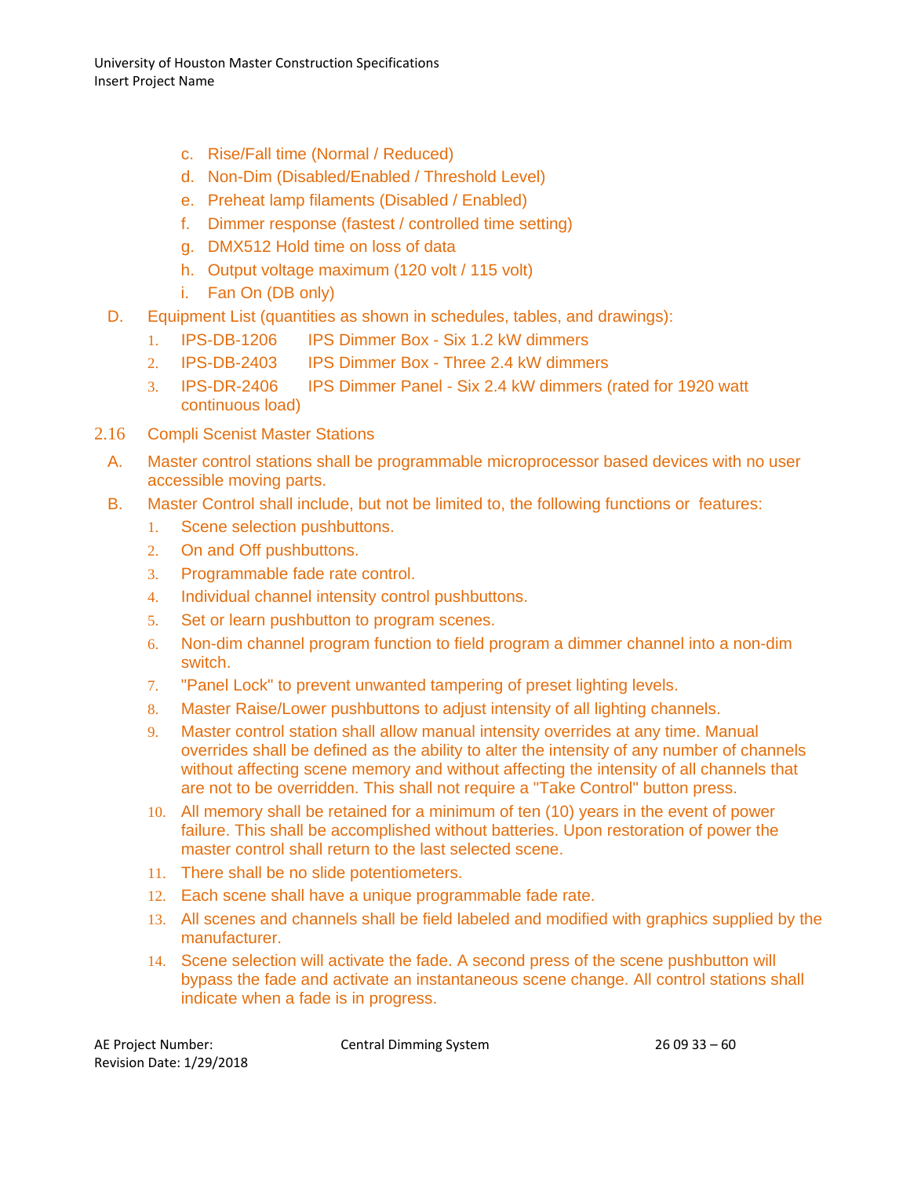c. Rise/Fall time (Normal / Reduced)
d. Non-Dim (Disabled/Enabled / Threshold Level)
e. Preheat lamp filaments (Disabled / Enabled)
f. Dimmer response (fastest / controlled time setting)
g. DMX512 Hold time on loss of data
h. Output voltage maximum (120 volt / 115 volt)
i. Fan On (DB only)

D. Equipment List (quantities as shown in schedules, tables, and drawings):
1. IPS-DB-1206 IPS Dimmer Box - Six 1.2 kW dimmers
2. IPS-DB-2403 IPS Dimmer Box - Three 2.4 kW dimmers
3. IPS-DR-2406 IPS Dimmer Panel - Six 2.4 kW dimmers (rated for 1920 watt continuous load)

## 2.16 Compli Scenist Master Stations

A. Master control stations shall be programmable microprocessor based devices with no user accessible moving parts.

B. Master Control shall include, but not be limited to, the following functions or features:
1. Scene selection pushbuttons.
2. On and Off pushbuttons.
3. Programmable fade rate control.
4. Individual channel intensity control pushbuttons.
5. Set or learn pushbutton to program scenes.
6. Non-dim channel program function to field program a dimmer channel into a non-dim switch.
7. "Panel Lock" to prevent unwanted tampering of preset lighting levels.
8. Master Raise/Lower pushbuttons to adjust intensity of all lighting channels.
9. Master control station shall allow manual intensity overrides at any time. Manual overrides shall be defined as the ability to alter the intensity of any number of channels without affecting scene memory and without affecting the intensity of all channels that are not to be overridden. This shall not require a "Take Control" button press.
10. All memory shall be retained for a minimum of ten (10) years in the event of power failure. This shall be accomplished without batteries. Upon restoration of power the master control shall return to the last selected scene.
11. There shall be no slide potentiometers.
12. Each scene shall have a unique programmable fade rate.
13. All scenes and channels shall be field labeled and modified with graphics supplied by the manufacturer.
14. Scene selection will activate the fade. A second press of the scene pushbutton will bypass the fade and activate an instantaneous scene change. All control stations shall indicate when a fade is in progress.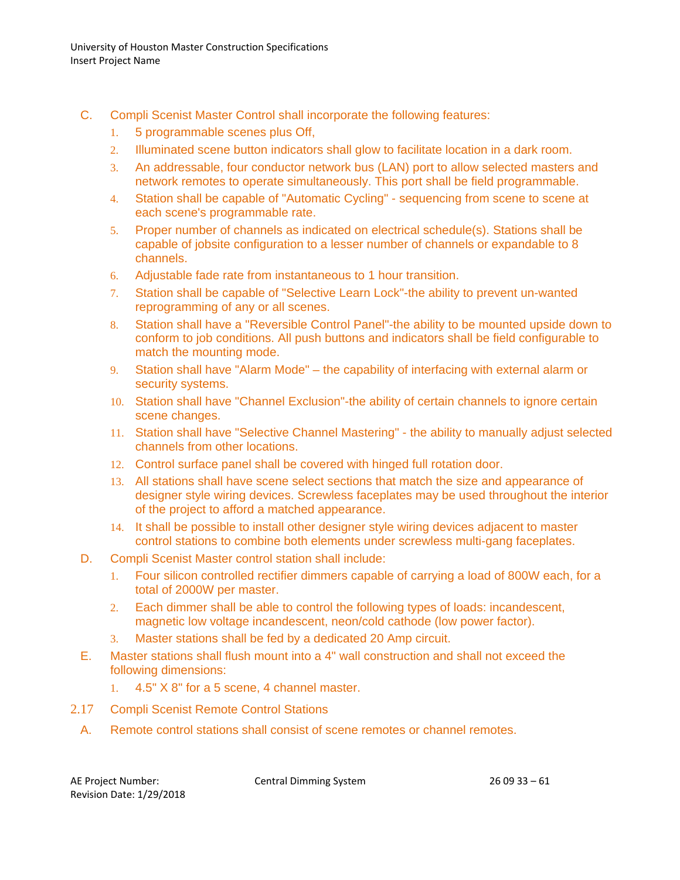C. Compli Scenist Master Control shall incorporate the following features:

1. 5 programmable scenes plus Off,
2. Illuminated scene button indicators shall glow to facilitate location in a dark room.
3. An addressable, four conductor network bus (LAN) port to allow selected masters and network remotes to operate simultaneously. This port shall be field programmable.
4. Station shall be capable of "Automatic Cycling" - sequencing from scene to scene at each scene's programmable rate.
5. Proper number of channels as indicated on electrical schedule(s). Stations shall be capable of jobsite configuration to a lesser number of channels or expandable to 8 channels.
6. Adjustable fade rate from instantaneous to 1 hour transition.
7. Station shall be capable of "Selective Learn Lock"-the ability to prevent un-wanted reprogramming of any or all scenes.
8. Station shall have a "Reversible Control Panel"-the ability to be mounted upside down to conform to job conditions. All push buttons and indicators shall be field configurable to match the mounting mode.
9. Station shall have "Alarm Mode" – the capability of interfacing with external alarm or security systems.
10. Station shall have "Channel Exclusion"-the ability of certain channels to ignore certain scene changes.
11. Station shall have "Selective Channel Mastering" - the ability to manually adjust selected channels from other locations.
12. Control surface panel shall be covered with hinged full rotation door.
13. All stations shall have scene select sections that match the size and appearance of designer style wiring devices. Screwless faceplates may be used throughout the interior of the project to afford a matched appearance.
14. It shall be possible to install other designer style wiring devices adjacent to master control stations to combine both elements under screwless multi-gang faceplates.

D. Compli Scenist Master control station shall include:

1. Four silicon controlled rectifier dimmers capable of carrying a load of 800W each, for a total of 2000W per master.
2. Each dimmer shall be able to control the following types of loads: incandescent, magnetic low voltage incandescent, neon/cold cathode (low power factor).
3. Master stations shall be fed by a dedicated 20 Amp circuit.

E. Master stations shall flush mount into a 4" wall construction and shall not exceed the following dimensions:

1. 4.5" X 8" for a 5 scene, 4 channel master.

2.17 Compli Scenist Remote Control Stations

A. Remote control stations shall consist of scene remotes or channel remotes.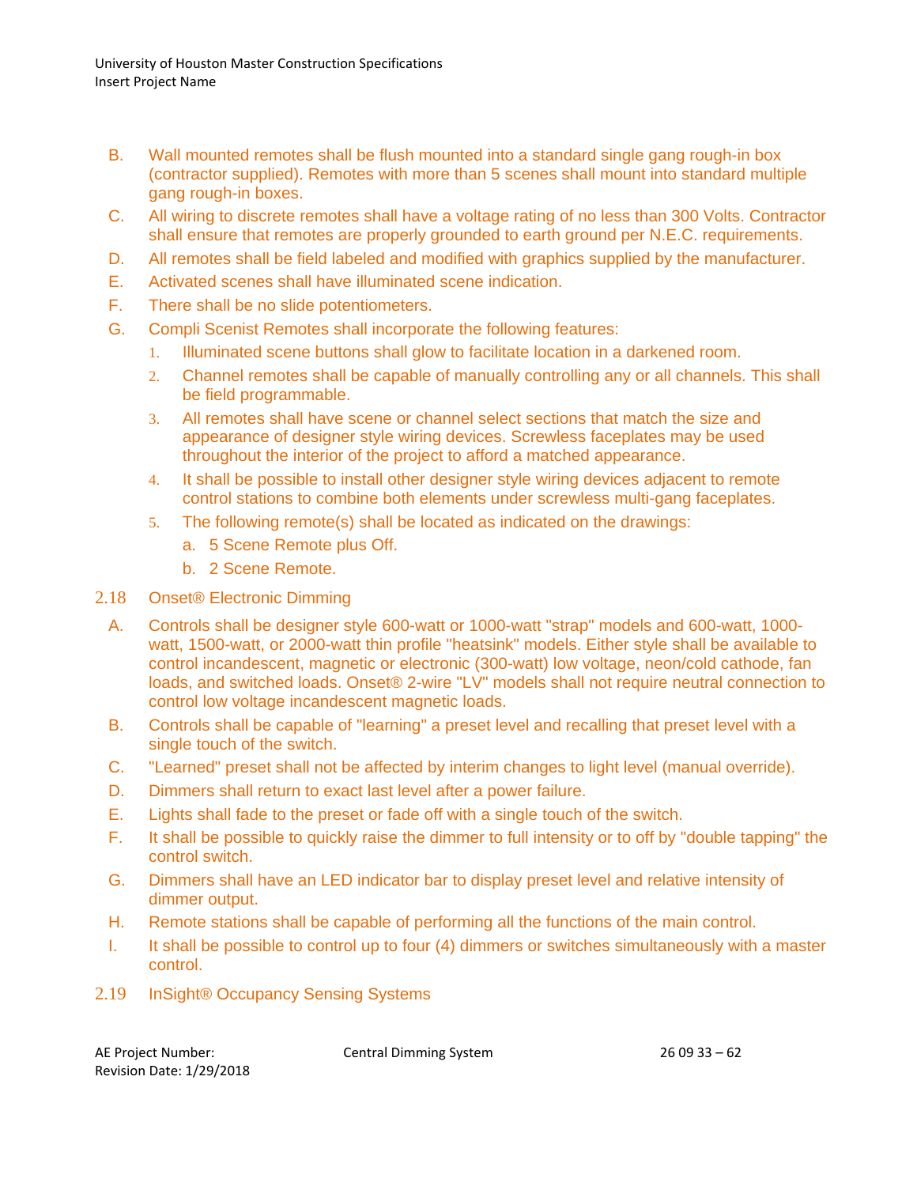B. Wall mounted remotes shall be flush mounted into a standard single gang rough-in box (contractor supplied). Remotes with more than 5 scenes shall mount into standard multiple gang rough-in boxes.

C. All wiring to discrete remotes shall have a voltage rating of no less than 300 Volts. Contractor shall ensure that remotes are properly grounded to earth ground per N.E.C. requirements.

D. All remotes shall be field labeled and modified with graphics supplied by the manufacturer.

E. Activated scenes shall have illuminated scene indication.

F. There shall be no slide potentiometers.

G. Compli Scenist Remotes shall incorporate the following features:

1. Illuminated scene buttons shall glow to facilitate location in a darkened room.
2. Channel remotes shall be capable of manually controlling any or all channels. This shall be field programmable.
3. All remotes shall have scene or channel select sections that match the size and appearance of designer style wiring devices. Screwless faceplates may be used throughout the interior of the project to afford a matched appearance.
4. It shall be possible to install other designer style wiring devices adjacent to remote control stations to combine both elements under screwless multi-gang faceplates.
5. The following remote(s) shall be located as indicated on the drawings:
   a. 5 Scene Remote plus Off.
   b. 2 Scene Remote.

## 2.18 Onset® Electronic Dimming

A. Controls shall be designer style 600-watt or 1000-watt "strap" models and 600-watt, 1000-watt, 1500-watt, or 2000-watt thin profile "heatsink" models. Either style shall be available to control incandescent, magnetic or electronic (300-watt) low voltage, neon/cold cathode, fan loads, and switched loads. Onset® 2-wire "LV" models shall not require neutral connection to control low voltage incandescent magnetic loads.

B. Controls shall be capable of "learning" a preset level and recalling that preset level with a single touch of the switch.

C. "Learned" preset shall not be affected by interim changes to light level (manual override).

D. Dimmers shall return to exact last level after a power failure.

E. Lights shall fade to the preset or fade off with a single touch of the switch.

F. It shall be possible to quickly raise the dimmer to full intensity or to off by "double tapping" the control switch.

G. Dimmers shall have an LED indicator bar to display preset level and relative intensity of dimmer output.

H. Remote stations shall be capable of performing all the functions of the main control.

I. It shall be possible to control up to four (4) dimmers or switches simultaneously with a master control.

## 2.19 InSight® Occupancy Sensing Systems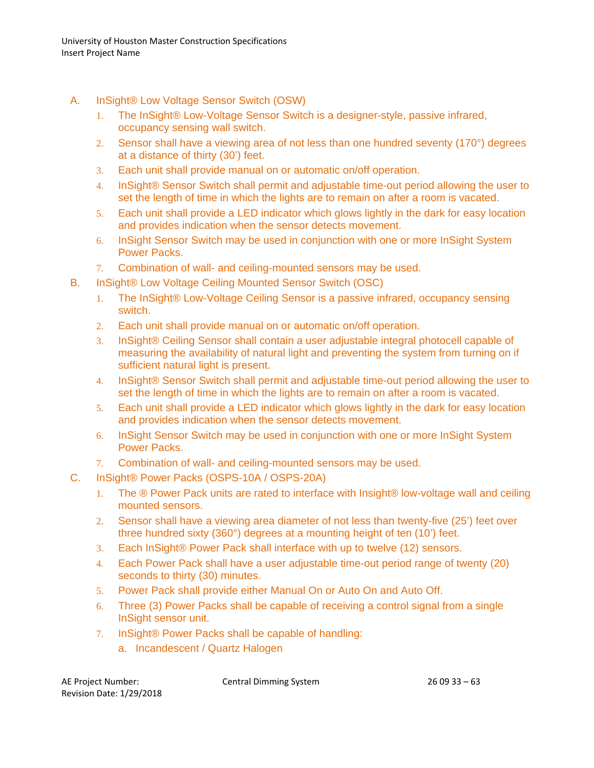A. InSight® Low Voltage Sensor Switch (OSW)

1. The InSight® Low-Voltage Sensor Switch is a designer-style, passive infrared, occupancy sensing wall switch.
2. Sensor shall have a viewing area of not less than one hundred seventy (170°) degrees at a distance of thirty (30') feet.
3. Each unit shall provide manual on or automatic on/off operation.
4. InSight® Sensor Switch shall permit and adjustable time-out period allowing the user to set the length of time in which the lights are to remain on after a room is vacated.
5. Each unit shall provide a LED indicator which glows lightly in the dark for easy location and provides indication when the sensor detects movement.
6. InSight Sensor Switch may be used in conjunction with one or more InSight System Power Packs.
7. Combination of wall- and ceiling-mounted sensors may be used.

B. InSight® Low Voltage Ceiling Mounted Sensor Switch (OSC)

1. The InSight® Low-Voltage Ceiling Sensor is a passive infrared, occupancy sensing switch.
2. Each unit shall provide manual on or automatic on/off operation.
3. InSight® Ceiling Sensor shall contain a user adjustable integral photocell capable of measuring the availability of natural light and preventing the system from turning on if sufficient natural light is present.
4. InSight® Sensor Switch shall permit and adjustable time-out period allowing the user to set the length of time in which the lights are to remain on after a room is vacated.
5. Each unit shall provide a LED indicator which glows lightly in the dark for easy location and provides indication when the sensor detects movement.
6. InSight Sensor Switch may be used in conjunction with one or more InSight System Power Packs.
7. Combination of wall- and ceiling-mounted sensors may be used.

C. InSight® Power Packs (OSPS-10A / OSPS-20A)

1. The ® Power Pack units are rated to interface with Insight® low-voltage wall and ceiling mounted sensors.
2. Sensor shall have a viewing area diameter of not less than twenty-five (25') feet over three hundred sixty (360°) degrees at a mounting height of ten (10') feet.
3. Each InSight® Power Pack shall interface with up to twelve (12) sensors.
4. Each Power Pack shall have a user adjustable time-out period range of twenty (20) seconds to thirty (30) minutes.
5. Power Pack shall provide either Manual On or Auto On and Auto Off.
6. Three (3) Power Packs shall be capable of receiving a control signal from a single InSight sensor unit.
7. InSight® Power Packs shall be capable of handling:
   a. Incandescent / Quartz Halogen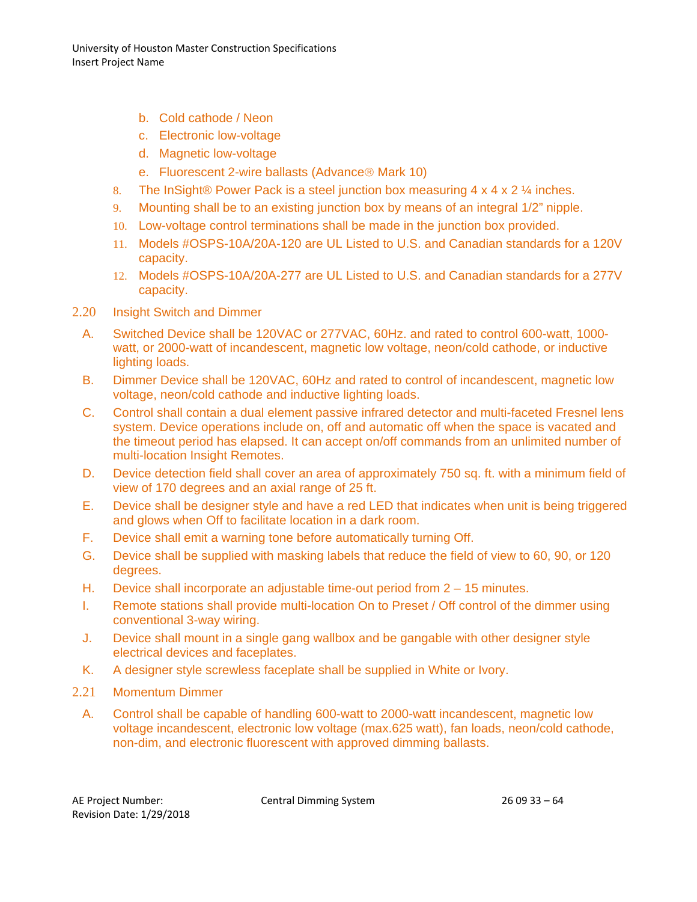b. Cold cathode / Neon
c. Electronic low-voltage
d. Magnetic low-voltage
e. Fluorescent 2-wire ballasts (Advance® Mark 10)

8. The InSight® Power Pack is a steel junction box measuring 4 x 4 x 2 ¼ inches.
9. Mounting shall be to an existing junction box by means of an integral 1/2" nipple.
10. Low-voltage control terminations shall be made in the junction box provided.
11. Models #OSPS-10A/20A-120 are UL Listed to U.S. and Canadian standards for a 120V capacity.
12. Models #OSPS-10A/20A-277 are UL Listed to U.S. and Canadian standards for a 277V capacity.

2.20 Insight Switch and Dimmer

A. Switched Device shall be 120VAC or 277VAC, 60Hz. and rated to control 600-watt, 1000-watt, or 2000-watt of incandescent, magnetic low voltage, neon/cold cathode, or inductive lighting loads.

B. Dimmer Device shall be 120VAC, 60Hz and rated to control of incandescent, magnetic low voltage, neon/cold cathode and inductive lighting loads.

C. Control shall contain a dual element passive infrared detector and multi-faceted Fresnel lens system. Device operations include on, off and automatic off when the space is vacated and the timeout period has elapsed. It can accept on/off commands from an unlimited number of multi-location Insight Remotes.

D. Device detection field shall cover an area of approximately 750 sq. ft. with a minimum field of view of 170 degrees and an axial range of 25 ft.

E. Device shall be designer style and have a red LED that indicates when unit is being triggered and glows when Off to facilitate location in a dark room.

F. Device shall emit a warning tone before automatically turning Off.

G. Device shall be supplied with masking labels that reduce the field of view to 60, 90, or 120 degrees.

H. Device shall incorporate an adjustable time-out period from 2 – 15 minutes.

I. Remote stations shall provide multi-location On to Preset / Off control of the dimmer using conventional 3-way wiring.

J. Device shall mount in a single gang wallbox and be gangable with other designer style electrical devices and faceplates.

K. A designer style screwless faceplate shall be supplied in White or Ivory.

2.21 Momentum Dimmer

A. Control shall be capable of handling 600-watt to 2000-watt incandescent, magnetic low voltage incandescent, electronic low voltage (max.625 watt), fan loads, neon/cold cathode, non-dim, and electronic fluorescent with approved dimming ballasts.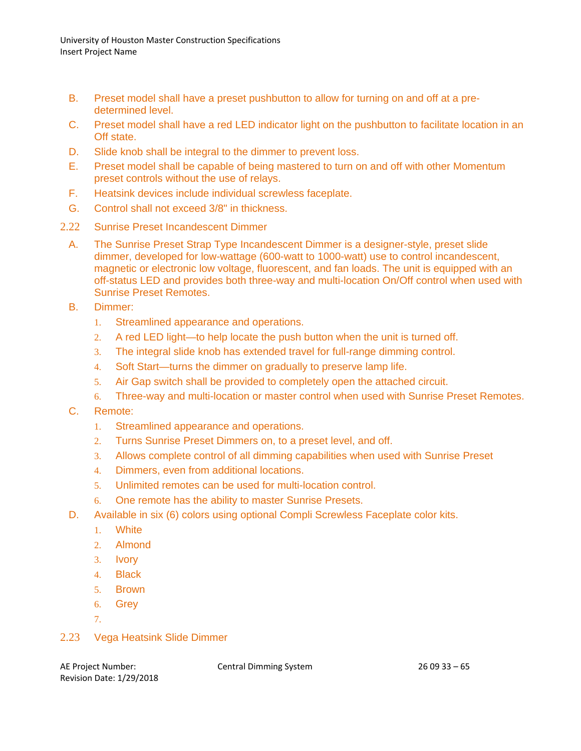B. Preset model shall have a preset pushbutton to allow for turning on and off at a pre-determined level.

C. Preset model shall have a red LED indicator light on the pushbutton to facilitate location in an Off state.

D. Slide knob shall be integral to the dimmer to prevent loss.

E. Preset model shall be capable of being mastered to turn on and off with other Momentum preset controls without the use of relays.

F. Heatsink devices include individual screwless faceplate.

G. Control shall not exceed 3/8" in thickness.

## 2.22 Sunrise Preset Incandescent Dimmer

A. The Sunrise Preset Strap Type Incandescent Dimmer is a designer-style, preset slide dimmer, developed for low-wattage (600-watt to 1000-watt) use to control incandescent, magnetic or electronic low voltage, fluorescent, and fan loads. The unit is equipped with an off-status LED and provides both three-way and multi-location On/Off control when used with Sunrise Preset Remotes.

B. Dimmer:

1. Streamlined appearance and operations.
2. A red LED light—to help locate the push button when the unit is turned off.
3. The integral slide knob has extended travel for full-range dimming control.
4. Soft Start—turns the dimmer on gradually to preserve lamp life.
5. Air Gap switch shall be provided to completely open the attached circuit.
6. Three-way and multi-location or master control when used with Sunrise Preset Remotes.

C. Remote:

1. Streamlined appearance and operations.
2. Turns Sunrise Preset Dimmers on, to a preset level, and off.
3. Allows complete control of all dimming capabilities when used with Sunrise Preset
4. Dimmers, even from additional locations.
5. Unlimited remotes can be used for multi-location control.
6. One remote has the ability to master Sunrise Presets.

D. Available in six (6) colors using optional Compli Screwless Faceplate color kits.

1. White
2. Almond
3. Ivory
4. Black
5. Brown
6. Grey
7. 

## 2.23 Vega Heatsink Slide Dimmer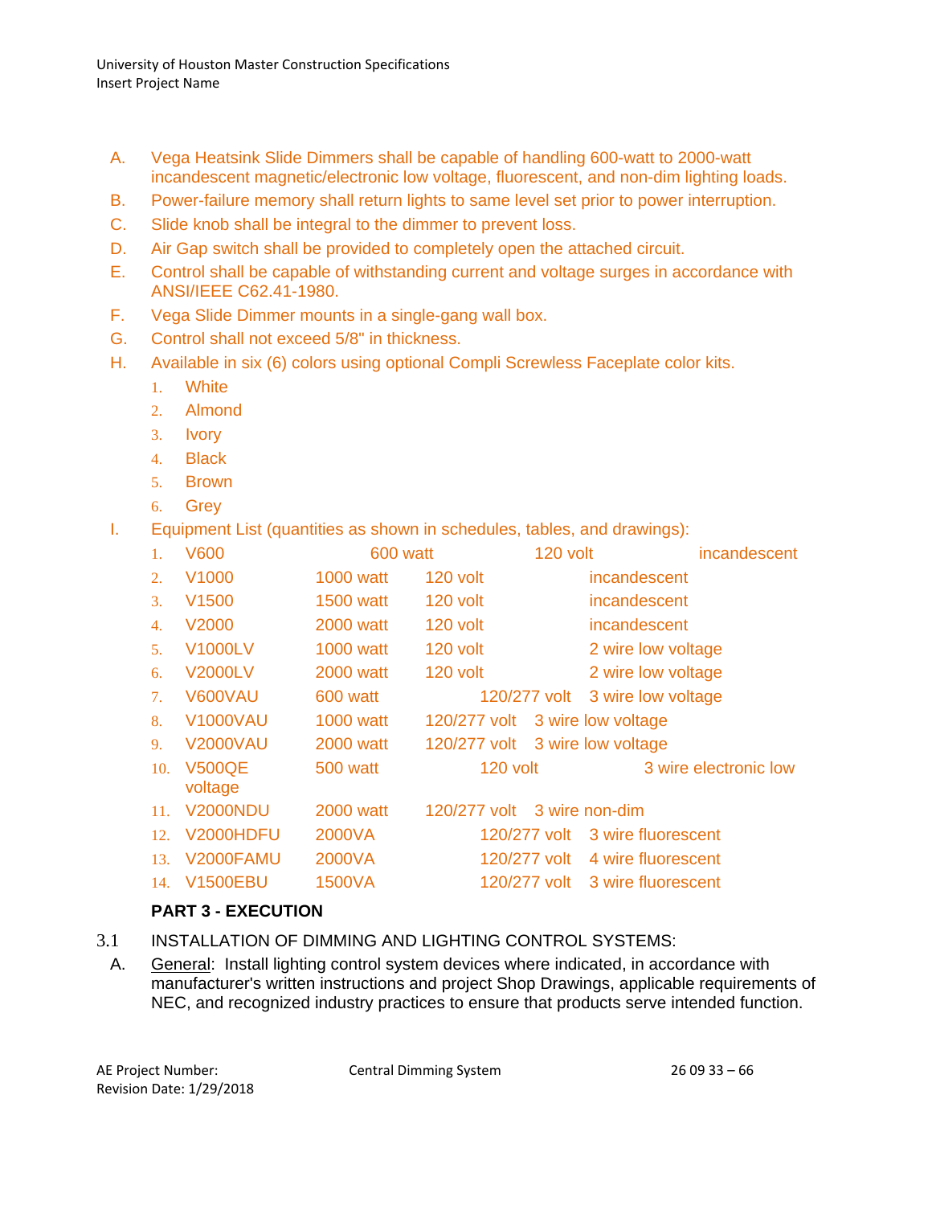A. Vega Heatsink Slide Dimmers shall be capable of handling 600-watt to 2000-watt incandescent magnetic/electronic low voltage, fluorescent, and non-dim lighting loads.
B. Power-failure memory shall return lights to same level set prior to power interruption.
C. Slide knob shall be integral to the dimmer to prevent loss.
D. Air Gap switch shall be provided to completely open the attached circuit.
E. Control shall be capable of withstanding current and voltage surges in accordance with ANSI/IEEE C62.41-1980.
F. Vega Slide Dimmer mounts in a single-gang wall box.
G. Control shall not exceed 5/8" in thickness.
H. Available in six (6) colors using optional Compli Screwless Faceplate color kits.
   1. White
   2. Almond
   3. Ivory
   4. Black
   5. Brown
   6. Grey
I. Equipment List (quantities as shown in schedules, tables, and drawings):

| | | | | |
|---|---|---|---|---|
| 1. | V600 | 600 watt | 120 volt | incandescent |
| 2. | V1000 | 1000 watt | 120 volt | incandescent |
| 3. | V1500 | 1500 watt | 120 volt | incandescent |
| 4. | V2000 | 2000 watt | 120 volt | incandescent |
| 5. | V1000LV | 1000 watt | 120 volt | 2 wire low voltage |
| 6. | V2000LV | 2000 watt | 120 volt | 2 wire low voltage |
| 7. | V600VAU | 600 watt | 120/277 volt | 3 wire low voltage |
| 8. | V1000VAU | 1000 watt | 120/277 volt | 3 wire low voltage |
| 9. | V2000VAU | 2000 watt | 120/277 volt | 3 wire low voltage |
| 10. | V500QE | 500 watt | 120 volt | 3 wire electronic low voltage |
| 11. | V2000NDU | 2000 watt | 120/277 volt | 3 wire non-dim |
| 12. | V2000HDFU | 2000VA | 120/277 volt | 3 wire fluorescent |
| 13. | V2000FAMU | 2000VA | 120/277 volt | 4 wire fluorescent |
| 14. | V1500EBU | 1500VA | 120/277 volt | 3 wire fluorescent |

## PART 3 - EXECUTION

### 3.1 INSTALLATION OF DIMMING AND LIGHTING CONTROL SYSTEMS:

A. General: Install lighting control system devices where indicated, in accordance with manufacturer's written instructions and project Shop Drawings, applicable requirements of NEC, and recognized industry practices to ensure that products serve intended function.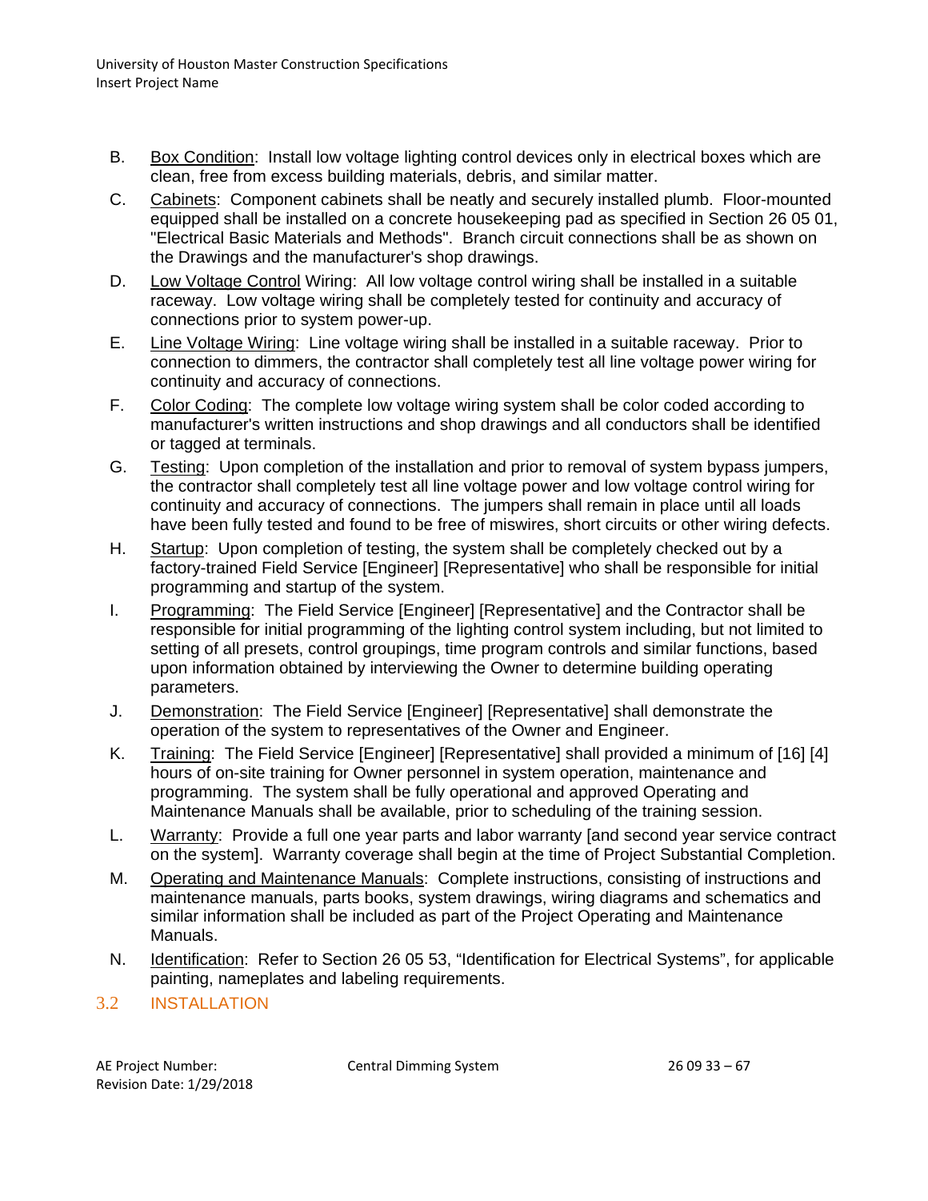B. Box Condition: Install low voltage lighting control devices only in electrical boxes which are clean, free from excess building materials, debris, and similar matter.

C. Cabinets: Component cabinets shall be neatly and securely installed plumb. Floor-mounted equipped shall be installed on a concrete housekeeping pad as specified in Section 26 05 01, "Electrical Basic Materials and Methods". Branch circuit connections shall be as shown on the Drawings and the manufacturer's shop drawings.

D. Low Voltage Control Wiring: All low voltage control wiring shall be installed in a suitable raceway. Low voltage wiring shall be completely tested for continuity and accuracy of connections prior to system power-up.

E. Line Voltage Wiring: Line voltage wiring shall be installed in a suitable raceway. Prior to connection to dimmers, the contractor shall completely test all line voltage power wiring for continuity and accuracy of connections.

F. Color Coding: The complete low voltage wiring system shall be color coded according to manufacturer's written instructions and shop drawings and all conductors shall be identified or tagged at terminals.

G. Testing: Upon completion of the installation and prior to removal of system bypass jumpers, the contractor shall completely test all line voltage power and low voltage control wiring for continuity and accuracy of connections. The jumpers shall remain in place until all loads have been fully tested and found to be free of miswires, short circuits or other wiring defects.

H. Startup: Upon completion of testing, the system shall be completely checked out by a factory-trained Field Service [Engineer] [Representative] who shall be responsible for initial programming and startup of the system.

I. Programming: The Field Service [Engineer] [Representative] and the Contractor shall be responsible for initial programming of the lighting control system including, but not limited to setting of all presets, control groupings, time program controls and similar functions, based upon information obtained by interviewing the Owner to determine building operating parameters.

J. Demonstration: The Field Service [Engineer] [Representative] shall demonstrate the operation of the system to representatives of the Owner and Engineer.

K. Training: The Field Service [Engineer] [Representative] shall provided a minimum of [16] [4] hours of on-site training for Owner personnel in system operation, maintenance and programming. The system shall be fully operational and approved Operating and Maintenance Manuals shall be available, prior to scheduling of the training session.

L. Warranty: Provide a full one year parts and labor warranty [and second year service contract on the system]. Warranty coverage shall begin at the time of Project Substantial Completion.

M. Operating and Maintenance Manuals: Complete instructions, consisting of instructions and maintenance manuals, parts books, system drawings, wiring diagrams and schematics and similar information shall be included as part of the Project Operating and Maintenance Manuals.

N. Identification: Refer to Section 26 05 53, “Identification for Electrical Systems”, for applicable painting, nameplates and labeling requirements.

## 3.2 INSTALLATION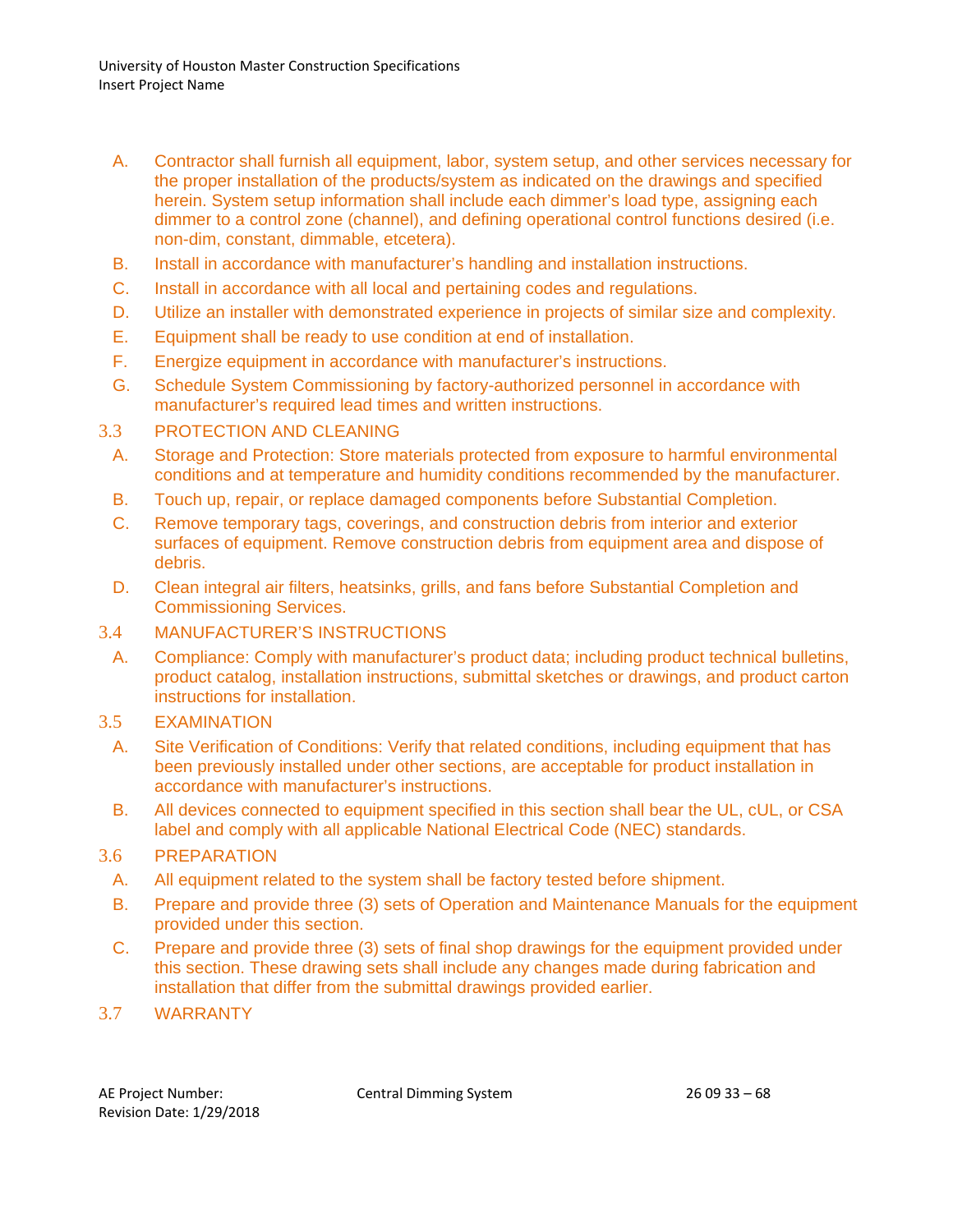A. Contractor shall furnish all equipment, labor, system setup, and other services necessary for the proper installation of the products/system as indicated on the drawings and specified herein. System setup information shall include each dimmer's load type, assigning each dimmer to a control zone (channel), and defining operational control functions desired (i.e. non-dim, constant, dimmable, etcetera).

B. Install in accordance with manufacturer's handling and installation instructions.

C. Install in accordance with all local and pertaining codes and regulations.

D. Utilize an installer with demonstrated experience in projects of similar size and complexity.

E. Equipment shall be ready to use condition at end of installation.

F. Energize equipment in accordance with manufacturer's instructions.

G. Schedule System Commissioning by factory-authorized personnel in accordance with manufacturer's required lead times and written instructions.

## 3.3 PROTECTION AND CLEANING

A. Storage and Protection: Store materials protected from exposure to harmful environmental conditions and at temperature and humidity conditions recommended by the manufacturer.

B. Touch up, repair, or replace damaged components before Substantial Completion.

C. Remove temporary tags, coverings, and construction debris from interior and exterior surfaces of equipment. Remove construction debris from equipment area and dispose of debris.

D. Clean integral air filters, heatsinks, grills, and fans before Substantial Completion and Commissioning Services.

## 3.4 MANUFACTURER'S INSTRUCTIONS

A. Compliance: Comply with manufacturer's product data; including product technical bulletins, product catalog, installation instructions, submittal sketches or drawings, and product carton instructions for installation.

## 3.5 EXAMINATION

A. Site Verification of Conditions: Verify that related conditions, including equipment that has been previously installed under other sections, are acceptable for product installation in accordance with manufacturer's instructions.

B. All devices connected to equipment specified in this section shall bear the UL, cUL, or CSA label and comply with all applicable National Electrical Code (NEC) standards.

## 3.6 PREPARATION

A. All equipment related to the system shall be factory tested before shipment.

B. Prepare and provide three (3) sets of Operation and Maintenance Manuals for the equipment provided under this section.

C. Prepare and provide three (3) sets of final shop drawings for the equipment provided under this section. These drawing sets shall include any changes made during fabrication and installation that differ from the submittal drawings provided earlier.

## 3.7 WARRANTY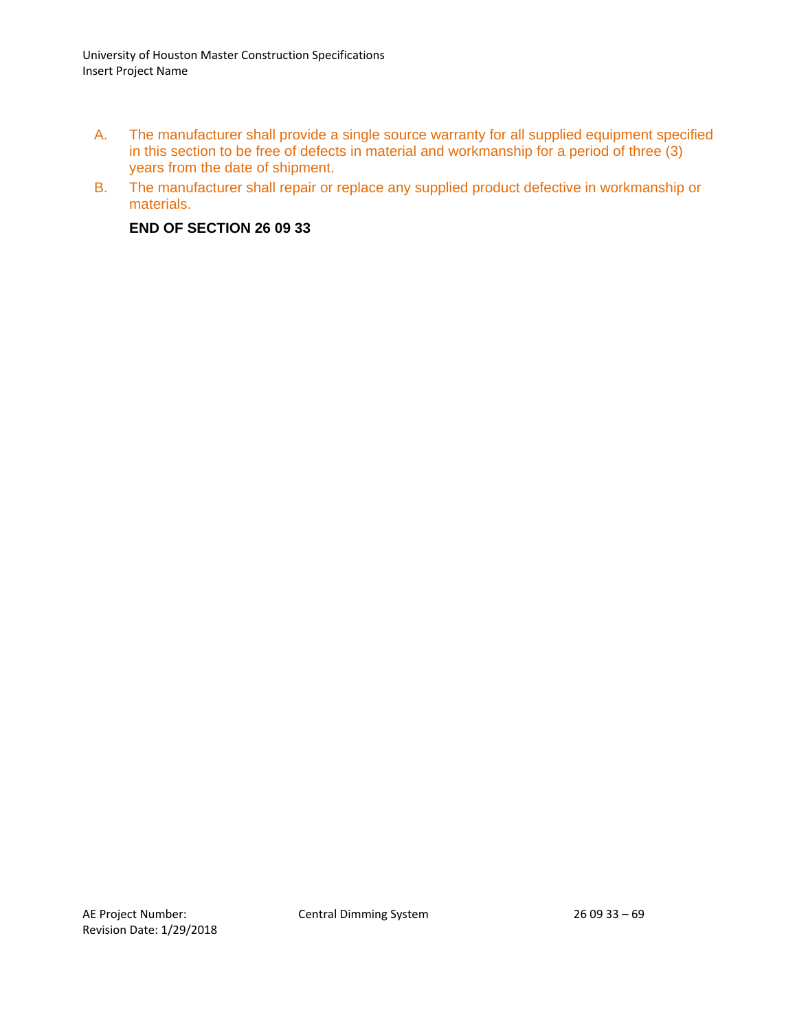A. The manufacturer shall provide a single source warranty for all supplied equipment specified in this section to be free of defects in material and workmanship for a period of three (3) years from the date of shipment.

B. The manufacturer shall repair or replace any supplied product defective in workmanship or materials.

**END OF SECTION 26 09 33**